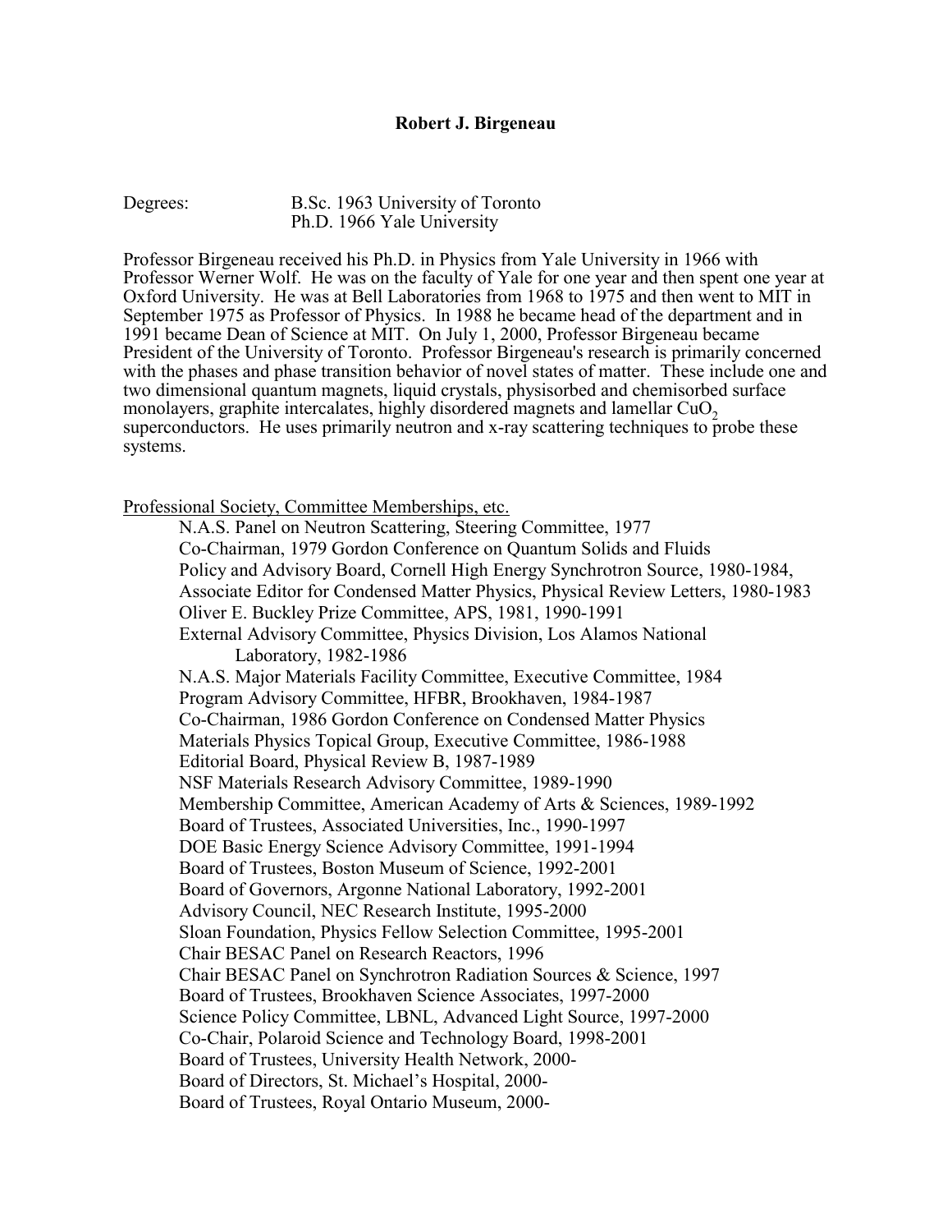# Robert J. Birgeneau

Degrees: B.Sc. 1963 University of Toronto
Ph.D. 1966 Yale University

Professor Birgeneau received his Ph.D. in Physics from Yale University in 1966 with Professor Werner Wolf. He was on the faculty of Yale for one year and then spent one year at Oxford University. He was at Bell Laboratories from 1968 to 1975 and then went to MIT in September 1975 as Professor of Physics. In 1988 he became head of the department and in 1991 became Dean of Science at MIT. On July 1, 2000, Professor Birgeneau became President of the University of Toronto. Professor Birgeneau's research is primarily concerned with the phases and phase transition behavior of novel states of matter. These include one and two dimensional quantum magnets, liquid crystals, physisorbed and chemisorbed surface monolayers, graphite intercalates, highly disordered magnets and lamellar $CuO_2$ superconductors. He uses primarily neutron and x-ray scattering techniques to probe these systems.

## Professional Society, Committee Memberships, etc.

- N.A.S. Panel on Neutron Scattering, Steering Committee, 1977
- Co-Chairman, 1979 Gordon Conference on Quantum Solids and Fluids
- Policy and Advisory Board, Cornell High Energy Synchrotron Source, 1980-1984,
- Associate Editor for Condensed Matter Physics, Physical Review Letters, 1980-1983
- Oliver E. Buckley Prize Committee, APS, 1981, 1990-1991
- External Advisory Committee, Physics Division, Los Alamos National Laboratory, 1982-1986
- N.A.S. Major Materials Facility Committee, Executive Committee, 1984
- Program Advisory Committee, HFBR, Brookhaven, 1984-1987
- Co-Chairman, 1986 Gordon Conference on Condensed Matter Physics
- Materials Physics Topical Group, Executive Committee, 1986-1988
- Editorial Board, Physical Review B, 1987-1989
- NSF Materials Research Advisory Committee, 1989-1990
- Membership Committee, American Academy of Arts & Sciences, 1989-1992
- Board of Trustees, Associated Universities, Inc., 1990-1997
- DOE Basic Energy Science Advisory Committee, 1991-1994
- Board of Trustees, Boston Museum of Science, 1992-2001
- Board of Governors, Argonne National Laboratory, 1992-2001
- Advisory Council, NEC Research Institute, 1995-2000
- Sloan Foundation, Physics Fellow Selection Committee, 1995-2001
- Chair BESAC Panel on Research Reactors, 1996
- Chair BESAC Panel on Synchrotron Radiation Sources & Science, 1997
- Board of Trustees, Brookhaven Science Associates, 1997-2000
- Science Policy Committee, LBNL, Advanced Light Source, 1997-2000
- Co-Chair, Polaroid Science and Technology Board, 1998-2001
- Board of Trustees, University Health Network, 2000-
- Board of Directors, St. Michael's Hospital, 2000-
- Board of Trustees, Royal Ontario Museum, 2000-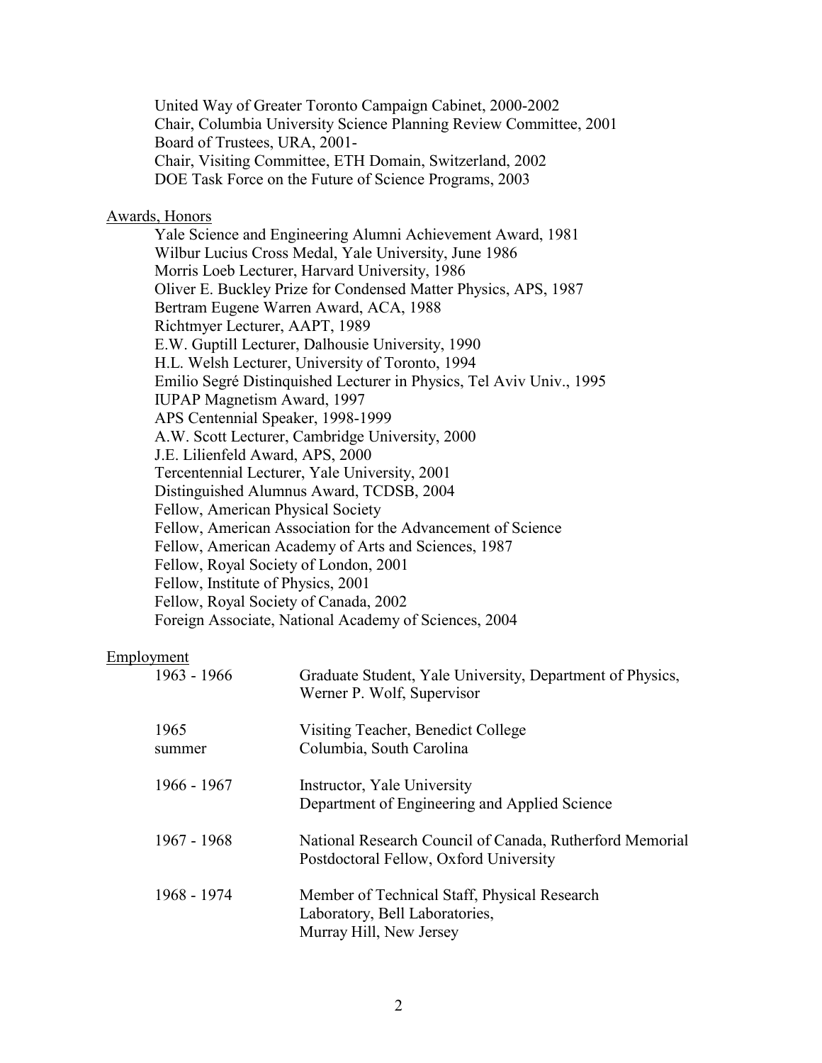United Way of Greater Toronto Campaign Cabinet, 2000-2002
Chair, Columbia University Science Planning Review Committee, 2001
Board of Trustees, URA, 2001-
Chair, Visiting Committee, ETH Domain, Switzerland, 2002
DOE Task Force on the Future of Science Programs, 2003

## Awards, Honors

Yale Science and Engineering Alumni Achievement Award, 1981
Wilbur Lucius Cross Medal, Yale University, June 1986
Morris Loeb Lecturer, Harvard University, 1986
Oliver E. Buckley Prize for Condensed Matter Physics, APS, 1987
Bertram Eugene Warren Award, ACA, 1988
Richtmyer Lecturer, AAPT, 1989
E.W. Guptill Lecturer, Dalhousie University, 1990
H.L. Welsh Lecturer, University of Toronto, 1994
Emilio Segré Distinquished Lecturer in Physics, Tel Aviv Univ., 1995
IUPAP Magnetism Award, 1997
APS Centennial Speaker, 1998-1999
A.W. Scott Lecturer, Cambridge University, 2000
J.E. Lilienfeld Award, APS, 2000
Tercentennial Lecturer, Yale University, 2001
Distinguished Alumnus Award, TCDSB, 2004
Fellow, American Physical Society
Fellow, American Association for the Advancement of Science
Fellow, American Academy of Arts and Sciences, 1987
Fellow, Royal Society of London, 2001
Fellow, Institute of Physics, 2001
Fellow, Royal Society of Canada, 2002
Foreign Associate, National Academy of Sciences, 2004

## Employment

| | |
|---|---|
| 1963 - 1966 | Graduate Student, Yale University, Department of Physics, Werner P. Wolf, Supervisor |
| 1965 summer | Visiting Teacher, Benedict College Columbia, South Carolina |
| 1966 - 1967 | Instructor, Yale University Department of Engineering and Applied Science |
| 1967 - 1968 | National Research Council of Canada, Rutherford Memorial Postdoctoral Fellow, Oxford University |
| 1968 - 1974 | Member of Technical Staff, Physical Research Laboratory, Bell Laboratories, Murray Hill, New Jersey |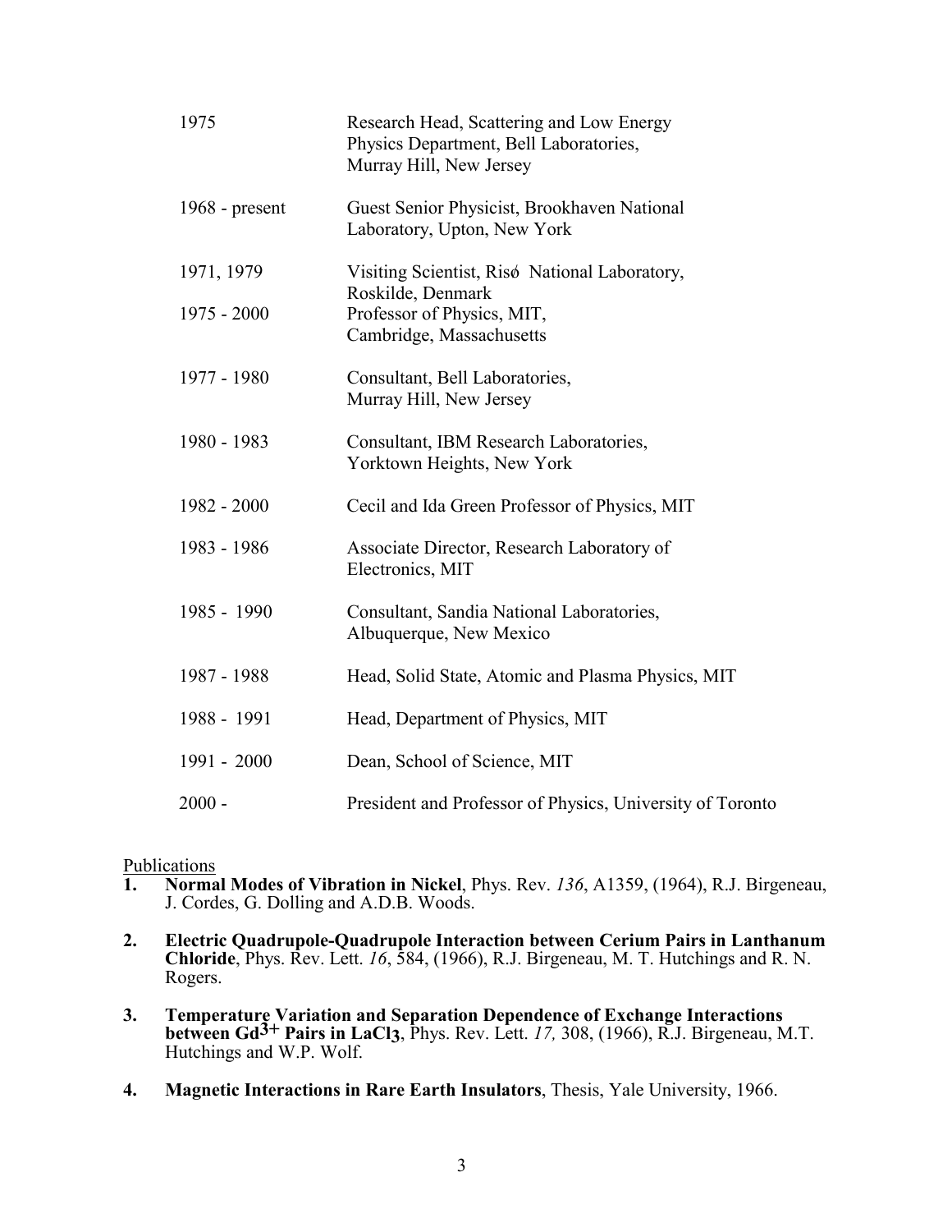| | |
|---|---|
| 1975 | Research Head, Scattering and Low Energy Physics Department, Bell Laboratories, Murray Hill, New Jersey |
| 1968 - present | Guest Senior Physicist, Brookhaven National Laboratory, Upton, New York |
| 1971, 1979 | Visiting Scientist, Risø National Laboratory, Roskilde, Denmark |
| 1975 - 2000 | Professor of Physics, MIT, Cambridge, Massachusetts |
| 1977 - 1980 | Consultant, Bell Laboratories, Murray Hill, New Jersey |
| 1980 - 1983 | Consultant, IBM Research Laboratories, Yorktown Heights, New York |
| 1982 - 2000 | Cecil and Ida Green Professor of Physics, MIT |
| 1983 - 1986 | Associate Director, Research Laboratory of Electronics, MIT |
| 1985 - 1990 | Consultant, Sandia National Laboratories, Albuquerque, New Mexico |
| 1987 - 1988 | Head, Solid State, Atomic and Plasma Physics, MIT |
| 1988 - 1991 | Head, Department of Physics, MIT |
| 1991 - 2000 | Dean, School of Science, MIT |
| 2000 - | President and Professor of Physics, University of Toronto |

Publications

1. **Normal Modes of Vibration in Nickel**, Phys. Rev. *136*, A1359, (1964), R.J. Birgeneau, J. Cordes, G. Dolling and A.D.B. Woods.

2. **Electric Quadrupole-Quadrupole Interaction between Cerium Pairs in Lanthanum Chloride**, Phys. Rev. Lett. *16*, 584, (1966), R.J. Birgeneau, M. T. Hutchings and R. N. Rogers.

3. **Temperature Variation and Separation Dependence of Exchange Interactions between $Gd^{3+}$ Pairs in $LaCl_3$**, Phys. Rev. Lett. *17,* 308, (1966), R.J. Birgeneau, M.T. Hutchings and W.P. Wolf.

4. **Magnetic Interactions in Rare Earth Insulators**, Thesis, Yale University, 1966.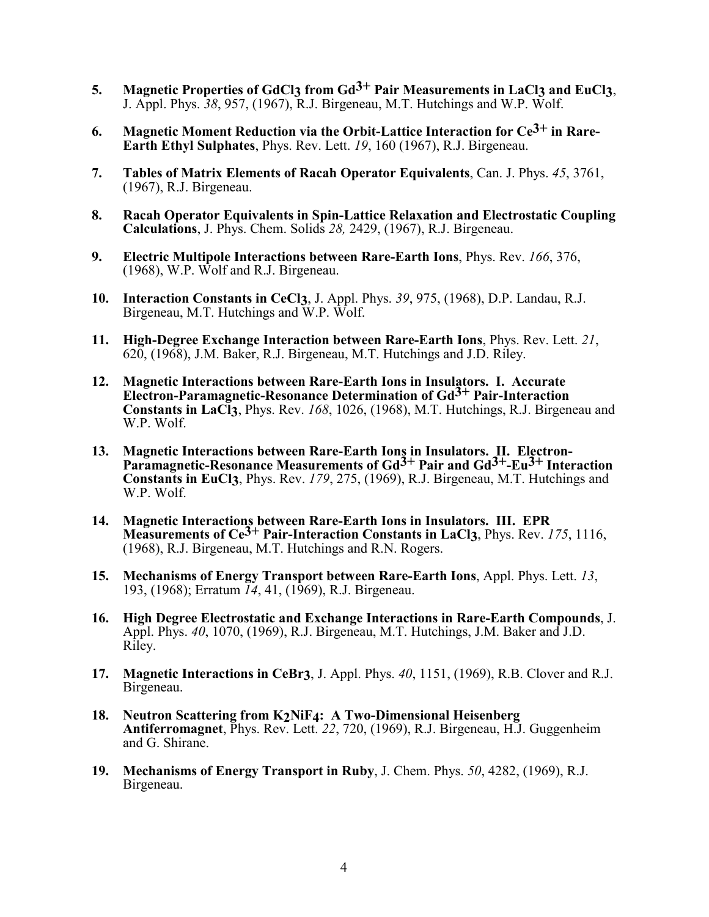5. **Magnetic Properties of $GdCl_3$ from $Gd^{3+}$ Pair Measurements in $LaCl_3$ and $EuCl_3$**, J. Appl. Phys. *38*, 957, (1967), R.J. Birgeneau, M.T. Hutchings and W.P. Wolf.

6. **Magnetic Moment Reduction via the Orbit-Lattice Interaction for $Ce^{3+}$ in Rare-Earth Ethyl Sulphates**, Phys. Rev. Lett. *19*, 160 (1967), R.J. Birgeneau.

7. **Tables of Matrix Elements of Racah Operator Equivalents**, Can. J. Phys. *45*, 3761, (1967), R.J. Birgeneau.

8. **Racah Operator Equivalents in Spin-Lattice Relaxation and Electrostatic Coupling Calculations**, J. Phys. Chem. Solids *28,* 2429, (1967), R.J. Birgeneau.

9. **Electric Multipole Interactions between Rare-Earth Ions**, Phys. Rev. *166*, 376, (1968), W.P. Wolf and R.J. Birgeneau.

10. **Interaction Constants in $CeCl_3$**, J. Appl. Phys. *39*, 975, (1968), D.P. Landau, R.J. Birgeneau, M.T. Hutchings and W.P. Wolf.

11. **High-Degree Exchange Interaction between Rare-Earth Ions**, Phys. Rev. Lett. *21*, 620, (1968), J.M. Baker, R.J. Birgeneau, M.T. Hutchings and J.D. Riley.

12. **Magnetic Interactions between Rare-Earth Ions in Insulators. I. Accurate Electron-Paramagnetic-Resonance Determination of $Gd^{3+}$ Pair-Interaction Constants in $LaCl_3$**, Phys. Rev. *168*, 1026, (1968), M.T. Hutchings, R.J. Birgeneau and W.P. Wolf.

13. **Magnetic Interactions between Rare-Earth Ions in Insulators. II. Electron-Paramagnetic-Resonance Measurements of $Gd^{3+}$ Pair and $Gd^{3+}$-$Eu^{3+}$ Interaction Constants in $EuCl_3$**, Phys. Rev. *179*, 275, (1969), R.J. Birgeneau, M.T. Hutchings and W.P. Wolf.

14. **Magnetic Interactions between Rare-Earth Ions in Insulators. III. EPR Measurements of $Ce^{3+}$ Pair-Interaction Constants in $LaCl_3$**, Phys. Rev. *175*, 1116, (1968), R.J. Birgeneau, M.T. Hutchings and R.N. Rogers.

15. **Mechanisms of Energy Transport between Rare-Earth Ions**, Appl. Phys. Lett. *13*, 193, (1968); Erratum *14*, 41, (1969), R.J. Birgeneau.

16. **High Degree Electrostatic and Exchange Interactions in Rare-Earth Compounds**, J. Appl. Phys. *40*, 1070, (1969), R.J. Birgeneau, M.T. Hutchings, J.M. Baker and J.D. Riley.

17. **Magnetic Interactions in $CeBr_3$**, J. Appl. Phys. *40*, 1151, (1969), R.B. Clover and R.J. Birgeneau.

18. **Neutron Scattering from $K_2NiF_4$: A Two-Dimensional Heisenberg Antiferromagnet**, Phys. Rev. Lett. *22*, 720, (1969), R.J. Birgeneau, H.J. Guggenheim and G. Shirane.

19. **Mechanisms of Energy Transport in Ruby**, J. Chem. Phys. *50*, 4282, (1969), R.J. Birgeneau.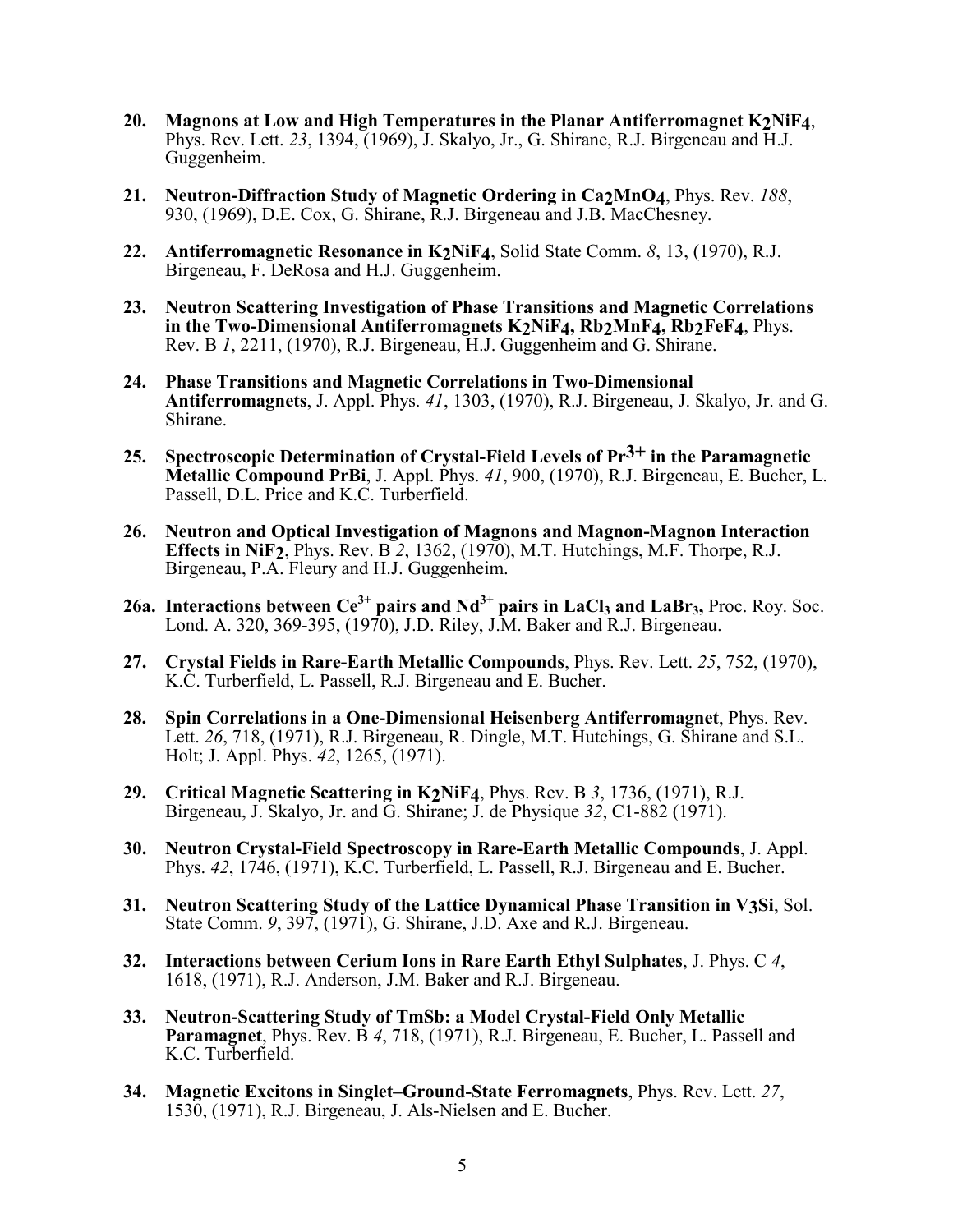20. **Magnons at Low and High Temperatures in the Planar Antiferromagnet $K_2NiF_4$**, Phys. Rev. Lett. *23*, 1394, (1969), J. Skalyo, Jr., G. Shirane, R.J. Birgeneau and H.J. Guggenheim.

21. **Neutron-Diffraction Study of Magnetic Ordering in $Ca_2MnO_4$**, Phys. Rev. *188*, 930, (1969), D.E. Cox, G. Shirane, R.J. Birgeneau and J.B. MacChesney.

22. **Antiferromagnetic Resonance in $K_2NiF_4$**, Solid State Comm. *8*, 13, (1970), R.J. Birgeneau, F. DeRosa and H.J. Guggenheim.

23. **Neutron Scattering Investigation of Phase Transitions and Magnetic Correlations in the Two-Dimensional Antiferromagnets $K_2NiF_4$, $Rb_2MnF_4$, $Rb_2FeF_4$**, Phys. Rev. B *1*, 2211, (1970), R.J. Birgeneau, H.J. Guggenheim and G. Shirane.

24. **Phase Transitions and Magnetic Correlations in Two-Dimensional Antiferromagnets**, J. Appl. Phys. *41*, 1303, (1970), R.J. Birgeneau, J. Skalyo, Jr. and G. Shirane.

25. **Spectroscopic Determination of Crystal-Field Levels of $Pr^{3+}$ in the Paramagnetic Metallic Compound PrBi**, J. Appl. Phys. *41*, 900, (1970), R.J. Birgeneau, E. Bucher, L. Passell, D.L. Price and K.C. Turberfield.

26. **Neutron and Optical Investigation of Magnons and Magnon-Magnon Interaction Effects in $NiF_2$**, Phys. Rev. B *2*, 1362, (1970), M.T. Hutchings, M.F. Thorpe, R.J. Birgeneau, P.A. Fleury and H.J. Guggenheim.

26a. **Interactions between $Ce^{3+}$ pairs and $Nd^{3+}$ pairs in $LaCl_3$ and $LaBr_3$,** Proc. Roy. Soc. Lond. A. 320, 369-395, (1970), J.D. Riley, J.M. Baker and R.J. Birgeneau.

27. **Crystal Fields in Rare-Earth Metallic Compounds**, Phys. Rev. Lett. *25*, 752, (1970), K.C. Turberfield, L. Passell, R.J. Birgeneau and E. Bucher.

28. **Spin Correlations in a One-Dimensional Heisenberg Antiferromagnet**, Phys. Rev. Lett. *26*, 718, (1971), R.J. Birgeneau, R. Dingle, M.T. Hutchings, G. Shirane and S.L. Holt; J. Appl. Phys. *42*, 1265, (1971).

29. **Critical Magnetic Scattering in $K_2NiF_4$**, Phys. Rev. B *3*, 1736, (1971), R.J. Birgeneau, J. Skalyo, Jr. and G. Shirane; J. de Physique *32*, C1-882 (1971).

30. **Neutron Crystal-Field Spectroscopy in Rare-Earth Metallic Compounds**, J. Appl. Phys. *42*, 1746, (1971), K.C. Turberfield, L. Passell, R.J. Birgeneau and E. Bucher.

31. **Neutron Scattering Study of the Lattice Dynamical Phase Transition in $V_3Si$**, Sol. State Comm. *9*, 397, (1971), G. Shirane, J.D. Axe and R.J. Birgeneau.

32. **Interactions between Cerium Ions in Rare Earth Ethyl Sulphates**, J. Phys. C *4*, 1618, (1971), R.J. Anderson, J.M. Baker and R.J. Birgeneau.

33. **Neutron-Scattering Study of TmSb: a Model Crystal-Field Only Metallic Paramagnet**, Phys. Rev. B *4*, 718, (1971), R.J. Birgeneau, E. Bucher, L. Passell and K.C. Turberfield.

34. **Magnetic Excitons in Singlet–Ground-State Ferromagnets**, Phys. Rev. Lett. *27*, 1530, (1971), R.J. Birgeneau, J. Als-Nielsen and E. Bucher.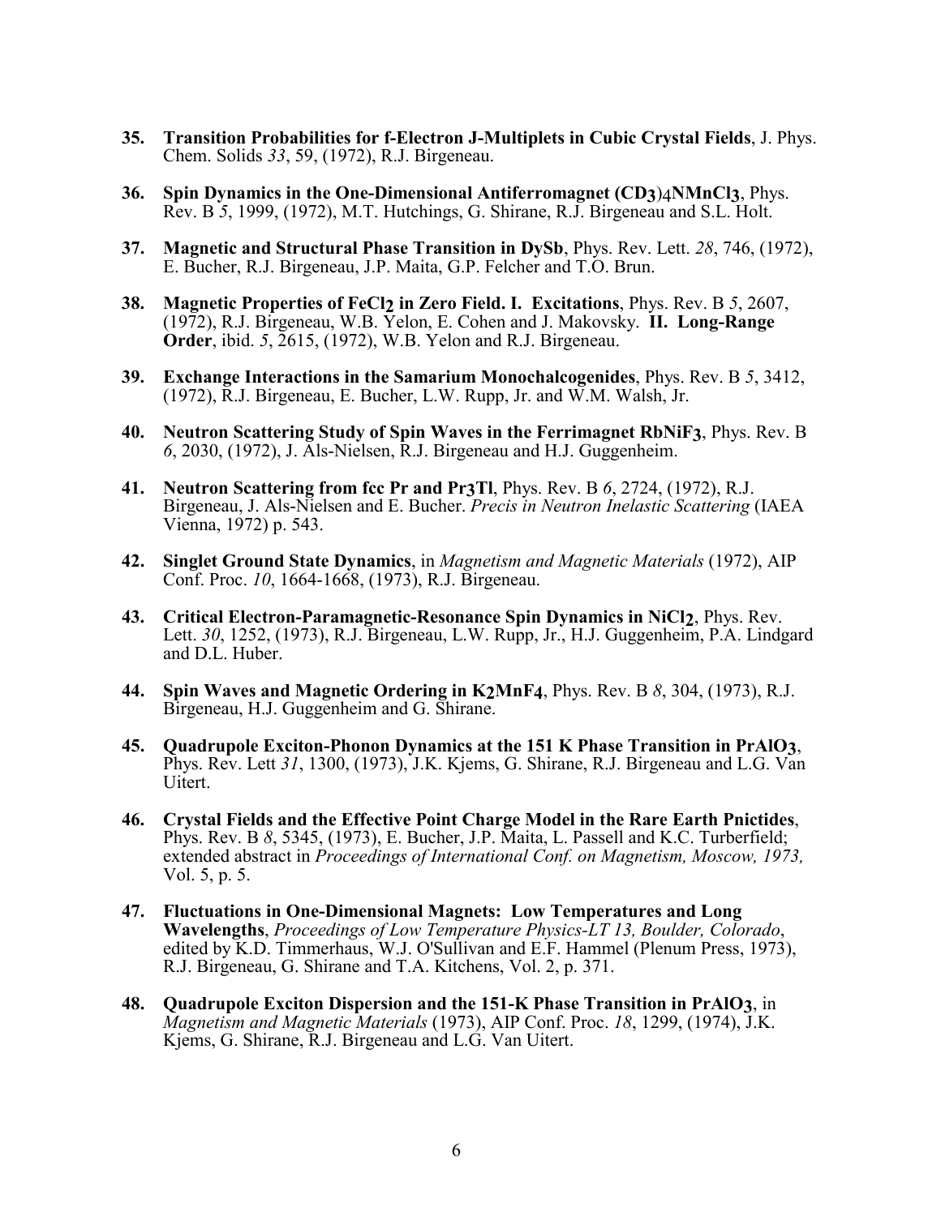35. **Transition Probabilities for f-Electron J-Multiplets in Cubic Crystal Fields**, J. Phys. Chem. Solids *33*, 59, (1972), R.J. Birgeneau.

36. **Spin Dynamics in the One-Dimensional Antiferromagnet $(CD_3)_4NMnCl_3$**, Phys. Rev. B *5*, 1999, (1972), M.T. Hutchings, G. Shirane, R.J. Birgeneau and S.L. Holt.

37. **Magnetic and Structural Phase Transition in DySb**, Phys. Rev. Lett. *28*, 746, (1972), E. Bucher, R.J. Birgeneau, J.P. Maita, G.P. Felcher and T.O. Brun.

38. **Magnetic Properties of $FeCl_2$ in Zero Field. I. Excitations**, Phys. Rev. B *5*, 2607, (1972), R.J. Birgeneau, W.B. Yelon, E. Cohen and J. Makovsky. **II. Long-Range Order**, ibid. *5*, 2615, (1972), W.B. Yelon and R.J. Birgeneau.

39. **Exchange Interactions in the Samarium Monochalcogenides**, Phys. Rev. B *5*, 3412, (1972), R.J. Birgeneau, E. Bucher, L.W. Rupp, Jr. and W.M. Walsh, Jr.

40. **Neutron Scattering Study of Spin Waves in the Ferrimagnet $RbNiF_3$**, Phys. Rev. B *6*, 2030, (1972), J. Als-Nielsen, R.J. Birgeneau and H.J. Guggenheim.

41. **Neutron Scattering from fcc Pr and $Pr_3Tl$**, Phys. Rev. B *6*, 2724, (1972), R.J. Birgeneau, J. Als-Nielsen and E. Bucher. *Precis in Neutron Inelastic Scattering* (IAEA Vienna, 1972) p. 543.

42. **Singlet Ground State Dynamics**, in *Magnetism and Magnetic Materials* (1972), AIP Conf. Proc. *10*, 1664-1668, (1973), R.J. Birgeneau.

43. **Critical Electron-Paramagnetic-Resonance Spin Dynamics in $NiCl_2$**, Phys. Rev. Lett. *30*, 1252, (1973), R.J. Birgeneau, L.W. Rupp, Jr., H.J. Guggenheim, P.A. Lindgard and D.L. Huber.

44. **Spin Waves and Magnetic Ordering in $K_2MnF_4$**, Phys. Rev. B *8*, 304, (1973), R.J. Birgeneau, H.J. Guggenheim and G. Shirane.

45. **Quadrupole Exciton-Phonon Dynamics at the 151 K Phase Transition in $PrAlO_3$**, Phys. Rev. Lett *31*, 1300, (1973), J.K. Kjems, G. Shirane, R.J. Birgeneau and L.G. Van Uitert.

46. **Crystal Fields and the Effective Point Charge Model in the Rare Earth Pnictides**, Phys. Rev. B *8*, 5345, (1973), E. Bucher, J.P. Maita, L. Passell and K.C. Turberfield; extended abstract in *Proceedings of International Conf. on Magnetism, Moscow, 1973,* Vol. 5, p. 5.

47. **Fluctuations in One-Dimensional Magnets: Low Temperatures and Long Wavelengths**, *Proceedings of Low Temperature Physics-LT 13, Boulder, Colorado*, edited by K.D. Timmerhaus, W.J. O'Sullivan and E.F. Hammel (Plenum Press, 1973), R.J. Birgeneau, G. Shirane and T.A. Kitchens, Vol. 2, p. 371.

48. **Quadrupole Exciton Dispersion and the 151-K Phase Transition in $PrAlO_3$**, in *Magnetism and Magnetic Materials* (1973), AIP Conf. Proc. *18*, 1299, (1974), J.K. Kjems, G. Shirane, R.J. Birgeneau and L.G. Van Uitert.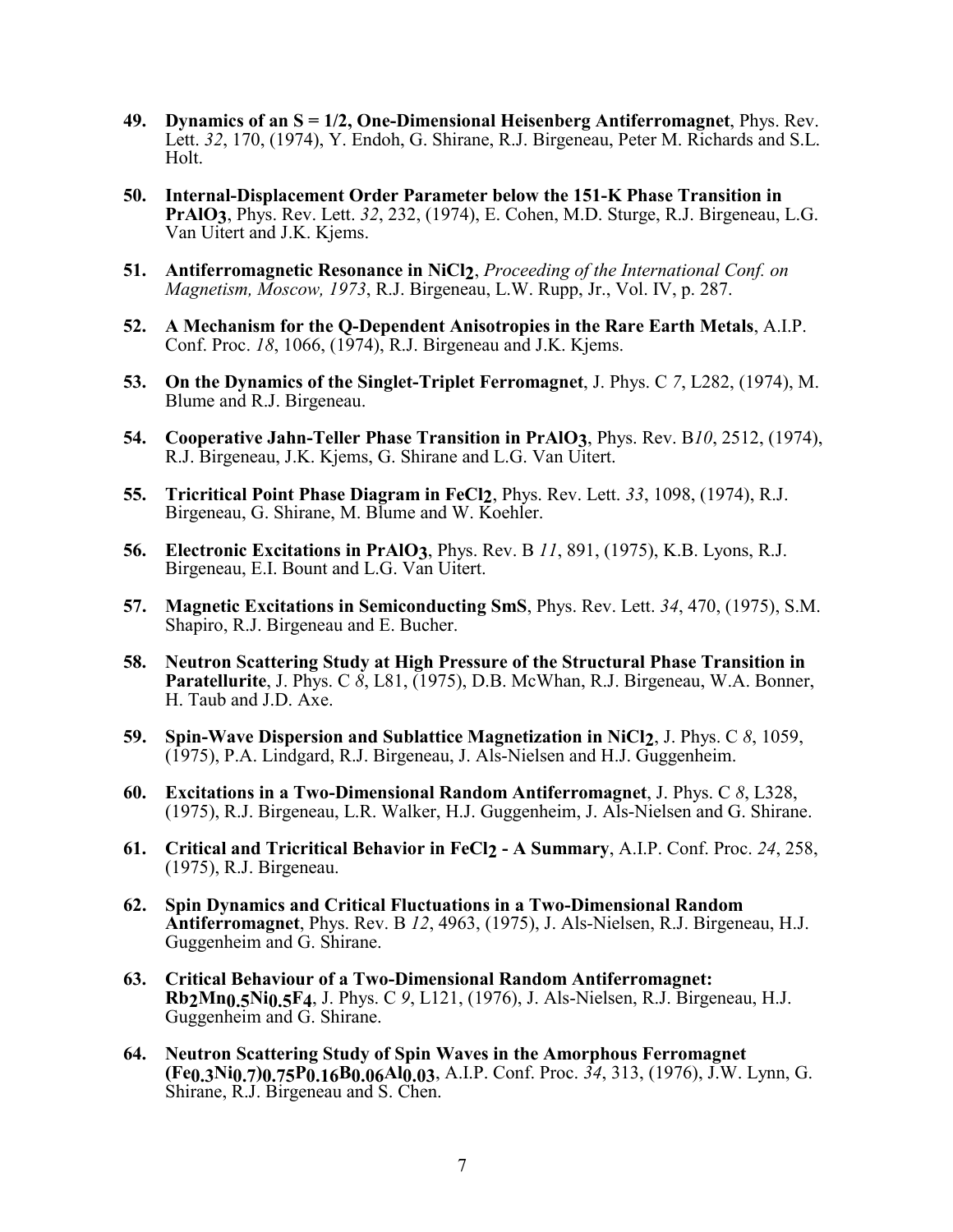49. **Dynamics of an S = 1/2, One-Dimensional Heisenberg Antiferromagnet**, Phys. Rev. Lett. *32*, 170, (1974), Y. Endoh, G. Shirane, R.J. Birgeneau, Peter M. Richards and S.L. Holt.

50. **Internal-Displacement Order Parameter below the 151-K Phase Transition in $PrAlO_3$**, Phys. Rev. Lett. *32*, 232, (1974), E. Cohen, M.D. Sturge, R.J. Birgeneau, L.G. Van Uitert and J.K. Kjems.

51. **Antiferromagnetic Resonance in $NiCl_2$**, *Proceeding of the International Conf. on Magnetism, Moscow, 1973*, R.J. Birgeneau, L.W. Rupp, Jr., Vol. IV, p. 287.

52. **A Mechanism for the Q-Dependent Anisotropies in the Rare Earth Metals**, A.I.P. Conf. Proc. *18*, 1066, (1974), R.J. Birgeneau and J.K. Kjems.

53. **On the Dynamics of the Singlet-Triplet Ferromagnet**, J. Phys. C *7*, L282, (1974), M. Blume and R.J. Birgeneau.

54. **Cooperative Jahn-Teller Phase Transition in $PrAlO_3$**, Phys. Rev. B*10*, 2512, (1974), R.J. Birgeneau, J.K. Kjems, G. Shirane and L.G. Van Uitert.

55. **Tricritical Point Phase Diagram in $FeCl_2$**, Phys. Rev. Lett. *33*, 1098, (1974), R.J. Birgeneau, G. Shirane, M. Blume and W. Koehler.

56. **Electronic Excitations in $PrAlO_3$**, Phys. Rev. B *11*, 891, (1975), K.B. Lyons, R.J. Birgeneau, E.I. Bount and L.G. Van Uitert.

57. **Magnetic Excitations in Semiconducting SmS**, Phys. Rev. Lett. *34*, 470, (1975), S.M. Shapiro, R.J. Birgeneau and E. Bucher.

58. **Neutron Scattering Study at High Pressure of the Structural Phase Transition in Paratellurite**, J. Phys. C *8*, L81, (1975), D.B. McWhan, R.J. Birgeneau, W.A. Bonner, H. Taub and J.D. Axe.

59. **Spin-Wave Dispersion and Sublattice Magnetization in $NiCl_2$**, J. Phys. C *8*, 1059, (1975), P.A. Lindgard, R.J. Birgeneau, J. Als-Nielsen and H.J. Guggenheim.

60. **Excitations in a Two-Dimensional Random Antiferromagnet**, J. Phys. C *8*, L328, (1975), R.J. Birgeneau, L.R. Walker, H.J. Guggenheim, J. Als-Nielsen and G. Shirane.

61. **Critical and Tricritical Behavior in $FeCl_2$ - A Summary**, A.I.P. Conf. Proc. *24*, 258, (1975), R.J. Birgeneau.

62. **Spin Dynamics and Critical Fluctuations in a Two-Dimensional Random Antiferromagnet**, Phys. Rev. B *12*, 4963, (1975), J. Als-Nielsen, R.J. Birgeneau, H.J. Guggenheim and G. Shirane.

63. **Critical Behaviour of a Two-Dimensional Random Antiferromagnet: $Rb_2Mn_{0.5}Ni_{0.5}F_4$**, J. Phys. C *9*, L121, (1976), J. Als-Nielsen, R.J. Birgeneau, H.J. Guggenheim and G. Shirane.

64. **Neutron Scattering Study of Spin Waves in the Amorphous Ferromagnet $(Fe_{0.3}Ni_{0.7})_{0.75}P_{0.16}B_{0.06}Al_{0.03}$**, A.I.P. Conf. Proc. *34*, 313, (1976), J.W. Lynn, G. Shirane, R.J. Birgeneau and S. Chen.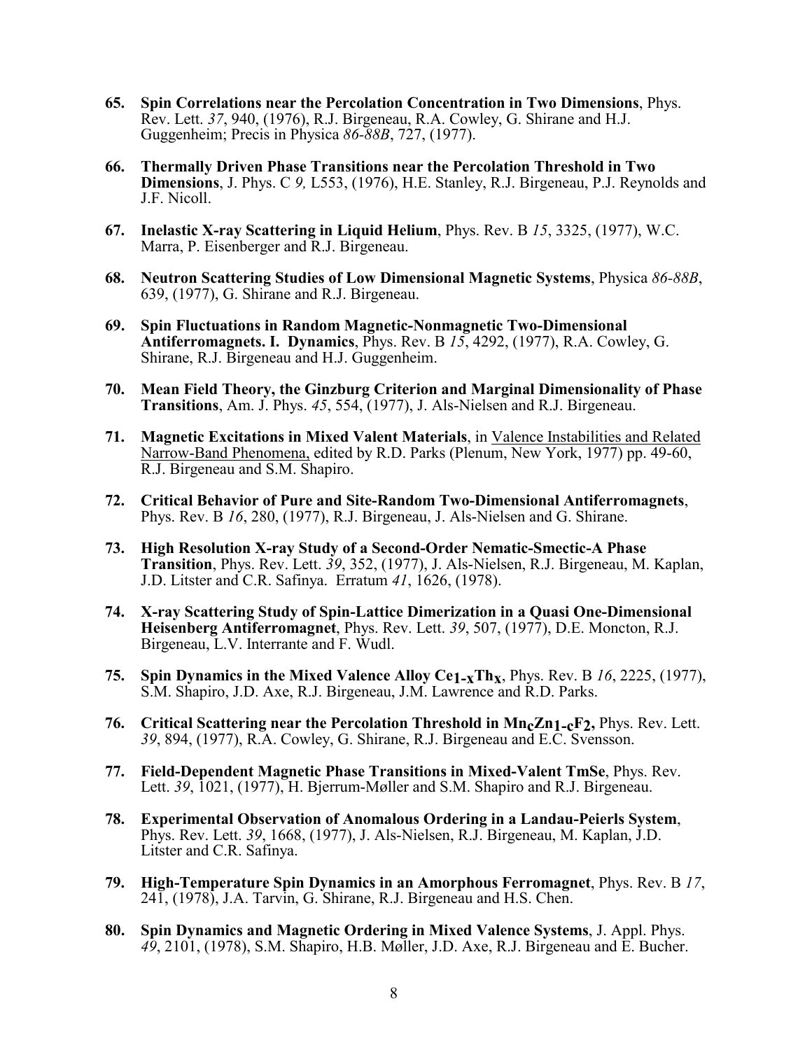65. **Spin Correlations near the Percolation Concentration in Two Dimensions**, Phys. Rev. Lett. *37*, 940, (1976), R.J. Birgeneau, R.A. Cowley, G. Shirane and H.J. Guggenheim; Precis in Physica *86-88B*, 727, (1977).

66. **Thermally Driven Phase Transitions near the Percolation Threshold in Two Dimensions**, J. Phys. C *9,* L553, (1976), H.E. Stanley, R.J. Birgeneau, P.J. Reynolds and J.F. Nicoll.

67. **Inelastic X-ray Scattering in Liquid Helium**, Phys. Rev. B *15*, 3325, (1977), W.C. Marra, P. Eisenberger and R.J. Birgeneau.

68. **Neutron Scattering Studies of Low Dimensional Magnetic Systems**, Physica *86-88B*, 639, (1977), G. Shirane and R.J. Birgeneau.

69. **Spin Fluctuations in Random Magnetic-Nonmagnetic Two-Dimensional Antiferromagnets. I. Dynamics**, Phys. Rev. B *15*, 4292, (1977), R.A. Cowley, G. Shirane, R.J. Birgeneau and H.J. Guggenheim.

70. **Mean Field Theory, the Ginzburg Criterion and Marginal Dimensionality of Phase Transitions**, Am. J. Phys. *45*, 554, (1977), J. Als-Nielsen and R.J. Birgeneau.

71. **Magnetic Excitations in Mixed Valent Materials**, in Valence Instabilities and Related Narrow-Band Phenomena, edited by R.D. Parks (Plenum, New York, 1977) pp. 49-60, R.J. Birgeneau and S.M. Shapiro.

72. **Critical Behavior of Pure and Site-Random Two-Dimensional Antiferromagnets**, Phys. Rev. B *16*, 280, (1977), R.J. Birgeneau, J. Als-Nielsen and G. Shirane.

73. **High Resolution X-ray Study of a Second-Order Nematic-Smectic-A Phase Transition**, Phys. Rev. Lett. *39*, 352, (1977), J. Als-Nielsen, R.J. Birgeneau, M. Kaplan, J.D. Litster and C.R. Safinya. Erratum *41*, 1626, (1978).

74. **X-ray Scattering Study of Spin-Lattice Dimerization in a Quasi One-Dimensional Heisenberg Antiferromagnet**, Phys. Rev. Lett. *39*, 507, (1977), D.E. Moncton, R.J. Birgeneau, L.V. Interrante and F. Wudl.

75. **Spin Dynamics in the Mixed Valence Alloy $Ce_{1-x}Th_x$**, Phys. Rev. B *16*, 2225, (1977), S.M. Shapiro, J.D. Axe, R.J. Birgeneau, J.M. Lawrence and R.D. Parks.

76. **Critical Scattering near the Percolation Threshold in $Mn_cZn_{1-c}F_2$,** Phys. Rev. Lett. *39*, 894, (1977), R.A. Cowley, G. Shirane, R.J. Birgeneau and E.C. Svensson.

77. **Field-Dependent Magnetic Phase Transitions in Mixed-Valent TmSe**, Phys. Rev. Lett. *39*, 1021, (1977), H. Bjerrum-Møller and S.M. Shapiro and R.J. Birgeneau.

78. **Experimental Observation of Anomalous Ordering in a Landau-Peierls System**, Phys. Rev. Lett. *39*, 1668, (1977), J. Als-Nielsen, R.J. Birgeneau, M. Kaplan, J.D. Litster and C.R. Safinya.

79. **High-Temperature Spin Dynamics in an Amorphous Ferromagnet**, Phys. Rev. B *17*, 241, (1978), J.A. Tarvin, G. Shirane, R.J. Birgeneau and H.S. Chen.

80. **Spin Dynamics and Magnetic Ordering in Mixed Valence Systems**, J. Appl. Phys. *49*, 2101, (1978), S.M. Shapiro, H.B. Møller, J.D. Axe, R.J. Birgeneau and E. Bucher.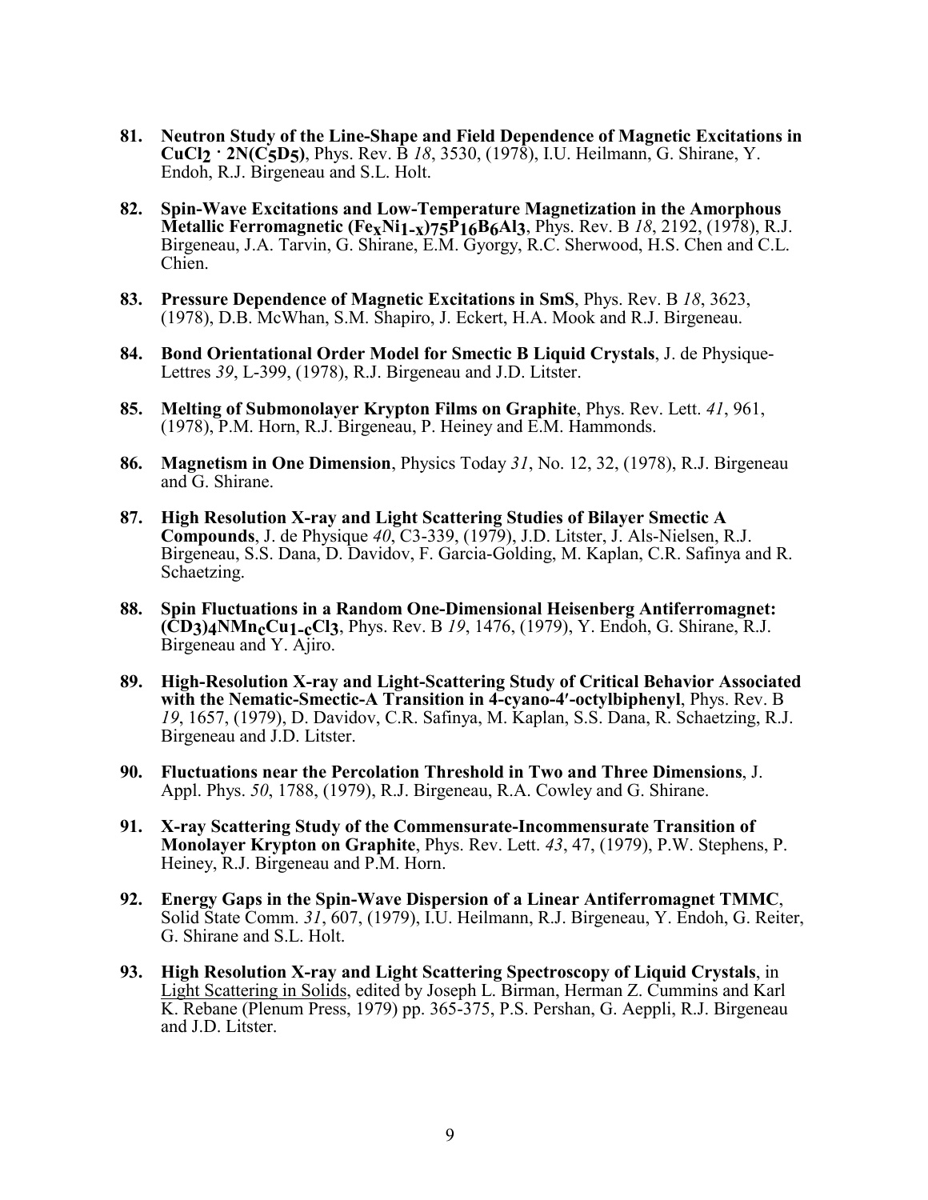81. **Neutron Study of the Line-Shape and Field Dependence of Magnetic Excitations in $CuCl_2 \cdot 2N(C_5D_5)$**, Phys. Rev. B *18*, 3530, (1978), I.U. Heilmann, G. Shirane, Y. Endoh, R.J. Birgeneau and S.L. Holt.

82. **Spin-Wave Excitations and Low-Temperature Magnetization in the Amorphous Metallic Ferromagnetic $(Fe_xNi_{1-x})_{75}P_{16}B_6Al_3$**, Phys. Rev. B *18*, 2192, (1978), R.J. Birgeneau, J.A. Tarvin, G. Shirane, E.M. Gyorgy, R.C. Sherwood, H.S. Chen and C.L. Chien.

83. **Pressure Dependence of Magnetic Excitations in SmS**, Phys. Rev. B *18*, 3623, (1978), D.B. McWhan, S.M. Shapiro, J. Eckert, H.A. Mook and R.J. Birgeneau.

84. **Bond Orientational Order Model for Smectic B Liquid Crystals**, J. de Physique-Lettres *39*, L-399, (1978), R.J. Birgeneau and J.D. Litster.

85. **Melting of Submonolayer Krypton Films on Graphite**, Phys. Rev. Lett. *41*, 961, (1978), P.M. Horn, R.J. Birgeneau, P. Heiney and E.M. Hammonds.

86. **Magnetism in One Dimension**, Physics Today *31*, No. 12, 32, (1978), R.J. Birgeneau and G. Shirane.

87. **High Resolution X-ray and Light Scattering Studies of Bilayer Smectic A Compounds**, J. de Physique *40*, C3-339, (1979), J.D. Litster, J. Als-Nielsen, R.J. Birgeneau, S.S. Dana, D. Davidov, F. Garcia-Golding, M. Kaplan, C.R. Safinya and R. Schaetzing.

88. **Spin Fluctuations in a Random One-Dimensional Heisenberg Antiferromagnet: $(CD_3)_4NMn_cCu_{1-c}Cl_3$**, Phys. Rev. B *19*, 1476, (1979), Y. Endoh, G. Shirane, R.J. Birgeneau and Y. Ajiro.

89. **High-Resolution X-ray and Light-Scattering Study of Critical Behavior Associated with the Nematic-Smectic-A Transition in 4-cyano-4′-octylbiphenyl**, Phys. Rev. B *19*, 1657, (1979), D. Davidov, C.R. Safinya, M. Kaplan, S.S. Dana, R. Schaetzing, R.J. Birgeneau and J.D. Litster.

90. **Fluctuations near the Percolation Threshold in Two and Three Dimensions**, J. Appl. Phys. *50*, 1788, (1979), R.J. Birgeneau, R.A. Cowley and G. Shirane.

91. **X-ray Scattering Study of the Commensurate-Incommensurate Transition of Monolayer Krypton on Graphite**, Phys. Rev. Lett. *43*, 47, (1979), P.W. Stephens, P. Heiney, R.J. Birgeneau and P.M. Horn.

92. **Energy Gaps in the Spin-Wave Dispersion of a Linear Antiferromagnet TMMC**, Solid State Comm. *31*, 607, (1979), I.U. Heilmann, R.J. Birgeneau, Y. Endoh, G. Reiter, G. Shirane and S.L. Holt.

93. **High Resolution X-ray and Light Scattering Spectroscopy of Liquid Crystals**, in Light Scattering in Solids, edited by Joseph L. Birman, Herman Z. Cummins and Karl K. Rebane (Plenum Press, 1979) pp. 365-375, P.S. Pershan, G. Aeppli, R.J. Birgeneau and J.D. Litster.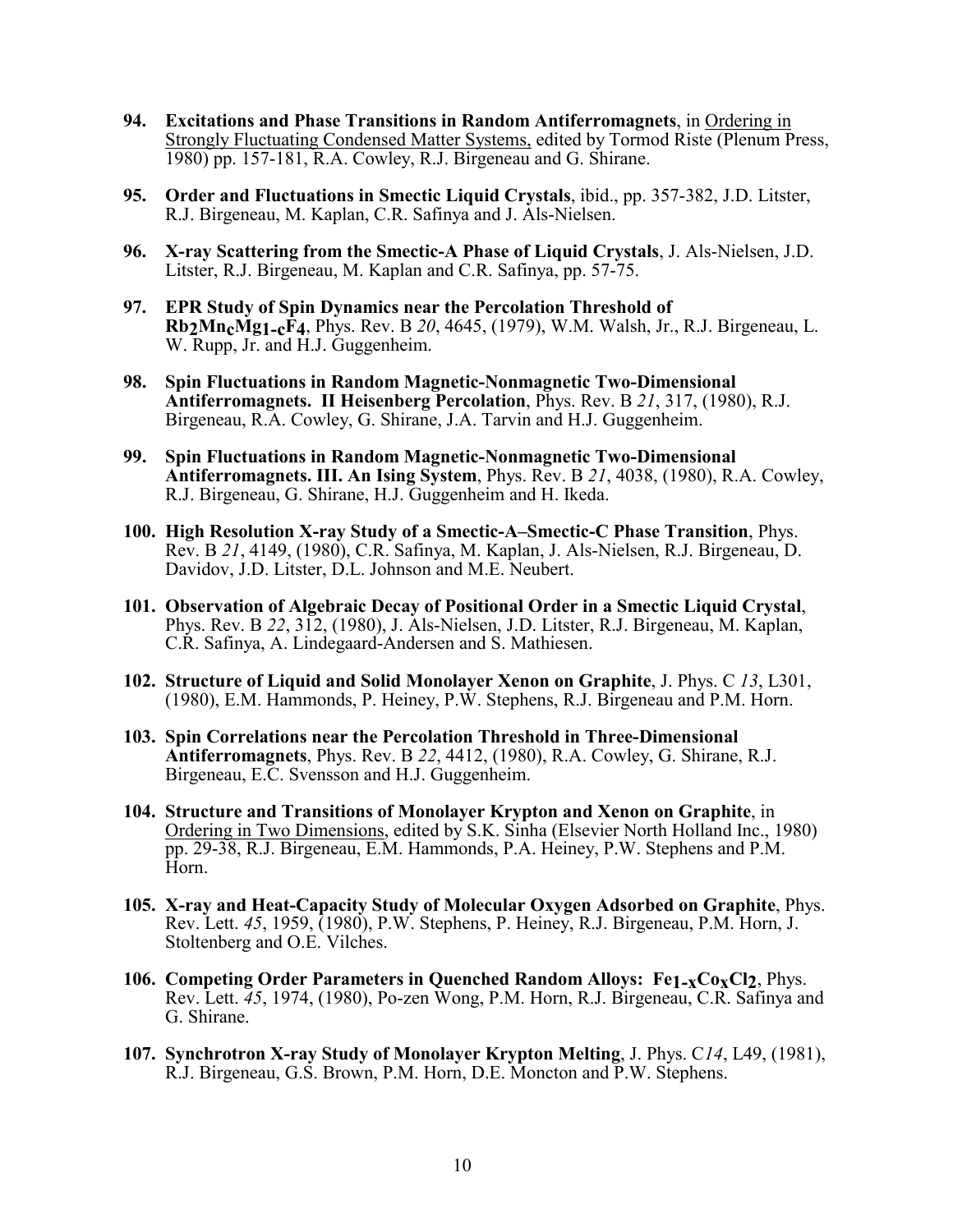94. **Excitations and Phase Transitions in Random Antiferromagnets**, in Ordering in Strongly Fluctuating Condensed Matter Systems, edited by Tormod Riste (Plenum Press, 1980) pp. 157-181, R.A. Cowley, R.J. Birgeneau and G. Shirane.

95. **Order and Fluctuations in Smectic Liquid Crystals**, ibid., pp. 357-382, J.D. Litster, R.J. Birgeneau, M. Kaplan, C.R. Safinya and J. Als-Nielsen.

96. **X-ray Scattering from the Smectic-A Phase of Liquid Crystals**, J. Als-Nielsen, J.D. Litster, R.J. Birgeneau, M. Kaplan and C.R. Safinya, pp. 57-75.

97. **EPR Study of Spin Dynamics near the Percolation Threshold of $Rb_2Mn_cMg_{1-c}F_4$**, Phys. Rev. B *20*, 4645, (1979), W.M. Walsh, Jr., R.J. Birgeneau, L. W. Rupp, Jr. and H.J. Guggenheim.

98. **Spin Fluctuations in Random Magnetic-Nonmagnetic Two-Dimensional Antiferromagnets. II Heisenberg Percolation**, Phys. Rev. B *21*, 317, (1980), R.J. Birgeneau, R.A. Cowley, G. Shirane, J.A. Tarvin and H.J. Guggenheim.

99. **Spin Fluctuations in Random Magnetic-Nonmagnetic Two-Dimensional Antiferromagnets. III. An Ising System**, Phys. Rev. B *21*, 4038, (1980), R.A. Cowley, R.J. Birgeneau, G. Shirane, H.J. Guggenheim and H. Ikeda.

100. **High Resolution X-ray Study of a Smectic-A–Smectic-C Phase Transition**, Phys. Rev. B *21*, 4149, (1980), C.R. Safinya, M. Kaplan, J. Als-Nielsen, R.J. Birgeneau, D. Davidov, J.D. Litster, D.L. Johnson and M.E. Neubert.

101. **Observation of Algebraic Decay of Positional Order in a Smectic Liquid Crystal**, Phys. Rev. B *22*, 312, (1980), J. Als-Nielsen, J.D. Litster, R.J. Birgeneau, M. Kaplan, C.R. Safinya, A. Lindegaard-Andersen and S. Mathiesen.

102. **Structure of Liquid and Solid Monolayer Xenon on Graphite**, J. Phys. C *13*, L301, (1980), E.M. Hammonds, P. Heiney, P.W. Stephens, R.J. Birgeneau and P.M. Horn.

103. **Spin Correlations near the Percolation Threshold in Three-Dimensional Antiferromagnets**, Phys. Rev. B *22*, 4412, (1980), R.A. Cowley, G. Shirane, R.J. Birgeneau, E.C. Svensson and H.J. Guggenheim.

104. **Structure and Transitions of Monolayer Krypton and Xenon on Graphite**, in Ordering in Two Dimensions, edited by S.K. Sinha (Elsevier North Holland Inc., 1980) pp. 29-38, R.J. Birgeneau, E.M. Hammonds, P.A. Heiney, P.W. Stephens and P.M. Horn.

105. **X-ray and Heat-Capacity Study of Molecular Oxygen Adsorbed on Graphite**, Phys. Rev. Lett. *45*, 1959, (1980), P.W. Stephens, P. Heiney, R.J. Birgeneau, P.M. Horn, J. Stoltenberg and O.E. Vilches.

106. **Competing Order Parameters in Quenched Random Alloys: $Fe_{1-x}Co_xCl_2$**, Phys. Rev. Lett. *45*, 1974, (1980), Po-zen Wong, P.M. Horn, R.J. Birgeneau, C.R. Safinya and G. Shirane.

107. **Synchrotron X-ray Study of Monolayer Krypton Melting**, J. Phys. C*14*, L49, (1981), R.J. Birgeneau, G.S. Brown, P.M. Horn, D.E. Moncton and P.W. Stephens.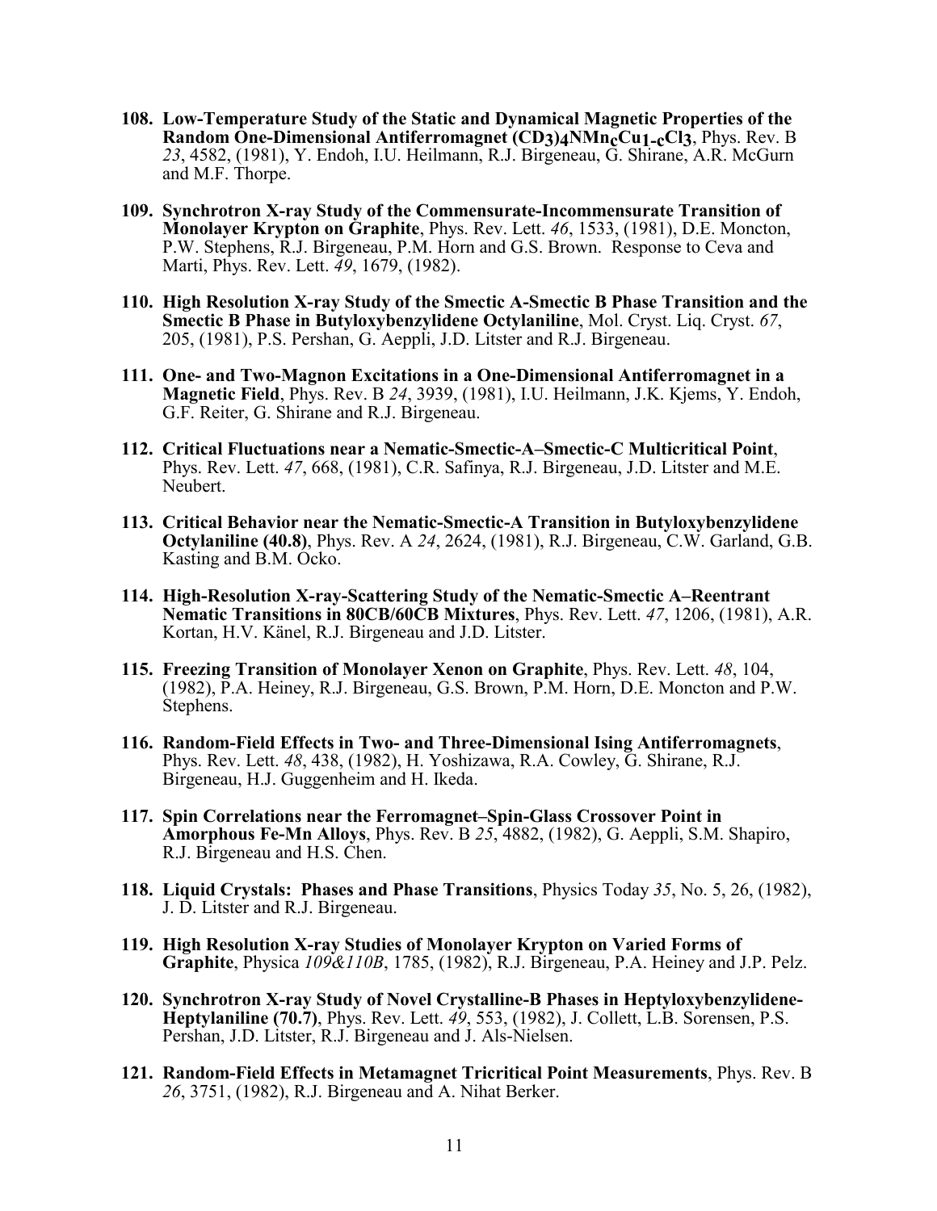108. **Low-Temperature Study of the Static and Dynamical Magnetic Properties of the Random One-Dimensional Antiferromagnet $(CD_3)_4NMn_cCu_{1-c}Cl_3$**, Phys. Rev. B *23*, 4582, (1981), Y. Endoh, I.U. Heilmann, R.J. Birgeneau, G. Shirane, A.R. McGurn and M.F. Thorpe.

109. **Synchrotron X-ray Study of the Commensurate-Incommensurate Transition of Monolayer Krypton on Graphite**, Phys. Rev. Lett. *46*, 1533, (1981), D.E. Moncton, P.W. Stephens, R.J. Birgeneau, P.M. Horn and G.S. Brown. Response to Ceva and Marti, Phys. Rev. Lett. *49*, 1679, (1982).

110. **High Resolution X-ray Study of the Smectic A-Smectic B Phase Transition and the Smectic B Phase in Butyloxybenzylidene Octylaniline**, Mol. Cryst. Liq. Cryst. *67*, 205, (1981), P.S. Pershan, G. Aeppli, J.D. Litster and R.J. Birgeneau.

111. **One- and Two-Magnon Excitations in a One-Dimensional Antiferromagnet in a Magnetic Field**, Phys. Rev. B *24*, 3939, (1981), I.U. Heilmann, J.K. Kjems, Y. Endoh, G.F. Reiter, G. Shirane and R.J. Birgeneau.

112. **Critical Fluctuations near a Nematic-Smectic-A–Smectic-C Multicritical Point**, Phys. Rev. Lett. *47*, 668, (1981), C.R. Safinya, R.J. Birgeneau, J.D. Litster and M.E. Neubert.

113. **Critical Behavior near the Nematic-Smectic-A Transition in Butyloxybenzylidene Octylaniline (40.8)**, Phys. Rev. A *24*, 2624, (1981), R.J. Birgeneau, C.W. Garland, G.B. Kasting and B.M. Ocko.

114. **High-Resolution X-ray-Scattering Study of the Nematic-Smectic A–Reentrant Nematic Transitions in 80CB/60CB Mixtures**, Phys. Rev. Lett. *47*, 1206, (1981), A.R. Kortan, H.V. Känel, R.J. Birgeneau and J.D. Litster.

115. **Freezing Transition of Monolayer Xenon on Graphite**, Phys. Rev. Lett. *48*, 104, (1982), P.A. Heiney, R.J. Birgeneau, G.S. Brown, P.M. Horn, D.E. Moncton and P.W. Stephens.

116. **Random-Field Effects in Two- and Three-Dimensional Ising Antiferromagnets**, Phys. Rev. Lett. *48*, 438, (1982), H. Yoshizawa, R.A. Cowley, G. Shirane, R.J. Birgeneau, H.J. Guggenheim and H. Ikeda.

117. **Spin Correlations near the Ferromagnet–Spin-Glass Crossover Point in Amorphous Fe-Mn Alloys**, Phys. Rev. B *25*, 4882, (1982), G. Aeppli, S.M. Shapiro, R.J. Birgeneau and H.S. Chen.

118. **Liquid Crystals: Phases and Phase Transitions**, Physics Today *35*, No. 5, 26, (1982), J. D. Litster and R.J. Birgeneau.

119. **High Resolution X-ray Studies of Monolayer Krypton on Varied Forms of Graphite**, Physica *109&110B*, 1785, (1982), R.J. Birgeneau, P.A. Heiney and J.P. Pelz.

120. **Synchrotron X-ray Study of Novel Crystalline-B Phases in Heptyloxybenzylidene-Heptylaniline (70.7)**, Phys. Rev. Lett. *49*, 553, (1982), J. Collett, L.B. Sorensen, P.S. Pershan, J.D. Litster, R.J. Birgeneau and J. Als-Nielsen.

121. **Random-Field Effects in Metamagnet Tricritical Point Measurements**, Phys. Rev. B *26*, 3751, (1982), R.J. Birgeneau and A. Nihat Berker.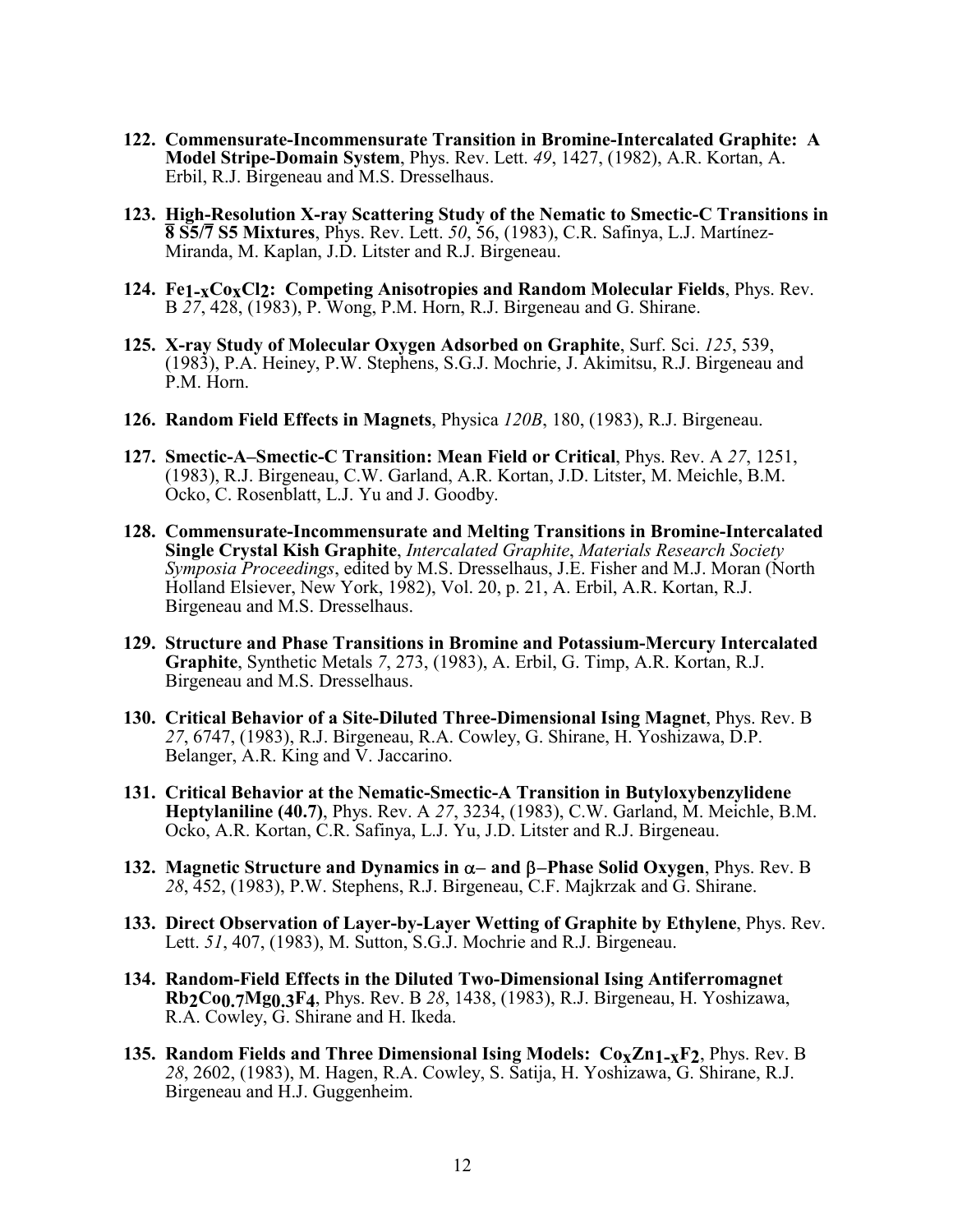122. **Commensurate-Incommensurate Transition in Bromine-Intercalated Graphite: A Model Stripe-Domain System**, Phys. Rev. Lett. *49*, 1427, (1982), A.R. Kortan, A. Erbil, R.J. Birgeneau and M.S. Dresselhaus.

123. **High-Resolution X-ray Scattering Study of the Nematic to Smectic-C Transitions in $\overline{8}$ S5/$\overline{7}$ S5 Mixtures**, Phys. Rev. Lett. *50*, 56, (1983), C.R. Safinya, L.J. Martínez-Miranda, M. Kaplan, J.D. Litster and R.J. Birgeneau.

124. **$Fe_{1-x}Co_xCl_2$: Competing Anisotropies and Random Molecular Fields**, Phys. Rev. B *27*, 428, (1983), P. Wong, P.M. Horn, R.J. Birgeneau and G. Shirane.

125. **X-ray Study of Molecular Oxygen Adsorbed on Graphite**, Surf. Sci. *125*, 539, (1983), P.A. Heiney, P.W. Stephens, S.G.J. Mochrie, J. Akimitsu, R.J. Birgeneau and P.M. Horn.

126. **Random Field Effects in Magnets**, Physica *120B*, 180, (1983), R.J. Birgeneau.

127. **Smectic-A–Smectic-C Transition: Mean Field or Critical**, Phys. Rev. A *27*, 1251, (1983), R.J. Birgeneau, C.W. Garland, A.R. Kortan, J.D. Litster, M. Meichle, B.M. Ocko, C. Rosenblatt, L.J. Yu and J. Goodby.

128. **Commensurate-Incommensurate and Melting Transitions in Bromine-Intercalated Single Crystal Kish Graphite**, *Intercalated Graphite*, *Materials Research Society Symposia Proceedings*, edited by M.S. Dresselhaus, J.E. Fisher and M.J. Moran (North Holland Elsiever, New York, 1982), Vol. 20, p. 21, A. Erbil, A.R. Kortan, R.J. Birgeneau and M.S. Dresselhaus.

129. **Structure and Phase Transitions in Bromine and Potassium-Mercury Intercalated Graphite**, Synthetic Metals *7*, 273, (1983), A. Erbil, G. Timp, A.R. Kortan, R.J. Birgeneau and M.S. Dresselhaus.

130. **Critical Behavior of a Site-Diluted Three-Dimensional Ising Magnet**, Phys. Rev. B *27*, 6747, (1983), R.J. Birgeneau, R.A. Cowley, G. Shirane, H. Yoshizawa, D.P. Belanger, A.R. King and V. Jaccarino.

131. **Critical Behavior at the Nematic-Smectic-A Transition in Butyloxybenzylidene Heptylaniline (40.7)**, Phys. Rev. A *27*, 3234, (1983), C.W. Garland, M. Meichle, B.M. Ocko, A.R. Kortan, C.R. Safinya, L.J. Yu, J.D. Litster and R.J. Birgeneau.

132. **Magnetic Structure and Dynamics in $\alpha$– and $\beta$–Phase Solid Oxygen**, Phys. Rev. B *28*, 452, (1983), P.W. Stephens, R.J. Birgeneau, C.F. Majkrzak and G. Shirane.

133. **Direct Observation of Layer-by-Layer Wetting of Graphite by Ethylene**, Phys. Rev. Lett. *51*, 407, (1983), M. Sutton, S.G.J. Mochrie and R.J. Birgeneau.

134. **Random-Field Effects in the Diluted Two-Dimensional Ising Antiferromagnet $Rb_2Co_{0.7}Mg_{0.3}F_4$**, Phys. Rev. B *28*, 1438, (1983), R.J. Birgeneau, H. Yoshizawa, R.A. Cowley, G. Shirane and H. Ikeda.

135. **Random Fields and Three Dimensional Ising Models: $Co_xZn_{1-x}F_2$**, Phys. Rev. B *28*, 2602, (1983), M. Hagen, R.A. Cowley, S. Satija, H. Yoshizawa, G. Shirane, R.J. Birgeneau and H.J. Guggenheim.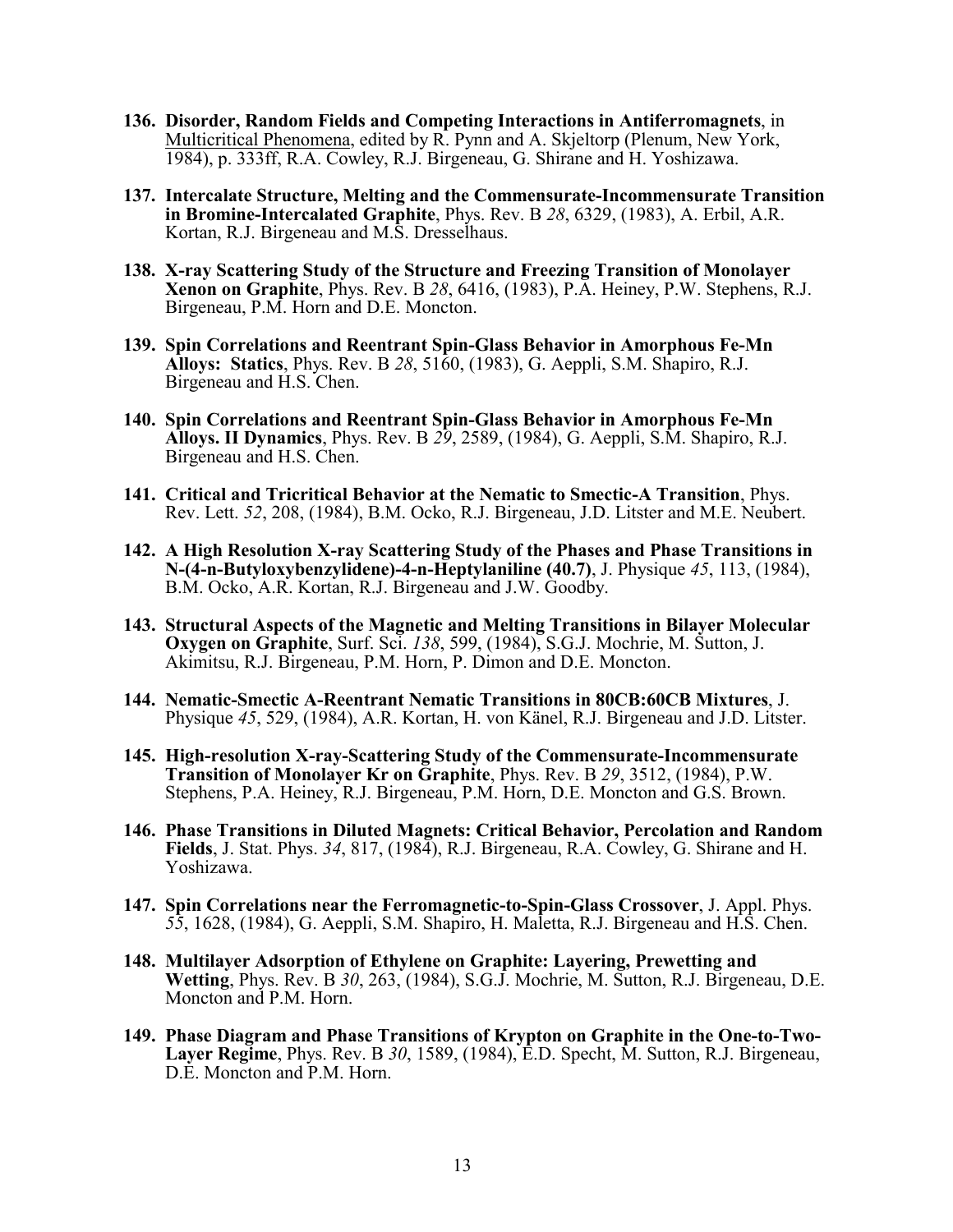136. **Disorder, Random Fields and Competing Interactions in Antiferromagnets**, in <u>Multicritical Phenomena</u>, edited by R. Pynn and A. Skjeltorp (Plenum, New York, 1984), p. 333ff, R.A. Cowley, R.J. Birgeneau, G. Shirane and H. Yoshizawa.

137. **Intercalate Structure, Melting and the Commensurate-Incommensurate Transition in Bromine-Intercalated Graphite**, Phys. Rev. B *28*, 6329, (1983), A. Erbil, A.R. Kortan, R.J. Birgeneau and M.S. Dresselhaus.

138. **X-ray Scattering Study of the Structure and Freezing Transition of Monolayer Xenon on Graphite**, Phys. Rev. B *28*, 6416, (1983), P.A. Heiney, P.W. Stephens, R.J. Birgeneau, P.M. Horn and D.E. Moncton.

139. **Spin Correlations and Reentrant Spin-Glass Behavior in Amorphous Fe-Mn Alloys: Statics**, Phys. Rev. B *28*, 5160, (1983), G. Aeppli, S.M. Shapiro, R.J. Birgeneau and H.S. Chen.

140. **Spin Correlations and Reentrant Spin-Glass Behavior in Amorphous Fe-Mn Alloys. II Dynamics**, Phys. Rev. B *29*, 2589, (1984), G. Aeppli, S.M. Shapiro, R.J. Birgeneau and H.S. Chen.

141. **Critical and Tricritical Behavior at the Nematic to Smectic-A Transition**, Phys. Rev. Lett. *52*, 208, (1984), B.M. Ocko, R.J. Birgeneau, J.D. Litster and M.E. Neubert.

142. **A High Resolution X-ray Scattering Study of the Phases and Phase Transitions in N-(4-n-Butyloxybenzylidene)-4-n-Heptylaniline (40.7)**, J. Physique *45*, 113, (1984), B.M. Ocko, A.R. Kortan, R.J. Birgeneau and J.W. Goodby.

143. **Structural Aspects of the Magnetic and Melting Transitions in Bilayer Molecular Oxygen on Graphite**, Surf. Sci. *138*, 599, (1984), S.G.J. Mochrie, M. Sutton, J. Akimitsu, R.J. Birgeneau, P.M. Horn, P. Dimon and D.E. Moncton.

144. **Nematic-Smectic A-Reentrant Nematic Transitions in 80CB:60CB Mixtures**, J. Physique *45*, 529, (1984), A.R. Kortan, H. von Känel, R.J. Birgeneau and J.D. Litster.

145. **High-resolution X-ray-Scattering Study of the Commensurate-Incommensurate Transition of Monolayer Kr on Graphite**, Phys. Rev. B *29*, 3512, (1984), P.W. Stephens, P.A. Heiney, R.J. Birgeneau, P.M. Horn, D.E. Moncton and G.S. Brown.

146. **Phase Transitions in Diluted Magnets: Critical Behavior, Percolation and Random Fields**, J. Stat. Phys. *34*, 817, (1984), R.J. Birgeneau, R.A. Cowley, G. Shirane and H. Yoshizawa.

147. **Spin Correlations near the Ferromagnetic-to-Spin-Glass Crossover**, J. Appl. Phys. *55*, 1628, (1984), G. Aeppli, S.M. Shapiro, H. Maletta, R.J. Birgeneau and H.S. Chen.

148. **Multilayer Adsorption of Ethylene on Graphite: Layering, Prewetting and Wetting**, Phys. Rev. B *30*, 263, (1984), S.G.J. Mochrie, M. Sutton, R.J. Birgeneau, D.E. Moncton and P.M. Horn.

149. **Phase Diagram and Phase Transitions of Krypton on Graphite in the One-to-Two-Layer Regime**, Phys. Rev. B *30*, 1589, (1984), E.D. Specht, M. Sutton, R.J. Birgeneau, D.E. Moncton and P.M. Horn.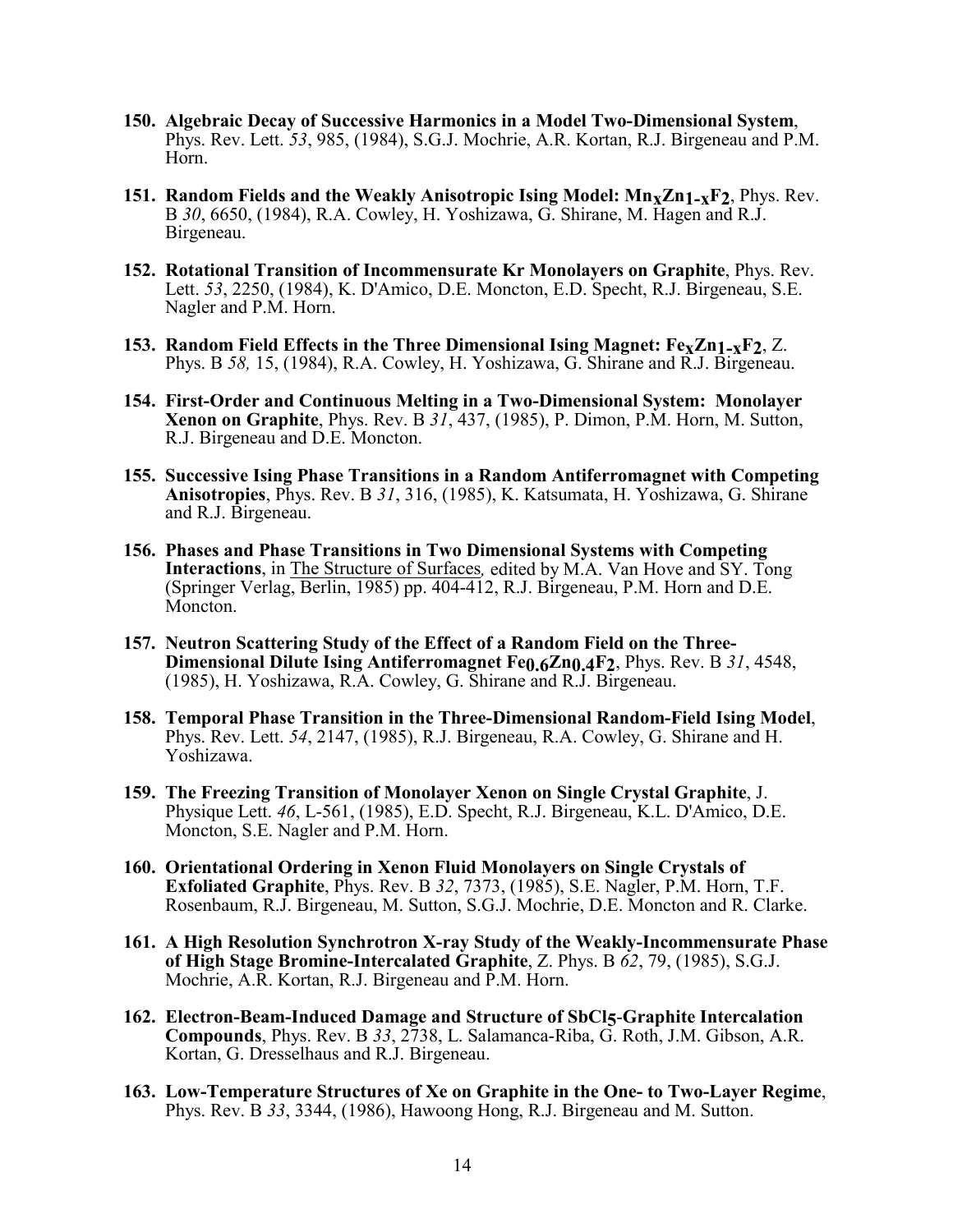150. **Algebraic Decay of Successive Harmonics in a Model Two-Dimensional System**, Phys. Rev. Lett. *53*, 985, (1984), S.G.J. Mochrie, A.R. Kortan, R.J. Birgeneau and P.M. Horn.

151. **Random Fields and the Weakly Anisotropic Ising Model: $Mn_xZn_{1-x}F_2$**, Phys. Rev. B *30*, 6650, (1984), R.A. Cowley, H. Yoshizawa, G. Shirane, M. Hagen and R.J. Birgeneau.

152. **Rotational Transition of Incommensurate Kr Monolayers on Graphite**, Phys. Rev. Lett. *53*, 2250, (1984), K. D'Amico, D.E. Moncton, E.D. Specht, R.J. Birgeneau, S.E. Nagler and P.M. Horn.

153. **Random Field Effects in the Three Dimensional Ising Magnet: $Fe_xZn_{1-x}F_2$**, Z. Phys. B *58,* 15, (1984), R.A. Cowley, H. Yoshizawa, G. Shirane and R.J. Birgeneau.

154. **First-Order and Continuous Melting in a Two-Dimensional System: Monolayer Xenon on Graphite**, Phys. Rev. B *31*, 437, (1985), P. Dimon, P.M. Horn, M. Sutton, R.J. Birgeneau and D.E. Moncton.

155. **Successive Ising Phase Transitions in a Random Antiferromagnet with Competing Anisotropies**, Phys. Rev. B *31*, 316, (1985), K. Katsumata, H. Yoshizawa, G. Shirane and R.J. Birgeneau.

156. **Phases and Phase Transitions in Two Dimensional Systems with Competing Interactions**, in The Structure of Surfaces*,* edited by M.A. Van Hove and SY. Tong (Springer Verlag, Berlin, 1985) pp. 404-412, R.J. Birgeneau, P.M. Horn and D.E. Moncton.

157. **Neutron Scattering Study of the Effect of a Random Field on the Three-Dimensional Dilute Ising Antiferromagnet $Fe_{0.6}Zn_{0.4}F_2$**, Phys. Rev. B *31*, 4548, (1985), H. Yoshizawa, R.A. Cowley, G. Shirane and R.J. Birgeneau.

158. **Temporal Phase Transition in the Three-Dimensional Random-Field Ising Model**, Phys. Rev. Lett. *54*, 2147, (1985), R.J. Birgeneau, R.A. Cowley, G. Shirane and H. Yoshizawa.

159. **The Freezing Transition of Monolayer Xenon on Single Crystal Graphite**, J. Physique Lett. *46*, L-561, (1985), E.D. Specht, R.J. Birgeneau, K.L. D'Amico, D.E. Moncton, S.E. Nagler and P.M. Horn.

160. **Orientational Ordering in Xenon Fluid Monolayers on Single Crystals of Exfoliated Graphite**, Phys. Rev. B *32*, 7373, (1985), S.E. Nagler, P.M. Horn, T.F. Rosenbaum, R.J. Birgeneau, M. Sutton, S.G.J. Mochrie, D.E. Moncton and R. Clarke.

161. **A High Resolution Synchrotron X-ray Study of the Weakly-Incommensurate Phase of High Stage Bromine-Intercalated Graphite**, Z. Phys. B *62*, 79, (1985), S.G.J. Mochrie, A.R. Kortan, R.J. Birgeneau and P.M. Horn.

162. **Electron-Beam-Induced Damage and Structure of $SbCl_5$-Graphite Intercalation Compounds**, Phys. Rev. B *33*, 2738, L. Salamanca-Riba, G. Roth, J.M. Gibson, A.R. Kortan, G. Dresselhaus and R.J. Birgeneau.

163. **Low-Temperature Structures of Xe on Graphite in the One- to Two-Layer Regime**, Phys. Rev. B *33*, 3344, (1986), Hawoong Hong, R.J. Birgeneau and M. Sutton.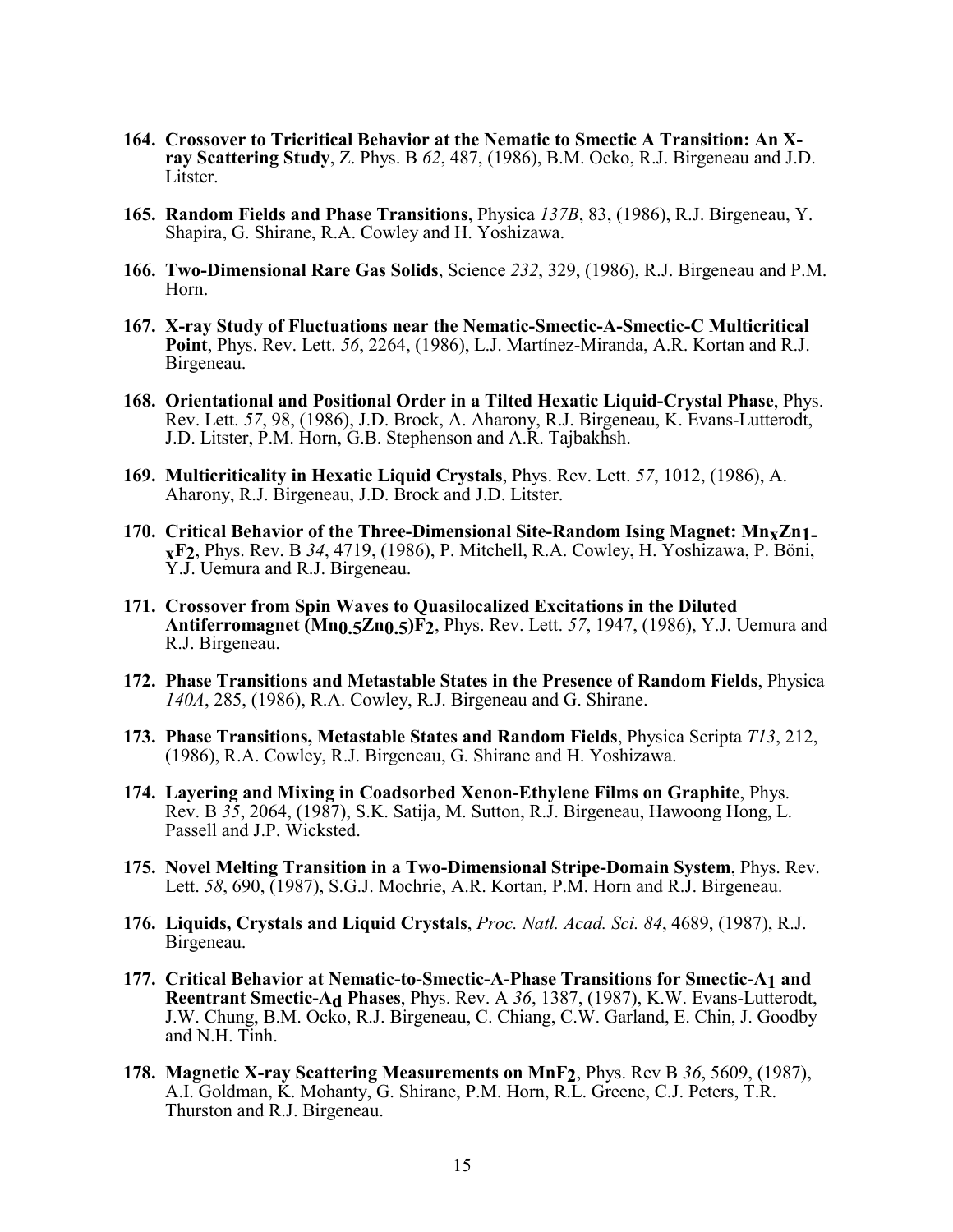164. **Crossover to Tricritical Behavior at the Nematic to Smectic A Transition: An X-ray Scattering Study**, Z. Phys. B *62*, 487, (1986), B.M. Ocko, R.J. Birgeneau and J.D. Litster.

165. **Random Fields and Phase Transitions**, Physica *137B*, 83, (1986), R.J. Birgeneau, Y. Shapira, G. Shirane, R.A. Cowley and H. Yoshizawa.

166. **Two-Dimensional Rare Gas Solids**, Science *232*, 329, (1986), R.J. Birgeneau and P.M. Horn.

167. **X-ray Study of Fluctuations near the Nematic-Smectic-A-Smectic-C Multicritical Point**, Phys. Rev. Lett. *56*, 2264, (1986), L.J. Martínez-Miranda, A.R. Kortan and R.J. Birgeneau.

168. **Orientational and Positional Order in a Tilted Hexatic Liquid-Crystal Phase**, Phys. Rev. Lett. *57*, 98, (1986), J.D. Brock, A. Aharony, R.J. Birgeneau, K. Evans-Lutterodt, J.D. Litster, P.M. Horn, G.B. Stephenson and A.R. Tajbakhsh.

169. **Multicriticality in Hexatic Liquid Crystals**, Phys. Rev. Lett. *57*, 1012, (1986), A. Aharony, R.J. Birgeneau, J.D. Brock and J.D. Litster.

170. **Critical Behavior of the Three-Dimensional Site-Random Ising Magnet: $Mn_xZn_{1-x}F_2$**, Phys. Rev. B *34*, 4719, (1986), P. Mitchell, R.A. Cowley, H. Yoshizawa, P. Böni, Y.J. Uemura and R.J. Birgeneau.

171. **Crossover from Spin Waves to Quasilocalized Excitations in the Diluted Antiferromagnet $(Mn_{0.5}Zn_{0.5})F_2$**, Phys. Rev. Lett. *57*, 1947, (1986), Y.J. Uemura and R.J. Birgeneau.

172. **Phase Transitions and Metastable States in the Presence of Random Fields**, Physica *140A*, 285, (1986), R.A. Cowley, R.J. Birgeneau and G. Shirane.

173. **Phase Transitions, Metastable States and Random Fields**, Physica Scripta *T13*, 212, (1986), R.A. Cowley, R.J. Birgeneau, G. Shirane and H. Yoshizawa.

174. **Layering and Mixing in Coadsorbed Xenon-Ethylene Films on Graphite**, Phys. Rev. B *35*, 2064, (1987), S.K. Satija, M. Sutton, R.J. Birgeneau, Hawoong Hong, L. Passell and J.P. Wicksted.

175. **Novel Melting Transition in a Two-Dimensional Stripe-Domain System**, Phys. Rev. Lett. *58*, 690, (1987), S.G.J. Mochrie, A.R. Kortan, P.M. Horn and R.J. Birgeneau.

176. **Liquids, Crystals and Liquid Crystals**, *Proc. Natl. Acad. Sci. 84*, 4689, (1987), R.J. Birgeneau.

177. **Critical Behavior at Nematic-to-Smectic-A-Phase Transitions for Smectic-$A_1$ and Reentrant Smectic-$A_d$ Phases**, Phys. Rev. A *36*, 1387, (1987), K.W. Evans-Lutterodt, J.W. Chung, B.M. Ocko, R.J. Birgeneau, C. Chiang, C.W. Garland, E. Chin, J. Goodby and N.H. Tinh.

178. **Magnetic X-ray Scattering Measurements on $MnF_2$**, Phys Rev B *36*, 5609, (1987), A.I. Goldman, K. Mohanty, G. Shirane, P.M. Horn, R.L. Greene, C.J. Peters, T.R. Thurston and R.J. Birgeneau.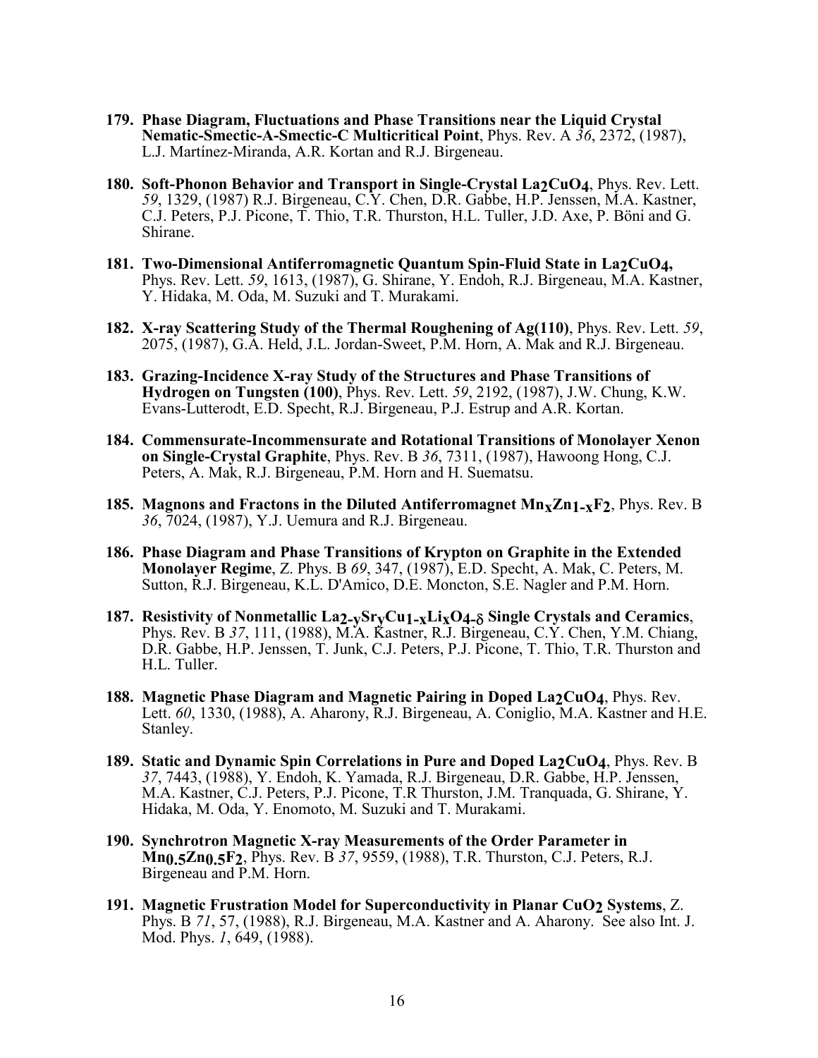179. **Phase Diagram, Fluctuations and Phase Transitions near the Liquid Crystal Nematic-Smectic-A-Smectic-C Multicritical Point**, Phys. Rev. A *36*, 2372, (1987), L.J. Martínez-Miranda, A.R. Kortan and R.J. Birgeneau.

180. **Soft-Phonon Behavior and Transport in Single-Crystal $La_2CuO_4$**, Phys. Rev. Lett. *59*, 1329, (1987) R.J. Birgeneau, C.Y. Chen, D.R. Gabbe, H.P. Jenssen, M.A. Kastner, C.J. Peters, P.J. Picone, T. Thio, T.R. Thurston, H.L. Tuller, J.D. Axe, P. Böni and G. Shirane.

181. **Two-Dimensional Antiferromagnetic Quantum Spin-Fluid State in $La_2CuO_4$,** Phys. Rev. Lett. *59*, 1613, (1987), G. Shirane, Y. Endoh, R.J. Birgeneau, M.A. Kastner, Y. Hidaka, M. Oda, M. Suzuki and T. Murakami.

182. **X-ray Scattering Study of the Thermal Roughening of Ag(110)**, Phys. Rev. Lett. *59*, 2075, (1987), G.A. Held, J.L. Jordan-Sweet, P.M. Horn, A. Mak and R.J. Birgeneau.

183. **Grazing-Incidence X-ray Study of the Structures and Phase Transitions of Hydrogen on Tungsten (100)**, Phys. Rev. Lett. *59*, 2192, (1987), J.W. Chung, K.W. Evans-Lutterodt, E.D. Specht, R.J. Birgeneau, P.J. Estrup and A.R. Kortan.

184. **Commensurate-Incommensurate and Rotational Transitions of Monolayer Xenon on Single-Crystal Graphite**, Phys. Rev. B *36*, 7311, (1987), Hawoong Hong, C.J. Peters, A. Mak, R.J. Birgeneau, P.M. Horn and H. Suematsu.

185. **Magnons and Fractons in the Diluted Antiferromagnet $Mn_xZn_{1-x}F_2$**, Phys. Rev. B *36*, 7024, (1987), Y.J. Uemura and R.J. Birgeneau.

186. **Phase Diagram and Phase Transitions of Krypton on Graphite in the Extended Monolayer Regime**, Z. Phys. B *69*, 347, (1987), E.D. Specht, A. Mak, C. Peters, M. Sutton, R.J. Birgeneau, K.L. D'Amico, D.E. Moncton, S.E. Nagler and P.M. Horn.

187. **Resistivity of Nonmetallic $La_{2-y}Sr_yCu_{1-x}Li_xO_{4-\delta}$ Single Crystals and Ceramics**, Phys. Rev. B *37*, 111, (1988), M.A. Kastner, R.J. Birgeneau, C.Y. Chen, Y.M. Chiang, D.R. Gabbe, H.P. Jenssen, T. Junk, C.J. Peters, P.J. Picone, T. Thio, T.R. Thurston and H.L. Tuller.

188. **Magnetic Phase Diagram and Magnetic Pairing in Doped $La_2CuO_4$**, Phys. Rev. Lett. *60*, 1330, (1988), A. Aharony, R.J. Birgeneau, A. Coniglio, M.A. Kastner and H.E. Stanley.

189. **Static and Dynamic Spin Correlations in Pure and Doped $La_2CuO_4$**, Phys. Rev. B *37*, 7443, (1988), Y. Endoh, K. Yamada, R.J. Birgeneau, D.R. Gabbe, H.P. Jenssen, M.A. Kastner, C.J. Peters, P.J. Picone, T.R Thurston, J.M. Tranquada, G. Shirane, Y. Hidaka, M. Oda, Y. Enomoto, M. Suzuki and T. Murakami.

190. **Synchrotron Magnetic X-ray Measurements of the Order Parameter in $Mn_{0.5}Zn_{0.5}F_2$**, Phys. Rev. B *37*, 9559, (1988), T.R. Thurston, C.J. Peters, R.J. Birgeneau and P.M. Horn.

191. **Magnetic Frustration Model for Superconductivity in Planar $CuO_2$ Systems**, Z. Phys. B *71*, 57, (1988), R.J. Birgeneau, M.A. Kastner and A. Aharony. See also Int. J. Mod. Phys. *1*, 649, (1988).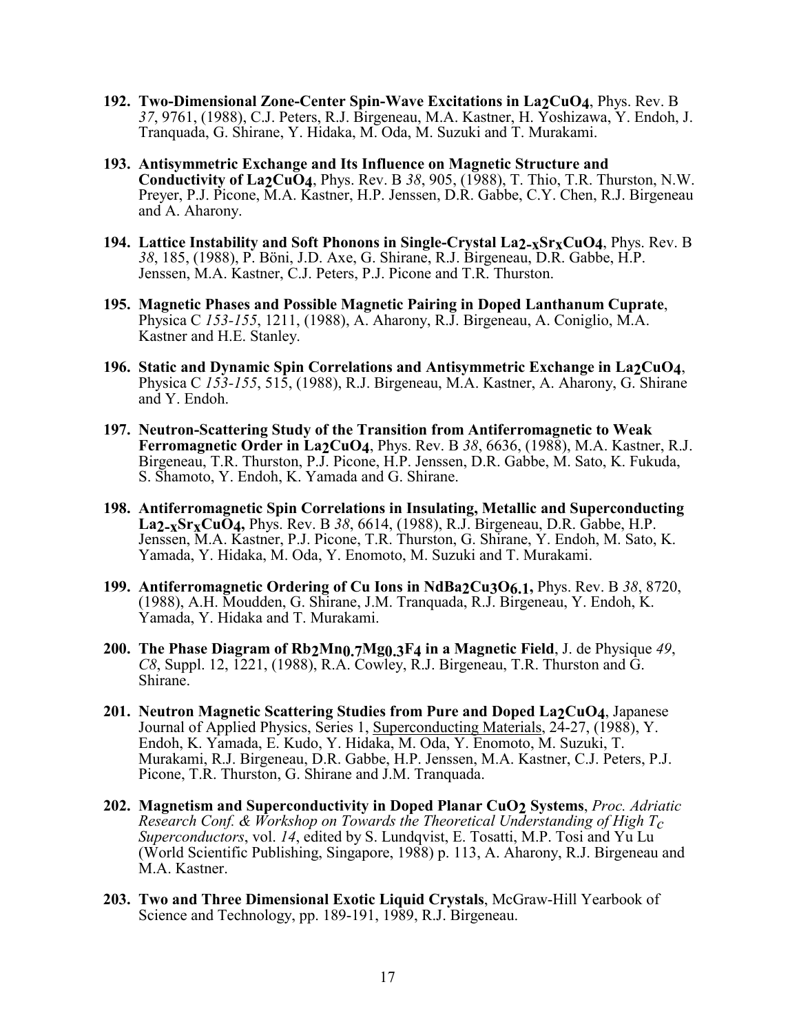192. **Two-Dimensional Zone-Center Spin-Wave Excitations in $La_2CuO_4$**, Phys. Rev. B *37*, 9761, (1988), C.J. Peters, R.J. Birgeneau, M.A. Kastner, H. Yoshizawa, Y. Endoh, J. Tranquada, G. Shirane, Y. Hidaka, M. Oda, M. Suzuki and T. Murakami.

193. **Antisymmetric Exchange and Its Influence on Magnetic Structure and Conductivity of $La_2CuO_4$**, Phys. Rev. B *38*, 905, (1988), T. Thio, T.R. Thurston, N.W. Preyer, P.J. Picone, M.A. Kastner, H.P. Jenssen, D.R. Gabbe, C.Y. Chen, R.J. Birgeneau and A. Aharony.

194. **Lattice Instability and Soft Phonons in Single-Crystal $La_{2-x}Sr_xCuO_4$**, Phys. Rev. B *38*, 185, (1988), P. Böni, J.D. Axe, G. Shirane, R.J. Birgeneau, D.R. Gabbe, H.P. Jenssen, M.A. Kastner, C.J. Peters, P.J. Picone and T.R. Thurston.

195. **Magnetic Phases and Possible Magnetic Pairing in Doped Lanthanum Cuprate**, Physica C *153-155*, 1211, (1988), A. Aharony, R.J. Birgeneau, A. Coniglio, M.A. Kastner and H.E. Stanley.

196. **Static and Dynamic Spin Correlations and Antisymmetric Exchange in $La_2CuO_4$**, Physica C *153-155*, 515, (1988), R.J. Birgeneau, M.A. Kastner, A. Aharony, G. Shirane and Y. Endoh.

197. **Neutron-Scattering Study of the Transition from Antiferromagnetic to Weak Ferromagnetic Order in $La_2CuO_4$**, Phys. Rev. B *38*, 6636, (1988), M.A. Kastner, R.J. Birgeneau, T.R. Thurston, P.J. Picone, H.P. Jenssen, D.R. Gabbe, M. Sato, K. Fukuda, S. Shamoto, Y. Endoh, K. Yamada and G. Shirane.

198. **Antiferromagnetic Spin Correlations in Insulating, Metallic and Superconducting $La_{2-x}Sr_xCuO_4$,** Phys. Rev. B *38*, 6614, (1988), R.J. Birgeneau, D.R. Gabbe, H.P. Jenssen, M.A. Kastner, P.J. Picone, T.R. Thurston, G. Shirane, Y. Endoh, M. Sato, K. Yamada, Y. Hidaka, M. Oda, Y. Enomoto, M. Suzuki and T. Murakami.

199. **Antiferromagnetic Ordering of Cu Ions in $NdBa_2Cu_3O_{6.1}$,** Phys. Rev. B *38*, 8720, (1988), A.H. Moudden, G. Shirane, J.M. Tranquada, R.J. Birgeneau, Y. Endoh, K. Yamada, Y. Hidaka and T. Murakami.

200. **The Phase Diagram of $Rb_2Mn_{0.7}Mg_{0.3}F_4$ in a Magnetic Field**, J. de Physique *49*, *C8*, Suppl. 12, 1221, (1988), R.A. Cowley, R.J. Birgeneau, T.R. Thurston and G. Shirane.

201. **Neutron Magnetic Scattering Studies from Pure and Doped $La_2CuO_4$**, Japanese Journal of Applied Physics, Series 1, Superconducting Materials, 24-27, (1988), Y. Endoh, K. Yamada, E. Kudo, Y. Hidaka, M. Oda, Y. Enomoto, M. Suzuki, T. Murakami, R.J. Birgeneau, D.R. Gabbe, H.P. Jenssen, M.A. Kastner, C.J. Peters, P.J. Picone, T.R. Thurston, G. Shirane and J.M. Tranquada.

202. **Magnetism and Superconductivity in Doped Planar $CuO_2$ Systems**, *Proc. Adriatic Research Conf. & Workshop on Towards the Theoretical Understanding of High $T_c$ Superconductors*, vol. *14*, edited by S. Lundqvist, E. Tosatti, M.P. Tosi and Yu Lu (World Scientific Publishing, Singapore, 1988) p. 113, A. Aharony, R.J. Birgeneau and M.A. Kastner.

203. **Two and Three Dimensional Exotic Liquid Crystals**, McGraw-Hill Yearbook of Science and Technology, pp. 189-191, 1989, R.J. Birgeneau.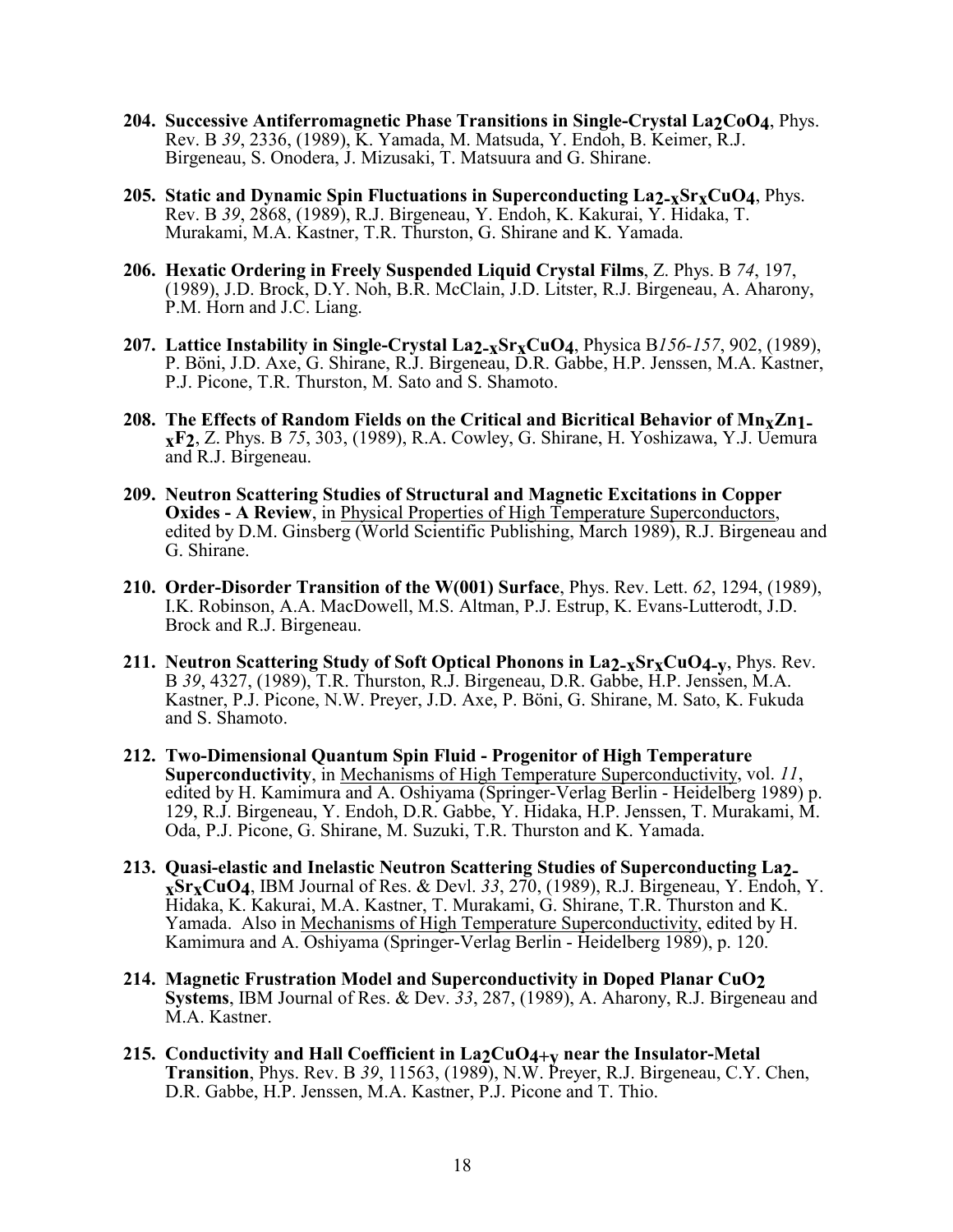204. **Successive Antiferromagnetic Phase Transitions in Single-Crystal $La_2CoO_4$**, Phys. Rev. B *39*, 2336, (1989), K. Yamada, M. Matsuda, Y. Endoh, B. Keimer, R.J. Birgeneau, S. Onodera, J. Mizusaki, T. Matsuura and G. Shirane.

205. **Static and Dynamic Spin Fluctuations in Superconducting $La_{2-x}Sr_xCuO_4$**, Phys. Rev. B *39*, 2868, (1989), R.J. Birgeneau, Y. Endoh, K. Kakurai, Y. Hidaka, T. Murakami, M.A. Kastner, T.R. Thurston, G. Shirane and K. Yamada.

206. **Hexatic Ordering in Freely Suspended Liquid Crystal Films**, Z. Phys. B *74*, 197, (1989), J.D. Brock, D.Y. Noh, B.R. McClain, J.D. Litster, R.J. Birgeneau, A. Aharony, P.M. Horn and J.C. Liang.

207. **Lattice Instability in Single-Crystal $La_{2-x}Sr_xCuO_4$**, Physica B*156-157*, 902, (1989), P. Böni, J.D. Axe, G. Shirane, R.J. Birgeneau, D.R. Gabbe, H.P. Jenssen, M.A. Kastner, P.J. Picone, T.R. Thurston, M. Sato and S. Shamoto.

208. **The Effects of Random Fields on the Critical and Bicritical Behavior of $Mn_xZn_{1-x}F_2$**, Z. Phys. B *75*, 303, (1989), R.A. Cowley, G. Shirane, H. Yoshizawa, Y.J. Uemura and R.J. Birgeneau.

209. **Neutron Scattering Studies of Structural and Magnetic Excitations in Copper Oxides - A Review**, in Physical Properties of High Temperature Superconductors, edited by D.M. Ginsberg (World Scientific Publishing, March 1989), R.J. Birgeneau and G. Shirane.

210. **Order-Disorder Transition of the W(001) Surface**, Phys. Rev. Lett. *62*, 1294, (1989), I.K. Robinson, A.A. MacDowell, M.S. Altman, P.J. Estrup, K. Evans-Lutterodt, J.D. Brock and R.J. Birgeneau.

211. **Neutron Scattering Study of Soft Optical Phonons in $La_{2-x}Sr_xCuO_{4-y}$**, Phys. Rev. B *39*, 4327, (1989), T.R. Thurston, R.J. Birgeneau, D.R. Gabbe, H.P. Jenssen, M.A. Kastner, P.J. Picone, N.W. Preyer, J.D. Axe, P. Böni, G. Shirane, M. Sato, K. Fukuda and S. Shamoto.

212. **Two-Dimensional Quantum Spin Fluid - Progenitor of High Temperature Superconductivity**, in Mechanisms of High Temperature Superconductivity, vol. *11*, edited by H. Kamimura and A. Oshiyama (Springer-Verlag Berlin - Heidelberg 1989) p. 129, R.J. Birgeneau, Y. Endoh, D.R. Gabbe, Y. Hidaka, H.P. Jenssen, T. Murakami, M. Oda, P.J. Picone, G. Shirane, M. Suzuki, T.R. Thurston and K. Yamada.

213. **Quasi-elastic and Inelastic Neutron Scattering Studies of Superconducting $La_{2-x}Sr_xCuO_4$**, IBM Journal of Res. & Devl. *33*, 270, (1989), R.J. Birgeneau, Y. Endoh, Y. Hidaka, K. Kakurai, M.A. Kastner, T. Murakami, G. Shirane, T.R. Thurston and K. Yamada. Also in Mechanisms of High Temperature Superconductivity, edited by H. Kamimura and A. Oshiyama (Springer-Verlag Berlin - Heidelberg 1989), p. 120.

214. **Magnetic Frustration Model and Superconductivity in Doped Planar $CuO_2$ Systems**, IBM Journal of Res. & Dev. *33*, 287, (1989), A. Aharony, R.J. Birgeneau and M.A. Kastner.

215. **Conductivity and Hall Coefficient in $La_2CuO_{4+y}$ near the Insulator-Metal Transition**, Phys. Rev. B *39*, 11563, (1989), N.W. Preyer, R.J. Birgeneau, C.Y. Chen, D.R. Gabbe, H.P. Jenssen, M.A. Kastner, P.J. Picone and T. Thio.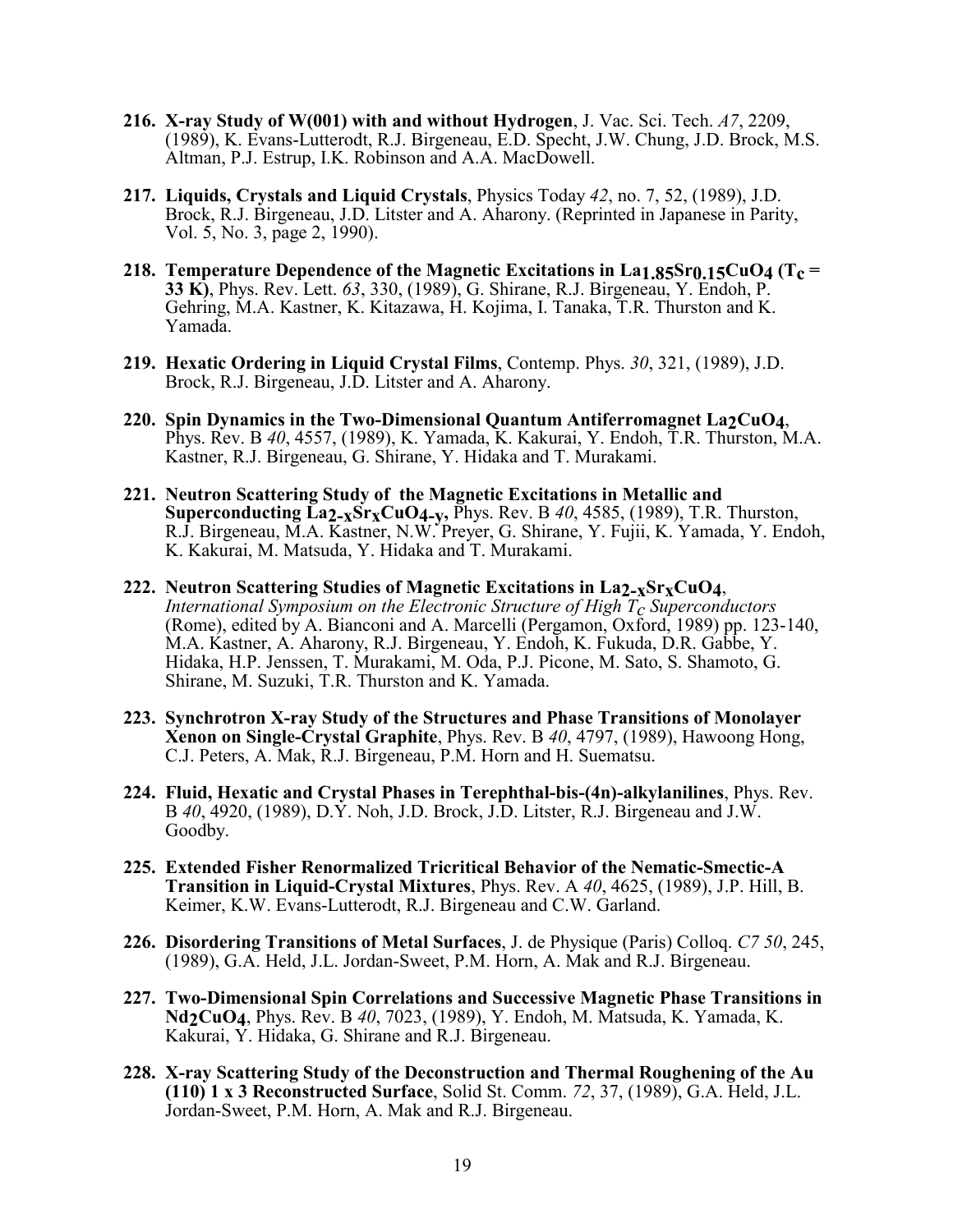216. **X-ray Study of W(001) with and without Hydrogen**, J. Vac. Sci. Tech. *A7*, 2209, (1989), K. Evans-Lutterodt, R.J. Birgeneau, E.D. Specht, J.W. Chung, J.D. Brock, M.S. Altman, P.J. Estrup, I.K. Robinson and A.A. MacDowell.

217. **Liquids, Crystals and Liquid Crystals**, Physics Today *42*, no. 7, 52, (1989), J.D. Brock, R.J. Birgeneau, J.D. Litster and A. Aharony. (Reprinted in Japanese in Parity, Vol. 5, No. 3, page 2, 1990).

218. **Temperature Dependence of the Magnetic Excitations in $La_{1.85}Sr_{0.15}CuO_4$ ($T_c$ = 33 K)**, Phys. Rev. Lett. *63*, 330, (1989), G. Shirane, R.J. Birgeneau, Y. Endoh, P. Gehring, M.A. Kastner, K. Kitazawa, H. Kojima, I. Tanaka, T.R. Thurston and K. Yamada.

219. **Hexatic Ordering in Liquid Crystal Films**, Contemp. Phys. *30*, 321, (1989), J.D. Brock, R.J. Birgeneau, J.D. Litster and A. Aharony.

220. **Spin Dynamics in the Two-Dimensional Quantum Antiferromagnet $La_2CuO_4$**, Phys. Rev. B *40*, 4557, (1989), K. Yamada, K. Kakurai, Y. Endoh, T.R. Thurston, M.A. Kastner, R.J. Birgeneau, G. Shirane, Y. Hidaka and T. Murakami.

221. **Neutron Scattering Study of the Magnetic Excitations in Metallic and Superconducting $La_{2-x}Sr_xCuO_{4-y}$,** Phys. Rev. B *40*, 4585, (1989), T.R. Thurston, R.J. Birgeneau, M.A. Kastner, N.W. Preyer, G. Shirane, Y. Fujii, K. Yamada, Y. Endoh, K. Kakurai, M. Matsuda, Y. Hidaka and T. Murakami.

222. **Neutron Scattering Studies of Magnetic Excitations in $La_{2-x}Sr_xCuO_4$**, *International Symposium on the Electronic Structure of High $T_c$ Superconductors* (Rome), edited by A. Bianconi and A. Marcelli (Pergamon, Oxford, 1989) pp. 123-140, M.A. Kastner, A. Aharony, R.J. Birgeneau, Y. Endoh, K. Fukuda, D.R. Gabbe, Y. Hidaka, H.P. Jenssen, T. Murakami, M. Oda, P.J. Picone, M. Sato, S. Shamoto, G. Shirane, M. Suzuki, T.R. Thurston and K. Yamada.

223. **Synchrotron X-ray Study of the Structures and Phase Transitions of Monolayer Xenon on Single-Crystal Graphite**, Phys. Rev. B *40*, 4797, (1989), Hawoong Hong, C.J. Peters, A. Mak, R.J. Birgeneau, P.M. Horn and H. Suematsu.

224. **Fluid, Hexatic and Crystal Phases in Terephthal-bis-(4n)-alkylanilines**, Phys. Rev. B *40*, 4920, (1989), D.Y. Noh, J.D. Brock, J.D. Litster, R.J. Birgeneau and J.W. Goodby.

225. **Extended Fisher Renormalized Tricritical Behavior of the Nematic-Smectic-A Transition in Liquid-Crystal Mixtures**, Phys. Rev. A *40*, 4625, (1989), J.P. Hill, B. Keimer, K.W. Evans-Lutterodt, R.J. Birgeneau and C.W. Garland.

226. **Disordering Transitions of Metal Surfaces**, J. de Physique (Paris) Colloq. *C7 50*, 245, (1989), G.A. Held, J.L. Jordan-Sweet, P.M. Horn, A. Mak and R.J. Birgeneau.

227. **Two-Dimensional Spin Correlations and Successive Magnetic Phase Transitions in $Nd_2CuO_4$**, Phys. Rev. B *40*, 7023, (1989), Y. Endoh, M. Matsuda, K. Yamada, K. Kakurai, Y. Hidaka, G. Shirane and R.J. Birgeneau.

228. **X-ray Scattering Study of the Deconstruction and Thermal Roughening of the Au (110) 1 x 3 Reconstructed Surface**, Solid St. Comm. *72*, 37, (1989), G.A. Held, J.L. Jordan-Sweet, P.M. Horn, A. Mak and R.J. Birgeneau.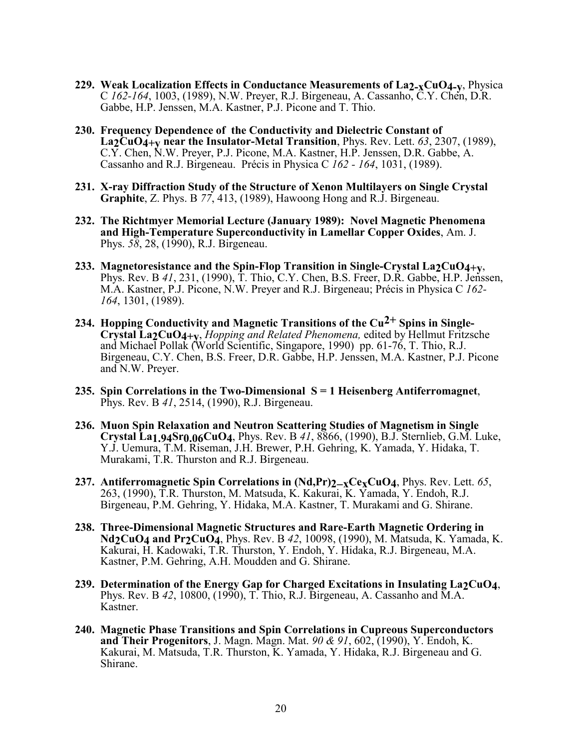229. **Weak Localization Effects in Conductance Measurements of $La_{2-x}CuO_{4-y}$**, Physica C *162-164*, 1003, (1989), N.W. Preyer, R.J. Birgeneau, A. Cassanho, C.Y. Chen, D.R. Gabbe, H.P. Jenssen, M.A. Kastner, P.J. Picone and T. Thio.

230. **Frequency Dependence of the Conductivity and Dielectric Constant of $La_2CuO_{4+y}$ near the Insulator-Metal Transition**, Phys. Rev. Lett. *63*, 2307, (1989), C.Y. Chen, N.W. Preyer, P.J. Picone, M.A. Kastner, H.P. Jenssen, D.R. Gabbe, A. Cassanho and R.J. Birgeneau. Précis in Physica C *162 - 164*, 1031, (1989).

231. **X-ray Diffraction Study of the Structure of Xenon Multilayers on Single Crystal Graphite**, Z. Phys. B *77*, 413, (1989), Hawoong Hong and R.J. Birgeneau.

232. **The Richtmyer Memorial Lecture (January 1989): Novel Magnetic Phenomena and High-Temperature Superconductivity in Lamellar Copper Oxides**, Am. J. Phys. *58*, 28, (1990), R.J. Birgeneau.

233. **Magnetoresistance and the Spin-Flop Transition in Single-Crystal $La_2CuO_{4+y}$**, Phys. Rev. B *41*, 231, (1990), T. Thio, C.Y. Chen, B.S. Freer, D.R. Gabbe, H.P. Jenssen, M.A. Kastner, P.J. Picone, N.W. Preyer and R.J. Birgeneau; Précis in Physica C *162-164*, 1301, (1989).

234. **Hopping Conductivity and Magnetic Transitions of the $Cu^{2+}$ Spins in Single-Crystal $La_2CuO_{4+y}$**, *Hopping and Related Phenomena,* edited by Hellmut Fritzsche and Michael Pollak (World Scientific, Singapore, 1990) pp. 61-76, T. Thio, R.J. Birgeneau, C.Y. Chen, B.S. Freer, D.R. Gabbe, H.P. Jenssen, M.A. Kastner, P.J. Picone and N.W. Preyer.

235. **Spin Correlations in the Two-Dimensional S = 1 Heisenberg Antiferromagnet**, Phys. Rev. B *41*, 2514, (1990), R.J. Birgeneau.

236. **Muon Spin Relaxation and Neutron Scattering Studies of Magnetism in Single Crystal $La_{1.94}Sr_{0.06}CuO_4$**, Phys. Rev. B *41*, 8866, (1990), B.J. Sternlieb, G.M. Luke, Y.J. Uemura, T.M. Riseman, J.H. Brewer, P.H. Gehring, K. Yamada, Y. Hidaka, T. Murakami, T.R. Thurston and R.J. Birgeneau.

237. **Antiferromagnetic Spin Correlations in $(Nd,Pr)_{2-x}Ce_xCuO_4$**, Phys. Rev. Lett. *65*, 263, (1990), T.R. Thurston, M. Matsuda, K. Kakurai, K. Yamada, Y. Endoh, R.J. Birgeneau, P.M. Gehring, Y. Hidaka, M.A. Kastner, T. Murakami and G. Shirane.

238. **Three-Dimensional Magnetic Structures and Rare-Earth Magnetic Ordering in $Nd_2CuO_4$ and $Pr_2CuO_4$**, Phys. Rev. B *42*, 10098, (1990), M. Matsuda, K. Yamada, K. Kakurai, H. Kadowaki, T.R. Thurston, Y. Endoh, Y. Hidaka, R.J. Birgeneau, M.A. Kastner, P.M. Gehring, A.H. Moudden and G. Shirane.

239. **Determination of the Energy Gap for Charged Excitations in Insulating $La_2CuO_4$**, Phys. Rev. B *42*, 10800, (1990), T. Thio, R.J. Birgeneau, A. Cassanho and M.A. Kastner.

240. **Magnetic Phase Transitions and Spin Correlations in Cupreous Superconductors and Their Progenitors**, J. Magn. Magn. Mat. *90 & 91*, 602, (1990), Y. Endoh, K. Kakurai, M. Matsuda, T.R. Thurston, K. Yamada, Y. Hidaka, R.J. Birgeneau and G. Shirane.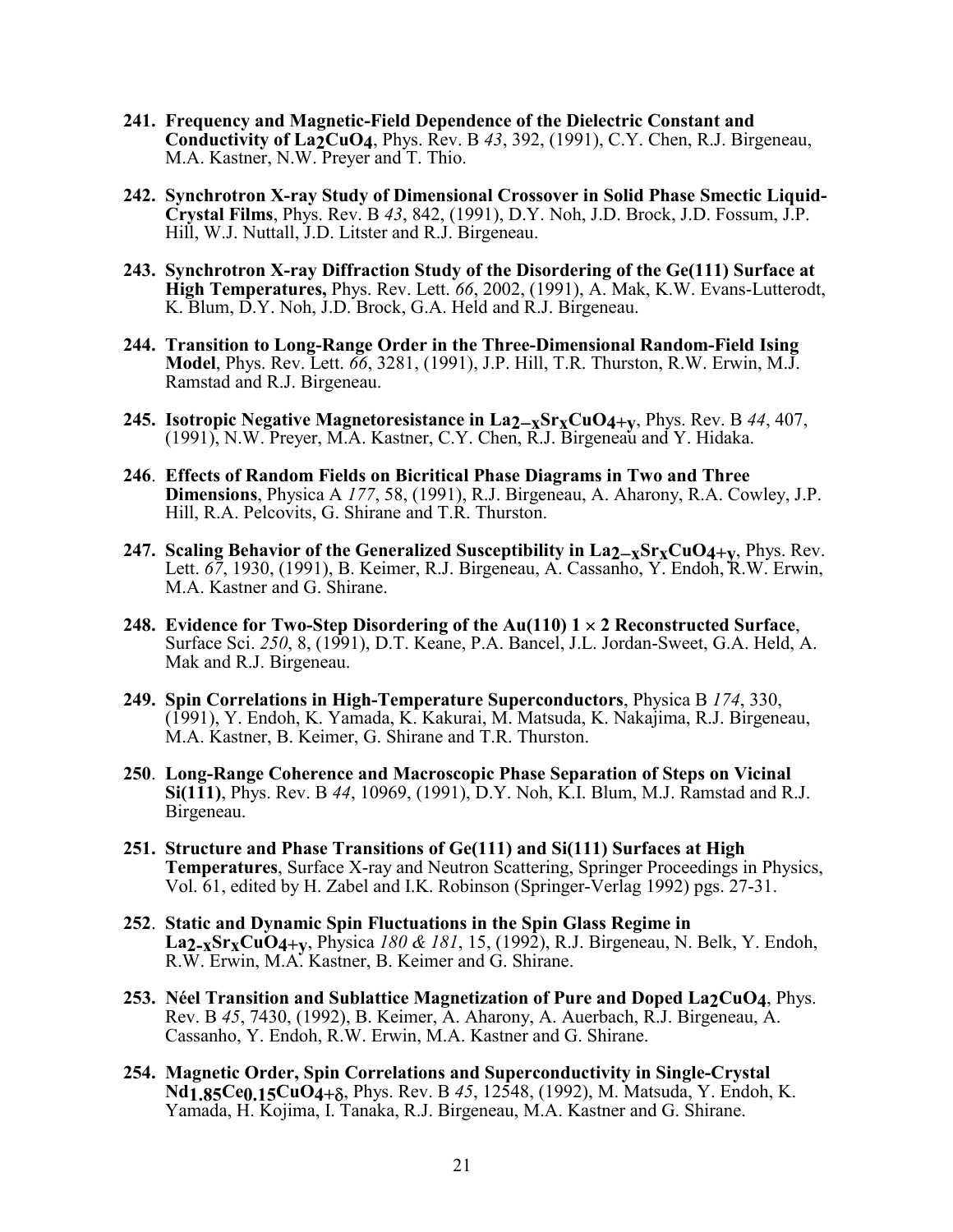241. **Frequency and Magnetic-Field Dependence of the Dielectric Constant and Conductivity of $La_2CuO_4$**, Phys. Rev. B *43*, 392, (1991), C.Y. Chen, R.J. Birgeneau, M.A. Kastner, N.W. Preyer and T. Thio.

242. **Synchrotron X-ray Study of Dimensional Crossover in Solid Phase Smectic Liquid-Crystal Films**, Phys. Rev. B *43*, 842, (1991), D.Y. Noh, J.D. Brock, J.D. Fossum, J.P. Hill, W.J. Nuttall, J.D. Litster and R.J. Birgeneau.

243. **Synchrotron X-ray Diffraction Study of the Disordering of the Ge(111) Surface at High Temperatures,** Phys. Rev. Lett. *66*, 2002, (1991), A. Mak, K.W. Evans-Lutterodt, K. Blum, D.Y. Noh, J.D. Brock, G.A. Held and R.J. Birgeneau.

244. **Transition to Long-Range Order in the Three-Dimensional Random-Field Ising Model**, Phys. Rev. Lett. *66*, 3281, (1991), J.P. Hill, T.R. Thurston, R.W. Erwin, M.J. Ramstad and R.J. Birgeneau.

245. **Isotropic Negative Magnetoresistance in $La_{2-x}Sr_xCuO_{4+y}$**, Phys. Rev. B *44*, 407, (1991), N.W. Preyer, M.A. Kastner, C.Y. Chen, R.J. Birgeneau and Y. Hidaka.

246. **Effects of Random Fields on Bicritical Phase Diagrams in Two and Three Dimensions**, Physica A *177*, 58, (1991), R.J. Birgeneau, A. Aharony, R.A. Cowley, J.P. Hill, R.A. Pelcovits, G. Shirane and T.R. Thurston.

247. **Scaling Behavior of the Generalized Susceptibility in $La_{2-x}Sr_xCuO_{4+y}$**, Phys. Rev. Lett. *67*, 1930, (1991), B. Keimer, R.J. Birgeneau, A. Cassanho, Y. Endoh, R.W. Erwin, M.A. Kastner and G. Shirane.

248. **Evidence for Two-Step Disordering of the Au(110) 1 × 2 Reconstructed Surface**, Surface Sci. *250*, 8, (1991), D.T. Keane, P.A. Bancel, J.L. Jordan-Sweet, G.A. Held, A. Mak and R.J. Birgeneau.

249. **Spin Correlations in High-Temperature Superconductors**, Physica B *174*, 330, (1991), Y. Endoh, K. Yamada, K. Kakurai, M. Matsuda, K. Nakajima, R.J. Birgeneau, M.A. Kastner, B. Keimer, G. Shirane and T.R. Thurston.

250. **Long-Range Coherence and Macroscopic Phase Separation of Steps on Vicinal Si(111)**, Phys. Rev. B *44*, 10969, (1991), D.Y. Noh, K.I. Blum, M.J. Ramstad and R.J. Birgeneau.

251. **Structure and Phase Transitions of Ge(111) and Si(111) Surfaces at High Temperatures**, Surface X-ray and Neutron Scattering, Springer Proceedings in Physics, Vol. 61, edited by H. Zabel and I.K. Robinson (Springer-Verlag 1992) pgs. 27-31.

252. **Static and Dynamic Spin Fluctuations in the Spin Glass Regime in $La_{2-x}Sr_xCuO_{4+y}$**, Physica *180 & 181*, 15, (1992), R.J. Birgeneau, N. Belk, Y. Endoh, R.W. Erwin, M.A. Kastner, B. Keimer and G. Shirane.

253. **Néel Transition and Sublattice Magnetization of Pure and Doped $La_2CuO_4$**, Phys. Rev. B *45*, 7430, (1992), B. Keimer, A. Aharony, A. Auerbach, R.J. Birgeneau, A. Cassanho, Y. Endoh, R.W. Erwin, M.A. Kastner and G. Shirane.

254. **Magnetic Order, Spin Correlations and Superconductivity in Single-Crystal $Nd_{1.85}Ce_{0.15}CuO_{4+\delta}$**, Phys. Rev. B *45*, 12548, (1992), M. Matsuda, Y. Endoh, K. Yamada, H. Kojima, I. Tanaka, R.J. Birgeneau, M.A. Kastner and G. Shirane.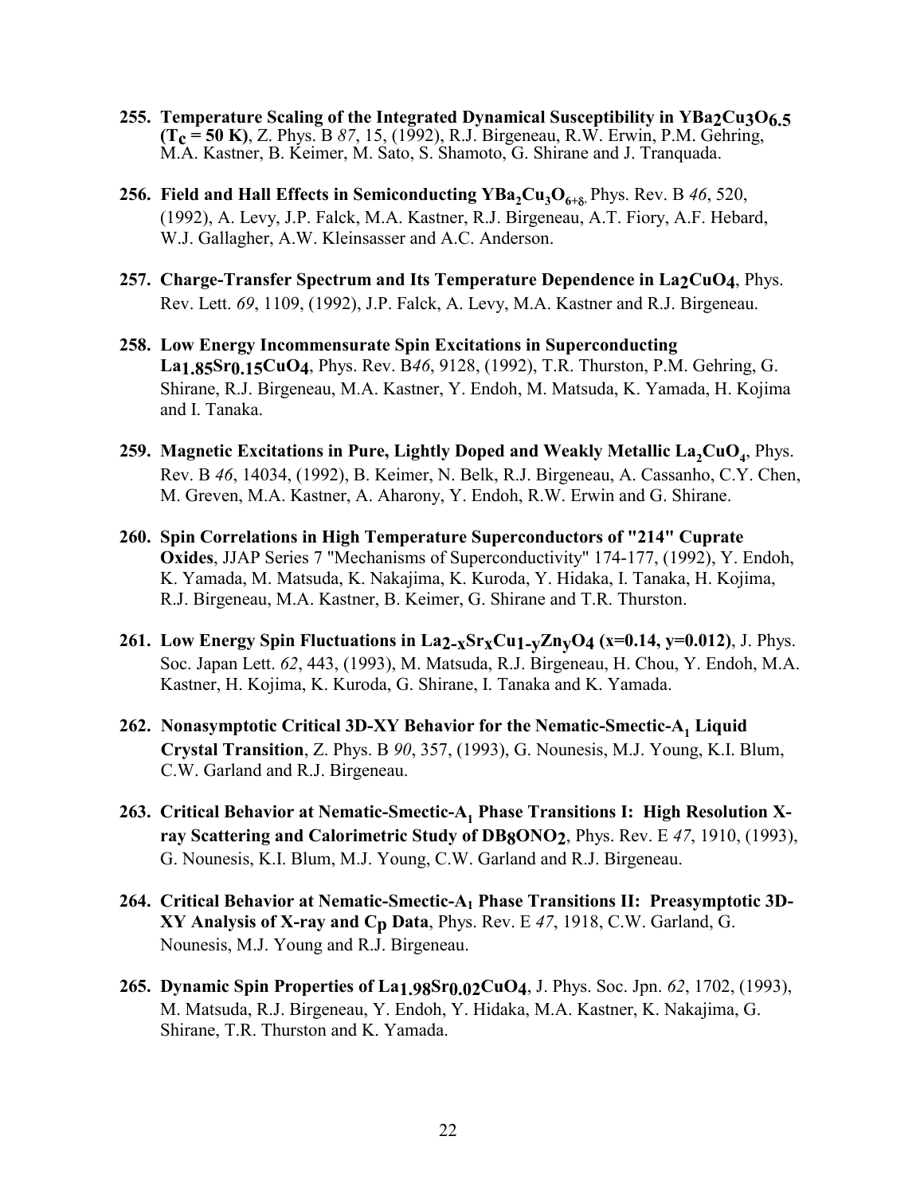255. **Temperature Scaling of the Integrated Dynamical Susceptibility in $YBa_2Cu_3O_{6.5}$ ($T_c$ = 50 K)**, Z. Phys. B *87*, 15, (1992), R.J. Birgeneau, R.W. Erwin, P.M. Gehring, M.A. Kastner, B. Keimer, M. Sato, S. Shamoto, G. Shirane and J. Tranquada.

256. **Field and Hall Effects in Semiconducting $YBa_2Cu_3O_{6+\delta}$**, Phys. Rev. B *46*, 520, (1992), A. Levy, J.P. Falck, M.A. Kastner, R.J. Birgeneau, A.T. Fiory, A.F. Hebard, W.J. Gallagher, A.W. Kleinsasser and A.C. Anderson.

257. **Charge-Transfer Spectrum and Its Temperature Dependence in $La_2CuO_4$**, Phys. Rev. Lett. *69*, 1109, (1992), J.P. Falck, A. Levy, M.A. Kastner and R.J. Birgeneau.

258. **Low Energy Incommensurate Spin Excitations in Superconducting $La_{1.85}Sr_{0.15}CuO_4$**, Phys. Rev. B*46*, 9128, (1992), T.R. Thurston, P.M. Gehring, G. Shirane, R.J. Birgeneau, M.A. Kastner, Y. Endoh, M. Matsuda, K. Yamada, H. Kojima and I. Tanaka.

259. **Magnetic Excitations in Pure, Lightly Doped and Weakly Metallic $La_2CuO_4$**, Phys. Rev. B *46*, 14034, (1992), B. Keimer, N. Belk, R.J. Birgeneau, A. Cassanho, C.Y. Chen, M. Greven, M.A. Kastner, A. Aharony, Y. Endoh, R.W. Erwin and G. Shirane.

260. **Spin Correlations in High Temperature Superconductors of "214" Cuprate Oxides**, JJAP Series 7 "Mechanisms of Superconductivity" 174-177, (1992), Y. Endoh, K. Yamada, M. Matsuda, K. Nakajima, K. Kuroda, Y. Hidaka, I. Tanaka, H. Kojima, R.J. Birgeneau, M.A. Kastner, B. Keimer, G. Shirane and T.R. Thurston.

261. **Low Energy Spin Fluctuations in $La_{2-x}Sr_xCu_{1-y}Zn_yO_4$ (x=0.14, y=0.012)**, J. Phys. Soc. Japan Lett. *62*, 443, (1993), M. Matsuda, R.J. Birgeneau, H. Chou, Y. Endoh, M.A. Kastner, H. Kojima, K. Kuroda, G. Shirane, I. Tanaka and K. Yamada.

262. **Nonasymptotic Critical 3D-XY Behavior for the Nematic-Smectic-$A_1$ Liquid Crystal Transition**, Z. Phys. B *90*, 357, (1993), G. Nounesis, M.J. Young, K.I. Blum, C.W. Garland and R.J. Birgeneau.

263. **Critical Behavior at Nematic-Smectic-$A_1$ Phase Transitions I: High Resolution X-ray Scattering and Calorimetric Study of $DB_8ONO_2$**, Phys. Rev. E *47*, 1910, (1993), G. Nounesis, K.I. Blum, M.J. Young, C.W. Garland and R.J. Birgeneau.

264. **Critical Behavior at Nematic-Smectic-$A_1$ Phase Transitions II: Preasymptotic 3D-XY Analysis of X-ray and $C_p$ Data**, Phys. Rev. E *47*, 1918, C.W. Garland, G. Nounesis, M.J. Young and R.J. Birgeneau.

265. **Dynamic Spin Properties of $La_{1.98}Sr_{0.02}CuO_4$**, J. Phys. Soc. Jpn. *62*, 1702, (1993), M. Matsuda, R.J. Birgeneau, Y. Endoh, Y. Hidaka, M.A. Kastner, K. Nakajima, G. Shirane, T.R. Thurston and K. Yamada.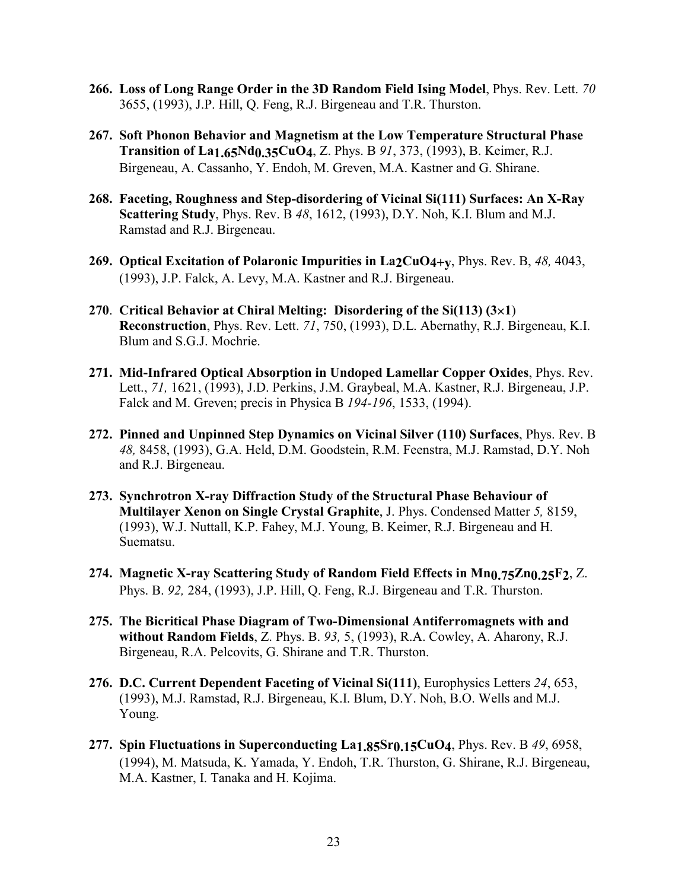**266. Loss of Long Range Order in the 3D Random Field Ising Model**, Phys. Rev. Lett. *70* 3655, (1993), J.P. Hill, Q. Feng, R.J. Birgeneau and T.R. Thurston.

**267. Soft Phonon Behavior and Magnetism at the Low Temperature Structural Phase Transition of $La_{1.65}Nd_{0.35}CuO_4$**, Z. Phys. B *91*, 373, (1993), B. Keimer, R.J. Birgeneau, A. Cassanho, Y. Endoh, M. Greven, M.A. Kastner and G. Shirane.

**268. Faceting, Roughness and Step-disordering of Vicinal Si(111) Surfaces: An X-Ray Scattering Study**, Phys. Rev. B *48*, 1612, (1993), D.Y. Noh, K.I. Blum and M.J. Ramstad and R.J. Birgeneau.

**269. Optical Excitation of Polaronic Impurities in $La_2CuO_{4+y}$**, Phys. Rev. B, *48,* 4043, (1993), J.P. Falck, A. Levy, M.A. Kastner and R.J. Birgeneau.

**270**. **Critical Behavior at Chiral Melting: Disordering of the Si(113) (3×1) Reconstruction**, Phys. Rev. Lett. *71*, 750, (1993), D.L. Abernathy, R.J. Birgeneau, K.I. Blum and S.G.J. Mochrie.

**271. Mid-Infrared Optical Absorption in Undoped Lamellar Copper Oxides**, Phys. Rev. Lett., *71,* 1621, (1993), J.D. Perkins, J.M. Graybeal, M.A. Kastner, R.J. Birgeneau, J.P. Falck and M. Greven; precis in Physica B *194-196*, 1533, (1994).

**272. Pinned and Unpinned Step Dynamics on Vicinal Silver (110) Surfaces**, Phys. Rev. B *48,* 8458, (1993), G.A. Held, D.M. Goodstein, R.M. Feenstra, M.J. Ramstad, D.Y. Noh and R.J. Birgeneau.

**273. Synchrotron X-ray Diffraction Study of the Structural Phase Behaviour of Multilayer Xenon on Single Crystal Graphite**, J. Phys. Condensed Matter *5,* 8159, (1993), W.J. Nuttall, K.P. Fahey, M.J. Young, B. Keimer, R.J. Birgeneau and H. Suematsu.

**274. Magnetic X-ray Scattering Study of Random Field Effects in $Mn_{0.75}Zn_{0.25}F_2$**, Z. Phys. B. *92,* 284, (1993), J.P. Hill, Q. Feng, R.J. Birgeneau and T.R. Thurston.

**275. The Bicritical Phase Diagram of Two-Dimensional Antiferromagnets with and without Random Fields**, Z. Phys. B. *93,* 5, (1993), R.A. Cowley, A. Aharony, R.J. Birgeneau, R.A. Pelcovits, G. Shirane and T.R. Thurston.

**276. D.C. Current Dependent Faceting of Vicinal Si(111)**, Europhysics Letters *24*, 653, (1993), M.J. Ramstad, R.J. Birgeneau, K.I. Blum, D.Y. Noh, B.O. Wells and M.J. Young.

**277. Spin Fluctuations in Superconducting $La_{1.85}Sr_{0.15}CuO_4$**, Phys. Rev. B *49*, 6958, (1994), M. Matsuda, K. Yamada, Y. Endoh, T.R. Thurston, G. Shirane, R.J. Birgeneau, M.A. Kastner, I. Tanaka and H. Kojima.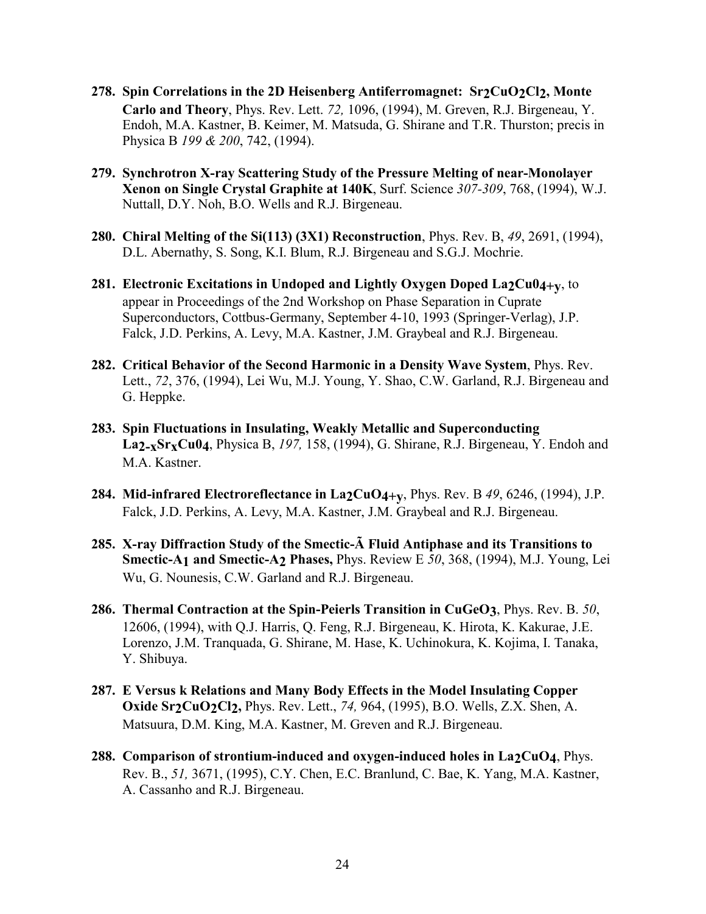278. **Spin Correlations in the 2D Heisenberg Antiferromagnet: $Sr_2CuO_2Cl_2$, Monte Carlo and Theory**, Phys. Rev. Lett. *72,* 1096, (1994), M. Greven, R.J. Birgeneau, Y. Endoh, M.A. Kastner, B. Keimer, M. Matsuda, G. Shirane and T.R. Thurston; precis in Physica B *199 & 200*, 742, (1994).

279. **Synchrotron X-ray Scattering Study of the Pressure Melting of near-Monolayer Xenon on Single Crystal Graphite at 140K**, Surf. Science *307-309*, 768, (1994), W.J. Nuttall, D.Y. Noh, B.O. Wells and R.J. Birgeneau.

280. **Chiral Melting of the Si(113) (3X1) Reconstruction**, Phys. Rev. B, *49*, 2691, (1994), D.L. Abernathy, S. Song, K.I. Blum, R.J. Birgeneau and S.G.J. Mochrie.

281. **Electronic Excitations in Undoped and Lightly Oxygen Doped $La_2Cu0_{4+y}$**, to appear in Proceedings of the 2nd Workshop on Phase Separation in Cuprate Superconductors, Cottbus-Germany, September 4-10, 1993 (Springer-Verlag), J.P. Falck, J.D. Perkins, A. Levy, M.A. Kastner, J.M. Graybeal and R.J. Birgeneau.

282. **Critical Behavior of the Second Harmonic in a Density Wave System**, Phys. Rev. Lett., *72*, 376, (1994), Lei Wu, M.J. Young, Y. Shao, C.W. Garland, R.J. Birgeneau and G. Heppke.

283. **Spin Fluctuations in Insulating, Weakly Metallic and Superconducting $La_{2-x}Sr_xCu0_4$**, Physica B, *197,* 158, (1994), G. Shirane, R.J. Birgeneau, Y. Endoh and M.A. Kastner.

284. **Mid-infrared Electroreflectance in $La_2CuO_{4+y}$**, Phys. Rev. B *49*, 6246, (1994), J.P. Falck, J.D. Perkins, A. Levy, M.A. Kastner, J.M. Graybeal and R.J. Birgeneau.

285. **X-ray Diffraction Study of the Smectic-Ã Fluid Antiphase and its Transitions to Smectic-$A_1$ and Smectic-$A_2$ Phases,** Phys. Review E *50*, 368, (1994), M.J. Young, Lei Wu, G. Nounesis, C.W. Garland and R.J. Birgeneau.

286. **Thermal Contraction at the Spin-Peierls Transition in $CuGeO_3$**, Phys. Rev. B. *50*, 12606, (1994), with Q.J. Harris, Q. Feng, R.J. Birgeneau, K. Hirota, K. Kakurae, J.E. Lorenzo, J.M. Tranquada, G. Shirane, M. Hase, K. Uchinokura, K. Kojima, I. Tanaka, Y. Shibuya.

287. **E Versus k Relations and Many Body Effects in the Model Insulating Copper Oxide $Sr_2CuO_2Cl_2$,** Phys. Rev. Lett., *74,* 964, (1995), B.O. Wells, Z.X. Shen, A. Matsuura, D.M. King, M.A. Kastner, M. Greven and R.J. Birgeneau.

288. **Comparison of strontium-induced and oxygen-induced holes in $La_2CuO_4$**, Phys. Rev. B., *51,* 3671, (1995), C.Y. Chen, E.C. Branlund, C. Bae, K. Yang, M.A. Kastner, A. Cassanho and R.J. Birgeneau.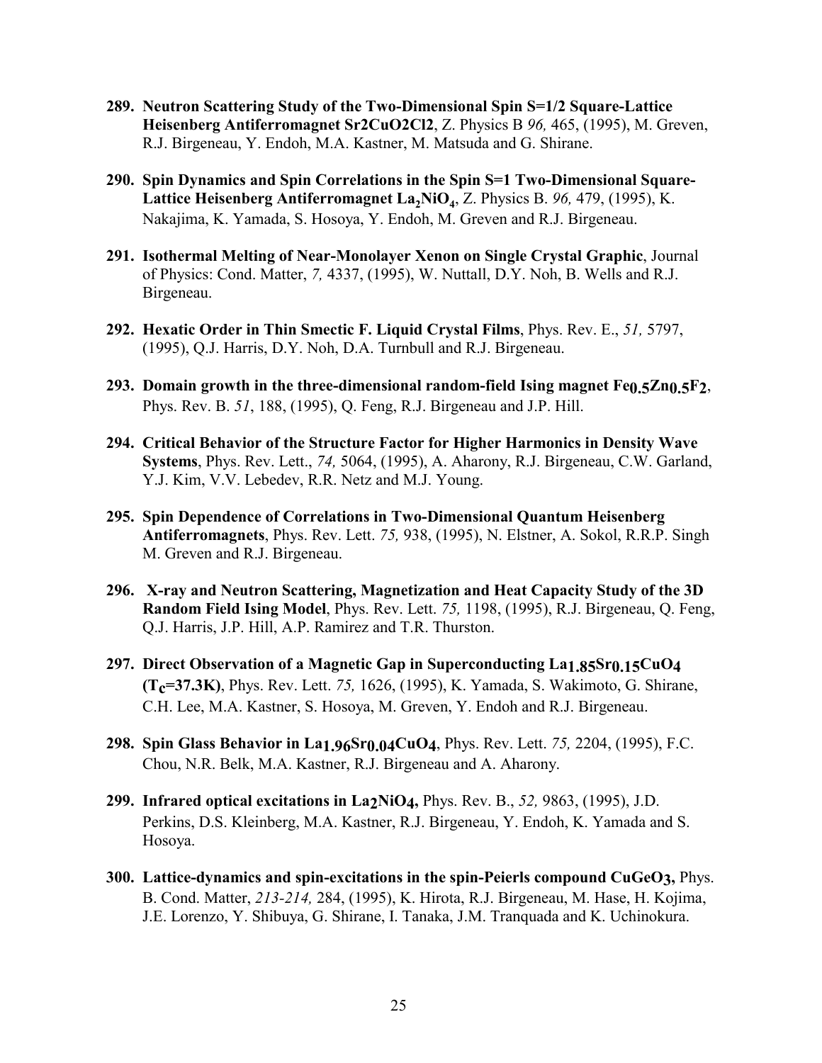289. **Neutron Scattering Study of the Two-Dimensional Spin S=1/2 Square-Lattice Heisenberg Antiferromagnet Sr2CuO2Cl2**, Z. Physics B *96,* 465, (1995), M. Greven, R.J. Birgeneau, Y. Endoh, M.A. Kastner, M. Matsuda and G. Shirane.

290. **Spin Dynamics and Spin Correlations in the Spin S=1 Two-Dimensional Square-Lattice Heisenberg Antiferromagnet $La_2NiO_4$**, Z. Physics B. *96,* 479, (1995), K. Nakajima, K. Yamada, S. Hosoya, Y. Endoh, M. Greven and R.J. Birgeneau.

291. **Isothermal Melting of Near-Monolayer Xenon on Single Crystal Graphic**, Journal of Physics: Cond. Matter, *7,* 4337, (1995), W. Nuttall, D.Y. Noh, B. Wells and R.J. Birgeneau.

292. **Hexatic Order in Thin Smectic F. Liquid Crystal Films**, Phys. Rev. E., *51,* 5797, (1995), Q.J. Harris, D.Y. Noh, D.A. Turnbull and R.J. Birgeneau.

293. **Domain growth in the three-dimensional random-field Ising magnet $Fe_{0.5}Zn_{0.5}F_2$**, Phys. Rev. B. *51*, 188, (1995), Q. Feng, R.J. Birgeneau and J.P. Hill.

294. **Critical Behavior of the Structure Factor for Higher Harmonics in Density Wave Systems**, Phys. Rev. Lett., *74,* 5064, (1995), A. Aharony, R.J. Birgeneau, C.W. Garland, Y.J. Kim, V.V. Lebedev, R.R. Netz and M.J. Young.

295. **Spin Dependence of Correlations in Two-Dimensional Quantum Heisenberg Antiferromagnets**, Phys. Rev. Lett. *75,* 938, (1995), N. Elstner, A. Sokol, R.R.P. Singh M. Greven and R.J. Birgeneau.

296. **X-ray and Neutron Scattering, Magnetization and Heat Capacity Study of the 3D Random Field Ising Model**, Phys. Rev. Lett. *75,* 1198, (1995), R.J. Birgeneau, Q. Feng, Q.J. Harris, J.P. Hill, A.P. Ramirez and T.R. Thurston.

297. **Direct Observation of a Magnetic Gap in Superconducting $La_{1.85}Sr_{0.15}CuO_4$ ($T_c$=37.3K)**, Phys. Rev. Lett. *75,* 1626, (1995), K. Yamada, S. Wakimoto, G. Shirane, C.H. Lee, M.A. Kastner, S. Hosoya, M. Greven, Y. Endoh and R.J. Birgeneau.

298. **Spin Glass Behavior in $La_{1.96}Sr_{0.04}CuO_4$**, Phys. Rev. Lett. *75,* 2204, (1995), F.C. Chou, N.R. Belk, M.A. Kastner, R.J. Birgeneau and A. Aharony.

299. **Infrared optical excitations in $La_2NiO_4$,** Phys. Rev. B., *52,* 9863, (1995), J.D. Perkins, D.S. Kleinberg, M.A. Kastner, R.J. Birgeneau, Y. Endoh, K. Yamada and S. Hosoya.

300. **Lattice-dynamics and spin-excitations in the spin-Peierls compound $CuGeO_3$,** Phys. B. Cond. Matter, *213-214,* 284, (1995), K. Hirota, R.J. Birgeneau, M. Hase, H. Kojima, J.E. Lorenzo, Y. Shibuya, G. Shirane, I. Tanaka, J.M. Tranquada and K. Uchinokura.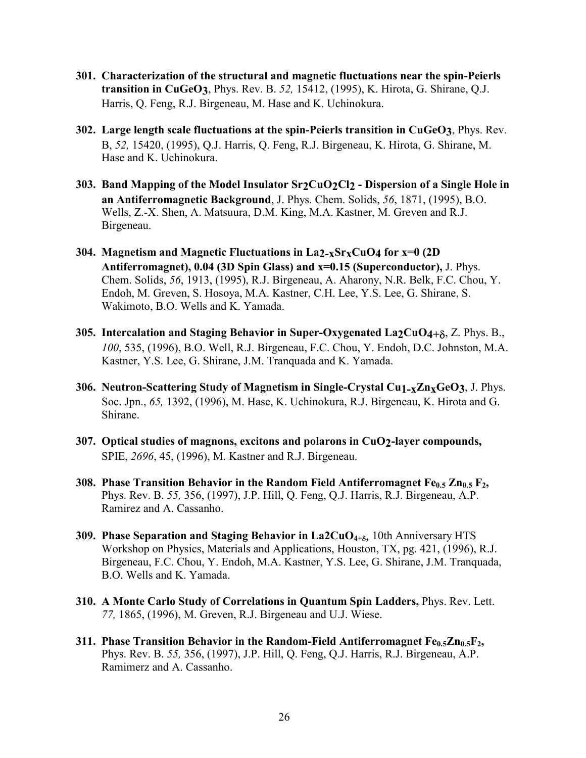301. **Characterization of the structural and magnetic fluctuations near the spin-Peierls transition in $CuGeO_3$**, Phys. Rev. B. *52,* 15412, (1995), K. Hirota, G. Shirane, Q.J. Harris, Q. Feng, R.J. Birgeneau, M. Hase and K. Uchinokura.

302. **Large length scale fluctuations at the spin-Peierls transition in $CuGeO_3$**, Phys. Rev. B, *52,* 15420, (1995), Q.J. Harris, Q. Feng, R.J. Birgeneau, K. Hirota, G. Shirane, M. Hase and K. Uchinokura.

303. **Band Mapping of the Model Insulator $Sr_2CuO_2Cl_2$ - Dispersion of a Single Hole in an Antiferromagnetic Background**, J. Phys. Chem. Solids, *56*, 1871, (1995), B.O. Wells, Z.-X. Shen, A. Matsuura, D.M. King, M.A. Kastner, M. Greven and R.J. Birgeneau.

304. **Magnetism and Magnetic Fluctuations in $La_{2-x}Sr_xCuO_4$ for x=0 (2D Antiferromagnet), 0.04 (3D Spin Glass) and x=0.15 (Superconductor),** J. Phys. Chem. Solids, *56*, 1913, (1995), R.J. Birgeneau, A. Aharony, N.R. Belk, F.C. Chou, Y. Endoh, M. Greven, S. Hosoya, M.A. Kastner, C.H. Lee, Y.S. Lee, G. Shirane, S. Wakimoto, B.O. Wells and K. Yamada.

305. **Intercalation and Staging Behavior in Super-Oxygenated $La_2CuO_{4+\delta}$**, Z. Phys. B., *100*, 535, (1996), B.O. Well, R.J. Birgeneau, F.C. Chou, Y. Endoh, D.C. Johnston, M.A. Kastner, Y.S. Lee, G. Shirane, J.M. Tranquada and K. Yamada.

306. **Neutron-Scattering Study of Magnetism in Single-Crystal $Cu_{1-x}Zn_xGeO_3$**, J. Phys. Soc. Jpn., *65,* 1392, (1996), M. Hase, K. Uchinokura, R.J. Birgeneau, K. Hirota and G. Shirane.

307. **Optical studies of magnons, excitons and polarons in $CuO_2$-layer compounds,** SPIE, *2696*, 45, (1996), M. Kastner and R.J. Birgeneau.

308. **Phase Transition Behavior in the Random Field Antiferromagnet $Fe_{0.5}$ $Zn_{0.5}$ $F_2$,** Phys. Rev. B. *55,* 356, (1997), J.P. Hill, Q. Feng, Q.J. Harris, R.J. Birgeneau, A.P. Ramirez and A. Cassanho.

309. **Phase Separation and Staging Behavior in $La2CuO_{4+\delta}$,** 10th Anniversary HTS Workshop on Physics, Materials and Applications, Houston, TX, pg. 421, (1996), R.J. Birgeneau, F.C. Chou, Y. Endoh, M.A. Kastner, Y.S. Lee, G. Shirane, J.M. Tranquada, B.O. Wells and K. Yamada.

310. **A Monte Carlo Study of Correlations in Quantum Spin Ladders,** Phys. Rev. Lett. *77,* 1865, (1996), M. Greven, R.J. Birgeneau and U.J. Wiese.

311. **Phase Transition Behavior in the Random-Field Antiferromagnet $Fe_{0.5}Zn_{0.5}F_2$,** Phys. Rev. B. *55,* 356, (1997), J.P. Hill, Q. Feng, Q.J. Harris, R.J. Birgeneau, A.P. Ramimerz and A. Cassanho.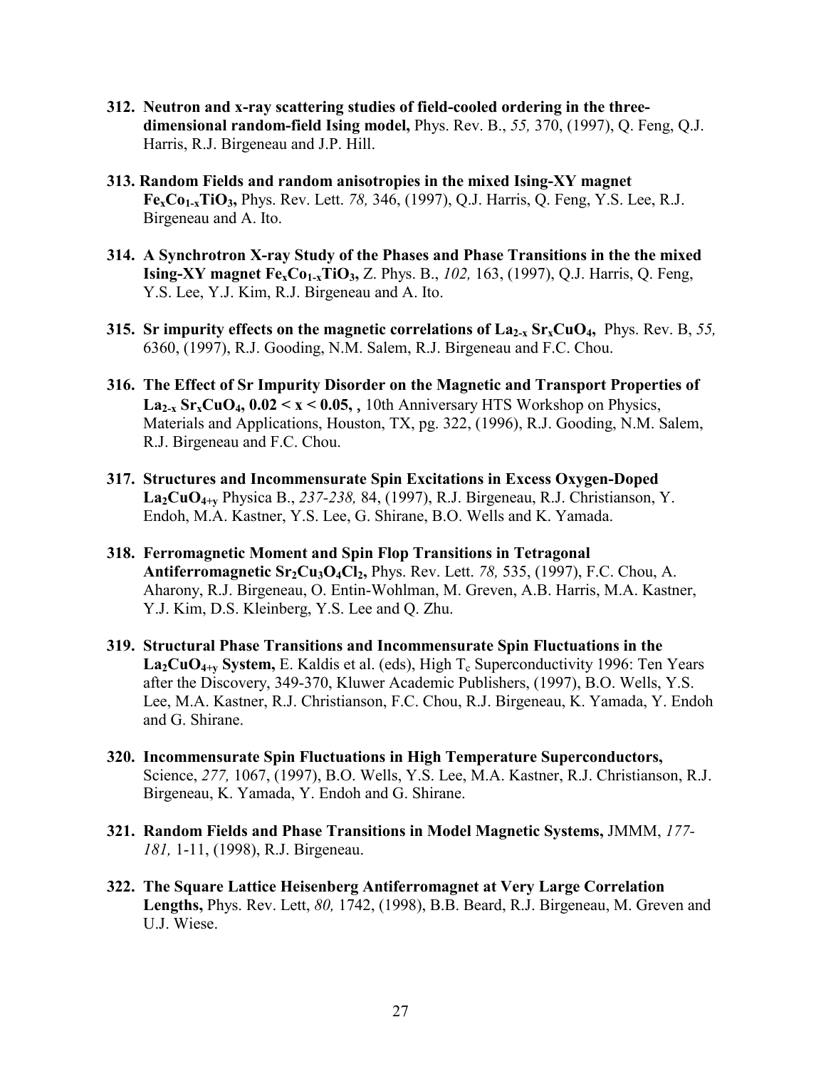312. **Neutron and x-ray scattering studies of field-cooled ordering in the three-dimensional random-field Ising model,** Phys. Rev. B., *55,* 370, (1997), Q. Feng, Q.J. Harris, R.J. Birgeneau and J.P. Hill.

313. **Random Fields and random anisotropies in the mixed Ising-XY magnet $Fe_xCo_{1-x}TiO_3$,** Phys. Rev. Lett. *78,* 346, (1997), Q.J. Harris, Q. Feng, Y.S. Lee, R.J. Birgeneau and A. Ito.

314. **A Synchrotron X-ray Study of the Phases and Phase Transitions in the the mixed Ising-XY magnet $Fe_xCo_{1-x}TiO_3$,** Z. Phys. B., *102,* 163, (1997), Q.J. Harris, Q. Feng, Y.S. Lee, Y.J. Kim, R.J. Birgeneau and A. Ito.

315. **Sr impurity effects on the magnetic correlations of $La_{2-x}Sr_xCuO_4$,** Phys. Rev. B, *55,* 6360, (1997), R.J. Gooding, N.M. Salem, R.J. Birgeneau and F.C. Chou.

316. **The Effect of Sr Impurity Disorder on the Magnetic and Transport Properties of $La_{2-x}Sr_xCuO_4$, $0.02 < x < 0.05$, ,** 10th Anniversary HTS Workshop on Physics, Materials and Applications, Houston, TX, pg. 322, (1996), R.J. Gooding, N.M. Salem, R.J. Birgeneau and F.C. Chou.

317. **Structures and Incommensurate Spin Excitations in Excess Oxygen-Doped $La_2CuO_{4+y}$** Physica B., *237-238,* 84, (1997), R.J. Birgeneau, R.J. Christianson, Y. Endoh, M.A. Kastner, Y.S. Lee, G. Shirane, B.O. Wells and K. Yamada.

318. **Ferromagnetic Moment and Spin Flop Transitions in Tetragonal Antiferromagnetic $Sr_2Cu_3O_4Cl_2$,** Phys. Rev. Lett. *78,* 535, (1997), F.C. Chou, A. Aharony, R.J. Birgeneau, O. Entin-Wohlman, M. Greven, A.B. Harris, M.A. Kastner, Y.J. Kim, D.S. Kleinberg, Y.S. Lee and Q. Zhu.

319. **Structural Phase Transitions and Incommensurate Spin Fluctuations in the $La_2CuO_{4+y}$ System,** E. Kaldis et al. (eds), High $T_c$ Superconductivity 1996: Ten Years after the Discovery, 349-370, Kluwer Academic Publishers, (1997), B.O. Wells, Y.S. Lee, M.A. Kastner, R.J. Christianson, F.C. Chou, R.J. Birgeneau, K. Yamada, Y. Endoh and G. Shirane.

320. **Incommensurate Spin Fluctuations in High Temperature Superconductors,** Science, *277,* 1067, (1997), B.O. Wells, Y.S. Lee, M.A. Kastner, R.J. Christianson, R.J. Birgeneau, K. Yamada, Y. Endoh and G. Shirane.

321. **Random Fields and Phase Transitions in Model Magnetic Systems,** JMMM, *177-181,* 1-11, (1998), R.J. Birgeneau.

322. **The Square Lattice Heisenberg Antiferromagnet at Very Large Correlation Lengths,** Phys. Rev. Lett, *80,* 1742, (1998), B.B. Beard, R.J. Birgeneau, M. Greven and U.J. Wiese.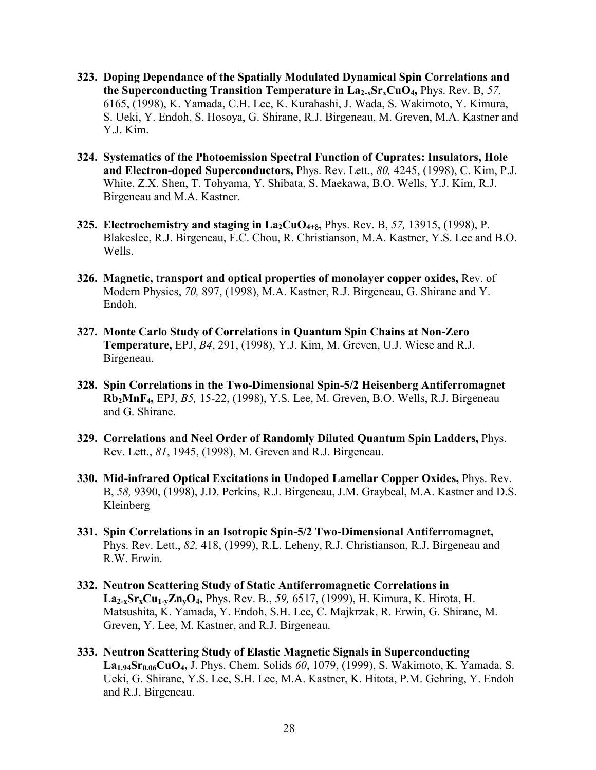323. **Doping Dependance of the Spatially Modulated Dynamical Spin Correlations and the Superconducting Transition Temperature in $La_{2-x}Sr_xCuO_4$,** Phys. Rev. B, *57,* 6165, (1998), K. Yamada, C.H. Lee, K. Kurahashi, J. Wada, S. Wakimoto, Y. Kimura, S. Ueki, Y. Endoh, S. Hosoya, G. Shirane, R.J. Birgeneau, M. Greven, M.A. Kastner and Y.J. Kim.

324. **Systematics of the Photoemission Spectral Function of Cuprates: Insulators, Hole and Electron-doped Superconductors,** Phys. Rev. Lett., *80,* 4245, (1998), C. Kim, P.J. White, Z.X. Shen, T. Tohyama, Y. Shibata, S. Maekawa, B.O. Wells, Y.J. Kim, R.J. Birgeneau and M.A. Kastner.

325. **Electrochemistry and staging in $La_2CuO_{4+\delta}$,** Phys. Rev. B, *57,* 13915, (1998), P. Blakeslee, R.J. Birgeneau, F.C. Chou, R. Christianson, M.A. Kastner, Y.S. Lee and B.O. Wells.

326. **Magnetic, transport and optical properties of monolayer copper oxides,** Rev. of Modern Physics, *70,* 897, (1998), M.A. Kastner, R.J. Birgeneau, G. Shirane and Y. Endoh.

327. **Monte Carlo Study of Correlations in Quantum Spin Chains at Non-Zero Temperature,** EPJ, *B4*, 291, (1998), Y.J. Kim, M. Greven, U.J. Wiese and R.J. Birgeneau.

328. **Spin Correlations in the Two-Dimensional Spin-5/2 Heisenberg Antiferromagnet $Rb_2MnF_4$,** EPJ, *B5,* 15-22, (1998), Y.S. Lee, M. Greven, B.O. Wells, R.J. Birgeneau and G. Shirane.

329. **Correlations and Neel Order of Randomly Diluted Quantum Spin Ladders,** Phys. Rev. Lett., *81*, 1945, (1998), M. Greven and R.J. Birgeneau.

330. **Mid-infrared Optical Excitations in Undoped Lamellar Copper Oxides,** Phys. Rev. B, *58,* 9390, (1998), J.D. Perkins, R.J. Birgeneau, J.M. Graybeal, M.A. Kastner and D.S. Kleinberg

331. **Spin Correlations in an Isotropic Spin-5/2 Two-Dimensional Antiferromagnet,** Phys. Rev. Lett., *82,* 418, (1999), R.L. Leheny, R.J. Christianson, R.J. Birgeneau and R.W. Erwin.

332. **Neutron Scattering Study of Static Antiferromagnetic Correlations in $La_{2-x}Sr_xCu_{1-y}Zn_yO_4$,** Phys. Rev. B., *59,* 6517, (1999), H. Kimura, K. Hirota, H. Matsushita, K. Yamada, Y. Endoh, S.H. Lee, C. Majkrzak, R. Erwin, G. Shirane, M. Greven, Y. Lee, M. Kastner, and R.J. Birgeneau.

333. **Neutron Scattering Study of Elastic Magnetic Signals in Superconducting $La_{1.94}Sr_{0.06}CuO_4$,** J. Phys. Chem. Solids *60*, 1079, (1999), S. Wakimoto, K. Yamada, S. Ueki, G. Shirane, Y.S. Lee, S.H. Lee, M.A. Kastner, K. Hitota, P.M. Gehring, Y. Endoh and R.J. Birgeneau.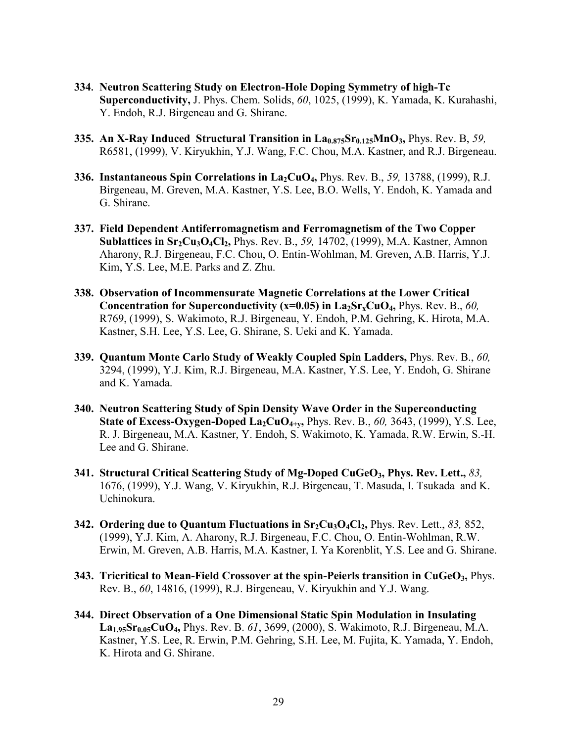**334. Neutron Scattering Study on Electron-Hole Doping Symmetry of high-Tc Superconductivity,** J. Phys. Chem. Solids, *60*, 1025, (1999), K. Yamada, K. Kurahashi, Y. Endoh, R.J. Birgeneau and G. Shirane.

**335. An X-Ray Induced Structural Transition in $La_{0.875}Sr_{0.125}MnO_3$,** Phys. Rev. B, *59,* R6581, (1999), V. Kiryukhin, Y.J. Wang, F.C. Chou, M.A. Kastner, and R.J. Birgeneau.

**336. Instantaneous Spin Correlations in $La_2CuO_4$,** Phys. Rev. B., *59,* 13788, (1999), R.J. Birgeneau, M. Greven, M.A. Kastner, Y.S. Lee, B.O. Wells, Y. Endoh, K. Yamada and G. Shirane.

**337. Field Dependent Antiferromagnetism and Ferromagnetism of the Two Copper Sublattices in $Sr_2Cu_3O_4Cl_2$,** Phys. Rev. B., *59,* 14702, (1999), M.A. Kastner, Amnon Aharony, R.J. Birgeneau, F.C. Chou, O. Entin-Wohlman, M. Greven, A.B. Harris, Y.J. Kim, Y.S. Lee, M.E. Parks and Z. Zhu.

**338. Observation of Incommensurate Magnetic Correlations at the Lower Critical Concentration for Superconductivity (x=0.05) in $La_2Sr_xCuO_4$,** Phys. Rev. B., *60,* R769, (1999), S. Wakimoto, R.J. Birgeneau, Y. Endoh, P.M. Gehring, K. Hirota, M.A. Kastner, S.H. Lee, Y.S. Lee, G. Shirane, S. Ueki and K. Yamada.

**339. Quantum Monte Carlo Study of Weakly Coupled Spin Ladders,** Phys. Rev. B., *60,* 3294, (1999), Y.J. Kim, R.J. Birgeneau, M.A. Kastner, Y.S. Lee, Y. Endoh, G. Shirane and K. Yamada.

**340. Neutron Scattering Study of Spin Density Wave Order in the Superconducting State of Excess-Oxygen-Doped $La_2CuO_{4+y}$,** Phys. Rev. B., *60,* 3643, (1999), Y.S. Lee, R. J. Birgeneau, M.A. Kastner, Y. Endoh, S. Wakimoto, K. Yamada, R.W. Erwin, S.-H. Lee and G. Shirane.

**341. Structural Critical Scattering Study of Mg-Doped $CuGeO_3$, Phys. Rev. Lett.,** *83,* 1676, (1999), Y.J. Wang, V. Kiryukhin, R.J. Birgeneau, T. Masuda, I. Tsukada and K. Uchinokura.

**342. Ordering due to Quantum Fluctuations in $Sr_2Cu_3O_4Cl_2$,** Phys. Rev. Lett., *83,* 852, (1999), Y.J. Kim, A. Aharony, R.J. Birgeneau, F.C. Chou, O. Entin-Wohlman, R.W. Erwin, M. Greven, A.B. Harris, M.A. Kastner, I. Ya Korenblit, Y.S. Lee and G. Shirane.

**343. Tricritical to Mean-Field Crossover at the spin-Peierls transition in $CuGeO_3$,** Phys. Rev. B., *60*, 14816, (1999), R.J. Birgeneau, V. Kiryukhin and Y.J. Wang.

**344. Direct Observation of a One Dimensional Static Spin Modulation in Insulating $La_{1.95}Sr_{0.05}CuO_4$,** Phys. Rev. B. *61*, 3699, (2000), S. Wakimoto, R.J. Birgeneau, M.A. Kastner, Y.S. Lee, R. Erwin, P.M. Gehring, S.H. Lee, M. Fujita, K. Yamada, Y. Endoh, K. Hirota and G. Shirane.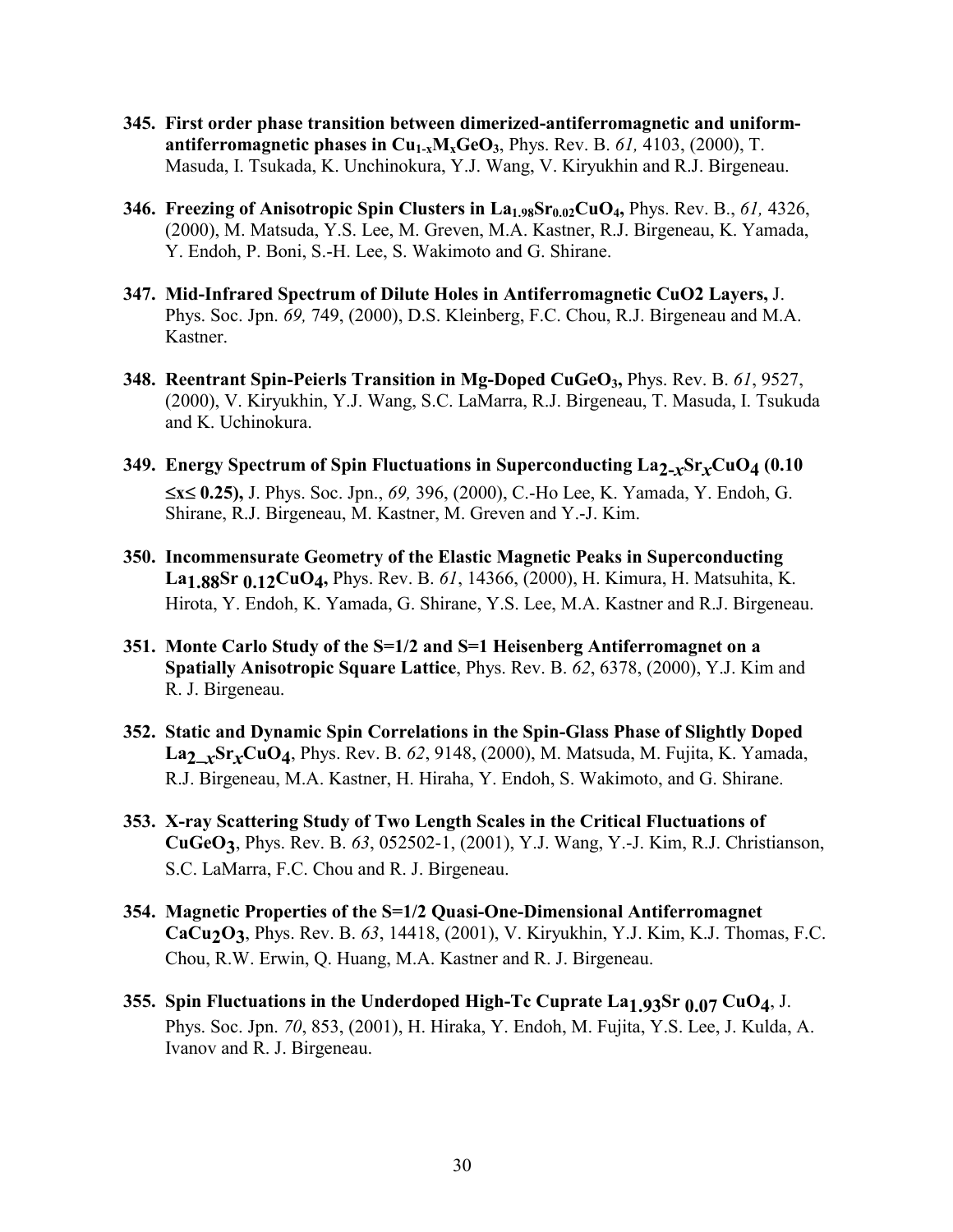345. **First order phase transition between dimerized-antiferromagnetic and uniform-antiferromagnetic phases in $Cu_{1-x}M_xGeO_3$**, Phys. Rev. B. *61,* 4103, (2000), T. Masuda, I. Tsukada, K. Unchinokura, Y.J. Wang, V. Kiryukhin and R.J. Birgeneau.

346. **Freezing of Anisotropic Spin Clusters in $La_{1.98}Sr_{0.02}CuO_4$,** Phys. Rev. B., *61,* 4326, (2000), M. Matsuda, Y.S. Lee, M. Greven, M.A. Kastner, R.J. Birgeneau, K. Yamada, Y. Endoh, P. Boni, S.-H. Lee, S. Wakimoto and G. Shirane.

347. **Mid-Infrared Spectrum of Dilute Holes in Antiferromagnetic CuO2 Layers,** J. Phys. Soc. Jpn. *69,* 749, (2000), D.S. Kleinberg, F.C. Chou, R.J. Birgeneau and M.A. Kastner.

348. **Reentrant Spin-Peierls Transition in Mg-Doped $CuGeO_3$,** Phys. Rev. B. *61*, 9527, (2000), V. Kiryukhin, Y.J. Wang, S.C. LaMarra, R.J. Birgeneau, T. Masuda, I. Tsukuda and K. Uchinokura.

349. **Energy Spectrum of Spin Fluctuations in Superconducting $La_{2-x}Sr_xCuO_4$ ($0.10 \leq x \leq 0.25$),** J. Phys. Soc. Jpn., *69,* 396, (2000), C.-Ho Lee, K. Yamada, Y. Endoh, G. Shirane, R.J. Birgeneau, M. Kastner, M. Greven and Y.-J. Kim.

350. **Incommensurate Geometry of the Elastic Magnetic Peaks in Superconducting $La_{1.88}Sr_{0.12}CuO_4$,** Phys. Rev. B. *61*, 14366, (2000), H. Kimura, H. Matsuhita, K. Hirota, Y. Endoh, K. Yamada, G. Shirane, Y.S. Lee, M.A. Kastner and R.J. Birgeneau.

351. **Monte Carlo Study of the S=1/2 and S=1 Heisenberg Antiferromagnet on a Spatially Anisotropic Square Lattice**, Phys. Rev. B. *62*, 6378, (2000), Y.J. Kim and R. J. Birgeneau.

352. **Static and Dynamic Spin Correlations in the Spin-Glass Phase of Slightly Doped $La_{2-x}Sr_xCuO_4$**, Phys. Rev. B. *62*, 9148, (2000), M. Matsuda, M. Fujita, K. Yamada, R.J. Birgeneau, M.A. Kastner, H. Hiraha, Y. Endoh, S. Wakimoto, and G. Shirane.

353. **X-ray Scattering Study of Two Length Scales in the Critical Fluctuations of $CuGeO_3$**, Phys. Rev. B. *63*, 052502-1, (2001), Y.J. Wang, Y.-J. Kim, R.J. Christianson, S.C. LaMarra, F.C. Chou and R. J. Birgeneau.

354. **Magnetic Properties of the S=1/2 Quasi-One-Dimensional Antiferromagnet $CaCu_2O_3$**, Phys. Rev. B. *63*, 14418, (2001), V. Kiryukhin, Y.J. Kim, K.J. Thomas, F.C. Chou, R.W. Erwin, Q. Huang, M.A. Kastner and R. J. Birgeneau.

355. **Spin Fluctuations in the Underdoped High-Tc Cuprate $La_{1.93}Sr_{0.07}CuO_4$**, J. Phys. Soc. Jpn. *70*, 853, (2001), H. Hiraka, Y. Endoh, M. Fujita, Y.S. Lee, J. Kulda, A. Ivanov and R. J. Birgeneau.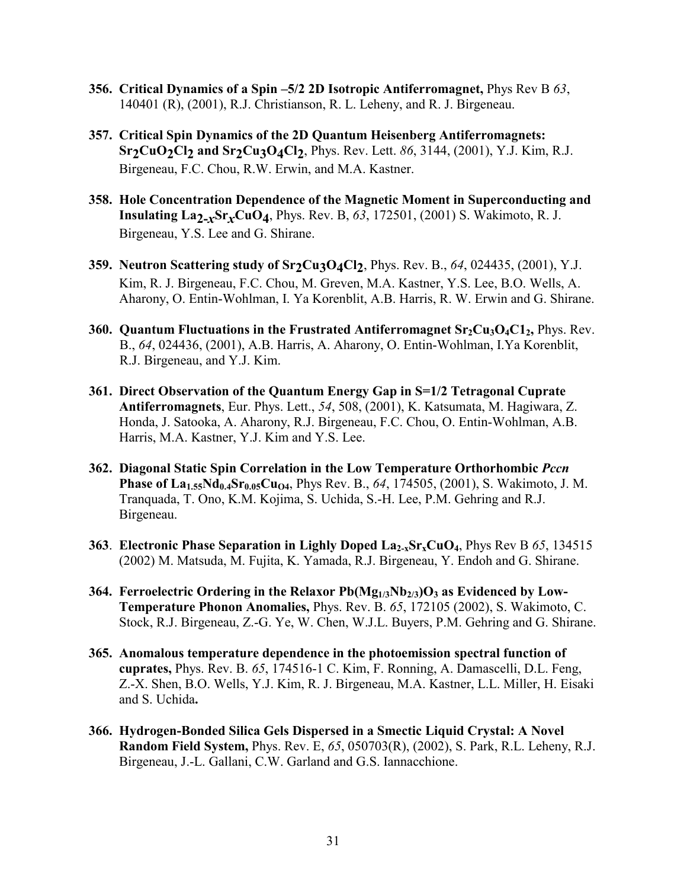**356. Critical Dynamics of a Spin –5/2 2D Isotropic Antiferromagnet,** Phys Rev B *63*, 140401 (R), (2001), R.J. Christianson, R. L. Leheny, and R. J. Birgeneau.

**357. Critical Spin Dynamics of the 2D Quantum Heisenberg Antiferromagnets: $Sr_2CuO_2Cl_2$ and $Sr_2Cu_3O_4Cl_2$**, Phys. Rev. Lett. *86*, 3144, (2001), Y.J. Kim, R.J. Birgeneau, F.C. Chou, R.W. Erwin, and M.A. Kastner.

**358. Hole Concentration Dependence of the Magnetic Moment in Superconducting and Insulating $La_{2-x}Sr_xCuO_4$**, Phys. Rev. B, *63*, 172501, (2001) S. Wakimoto, R. J. Birgeneau, Y.S. Lee and G. Shirane.

**359. Neutron Scattering study of $Sr_2Cu_3O_4Cl_2$**, Phys. Rev. B., *64*, 024435, (2001), Y.J. Kim, R. J. Birgeneau, F.C. Chou, M. Greven, M.A. Kastner, Y.S. Lee, B.O. Wells, A. Aharony, O. Entin-Wohlman, I. Ya Korenblit, A.B. Harris, R. W. Erwin and G. Shirane.

**360. Quantum Fluctuations in the Frustrated Antiferromagnet $Sr_2Cu_3O_4C1_2$,** Phys. Rev. B., *64*, 024436, (2001), A.B. Harris, A. Aharony, O. Entin-Wohlman, I.Ya Korenblit, R.J. Birgeneau, and Y.J. Kim.

**361. Direct Observation of the Quantum Energy Gap in S=1/2 Tetragonal Cuprate Antiferromagnets**, Eur. Phys. Lett., *54*, 508, (2001), K. Katsumata, M. Hagiwara, Z. Honda, J. Satooka, A. Aharony, R.J. Birgeneau, F.C. Chou, O. Entin-Wohlman, A.B. Harris, M.A. Kastner, Y.J. Kim and Y.S. Lee.

**362. Diagonal Static Spin Correlation in the Low Temperature Orthorhombic *Pccn* Phase of $La_{1.55}Nd_{0.4}Sr_{0.05}Cu_{O4}$**, Phys Rev. B., *64*, 174505, (2001), S. Wakimoto, J. M. Tranquada, T. Ono, K.M. Kojima, S. Uchida, S.-H. Lee, P.M. Gehring and R.J. Birgeneau.

**363**. **Electronic Phase Separation in Lighly Doped $La_{2-x}Sr_xCuO_4$**, Phys Rev B *65*, 134515 (2002) M. Matsuda, M. Fujita, K. Yamada, R.J. Birgeneau, Y. Endoh and G. Shirane.

**364. Ferroelectric Ordering in the Relaxor $Pb(Mg_{1/3}Nb_{2/3})O_3$ as Evidenced by Low-Temperature Phonon Anomalies,** Phys. Rev. B. *65*, 172105 (2002), S. Wakimoto, C. Stock, R.J. Birgeneau, Z.-G. Ye, W. Chen, W.J.L. Buyers, P.M. Gehring and G. Shirane.

**365. Anomalous temperature dependence in the photoemission spectral function of cuprates,** Phys. Rev. B. *65*, 174516-1 C. Kim, F. Ronning, A. Damascelli, D.L. Feng, Z.-X. Shen, B.O. Wells, Y.J. Kim, R. J. Birgeneau, M.A. Kastner, L.L. Miller, H. Eisaki and S. Uchida**.**

**366. Hydrogen-Bonded Silica Gels Dispersed in a Smectic Liquid Crystal: A Novel Random Field System,** Phys. Rev. E, *65*, 050703(R), (2002), S. Park, R.L. Leheny, R.J. Birgeneau, J.-L. Gallani, C.W. Garland and G.S. Iannacchione.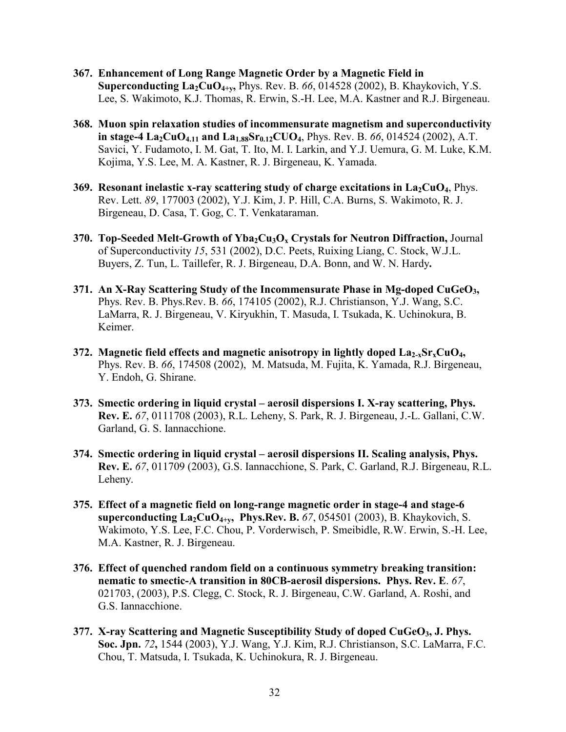367. **Enhancement of Long Range Magnetic Order by a Magnetic Field in Superconducting $La_2CuO_{4+y}$,** Phys. Rev. B. *66*, 014528 (2002), B. Khaykovich, Y.S. Lee, S. Wakimoto, K.J. Thomas, R. Erwin, S.-H. Lee, M.A. Kastner and R.J. Birgeneau.

368. **Muon spin relaxation studies of incommensurate magnetism and superconductivity in stage-4 $La_2CuO_{4.11}$ and $La_{1.88}Sr_{0.12}CUO_4$**, Phys. Rev. B. *66*, 014524 (2002), A.T. Savici, Y. Fudamoto, I. M. Gat, T. Ito, M. I. Larkin, and Y.J. Uemura, G. M. Luke, K.M. Kojima, Y.S. Lee, M. A. Kastner, R. J. Birgeneau, K. Yamada.

369. **Resonant inelastic x-ray scattering study of charge excitations in $La_2CuO_4$**, Phys. Rev. Lett. *89*, 177003 (2002), Y.J. Kim, J. P. Hill, C.A. Burns, S. Wakimoto, R. J. Birgeneau, D. Casa, T. Gog, C. T. Venkataraman.

370. **Top-Seeded Melt-Growth of $Yba_2Cu_3O_x$ Crystals for Neutron Diffraction,** Journal of Superconductivity *15*, 531 (2002), D.C. Peets, Ruixing Liang, C. Stock, W.J.L. Buyers, Z. Tun, L. Taillefer, R. J. Birgeneau, D.A. Bonn, and W. N. Hardy**.**

371. **An X-Ray Scattering Study of the Incommensurate Phase in Mg-doped $CuGeO_3$,** Phys. Rev. B. Phys.Rev. B. *66*, 174105 (2002), R.J. Christianson, Y.J. Wang, S.C. LaMarra, R. J. Birgeneau, V. Kiryukhin, T. Masuda, I. Tsukada, K. Uchinokura, B. Keimer.

372. **Magnetic field effects and magnetic anisotropy in lightly doped $La_{2-x}Sr_xCuO_4$,** Phys. Rev. B. *66*, 174508 (2002), M. Matsuda, M. Fujita, K. Yamada, R.J. Birgeneau, Y. Endoh, G. Shirane.

373. **Smectic ordering in liquid crystal – aerosil dispersions I. X-ray scattering, Phys. Rev. E.** *67*, 0111708 (2003), R.L. Leheny, S. Park, R. J. Birgeneau, J.-L. Gallani, C.W. Garland, G. S. Iannacchione.

374. **Smectic ordering in liquid crystal – aerosil dispersions II. Scaling analysis, Phys. Rev. E.** *67*, 011709 (2003), G.S. Iannacchione, S. Park, C. Garland, R.J. Birgeneau, R.L. Leheny.

375. **Effect of a magnetic field on long-range magnetic order in stage-4 and stage-6 superconducting $La_2CuO_{4+y}$, Phys.Rev. B.** *67*, 054501 (2003), B. Khaykovich, S. Wakimoto, Y.S. Lee, F.C. Chou, P. Vorderwisch, P. Smeibidle, R.W. Erwin, S.-H. Lee, M.A. Kastner, R. J. Birgeneau.

376. **Effect of quenched random field on a continuous symmetry breaking transition: nematic to smectic-A transition in 80CB-aerosil dispersions. Phys. Rev. E**. *67*, 021703, (2003), P.S. Clegg, C. Stock, R. J. Birgeneau, C.W. Garland, A. Roshi, and G.S. Iannacchione.

377. **X-ray Scattering and Magnetic Susceptibility Study of doped $CuGeO_3$, J. Phys. Soc. Jpn.** *72***,** 1544 (2003), Y.J. Wang, Y.J. Kim, R.J. Christianson, S.C. LaMarra, F.C. Chou, T. Matsuda, I. Tsukada, K. Uchinokura, R. J. Birgeneau.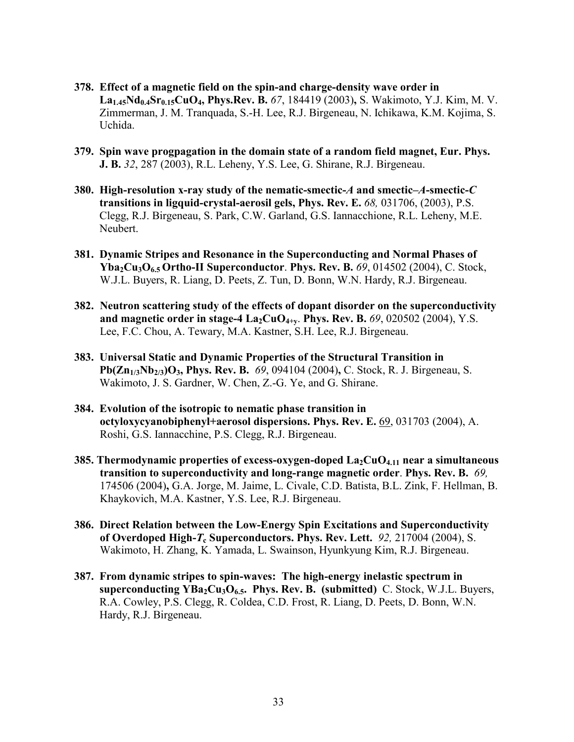378. **Effect of a magnetic field on the spin-and charge-density wave order in $La_{1.45}Nd_{0.4}Sr_{0.15}CuO_4$, Phys.Rev. B.** *67*, 184419 (2003), S. Wakimoto, Y.J. Kim, M. V. Zimmerman, J. M. Tranquada, S.-H. Lee, R.J. Birgeneau, N. Ichikawa, K.M. Kojima, S. Uchida.

379. **Spin wave progpagation in the domain state of a random field magnet, Eur. Phys. J. B.** *32*, 287 (2003), R.L. Leheny, Y.S. Lee, G. Shirane, R.J. Birgeneau.

380. **High-resolution x-ray study of the nematic-smectic-*A* and smectic–*A*-smectic-*C* transitions in ligquid-crystal-aerosil gels, Phys. Rev. E.** *68,* 031706, (2003), P.S. Clegg, R.J. Birgeneau, S. Park, C.W. Garland, G.S. Iannacchione, R.L. Leheny, M.E. Neubert.

381. **Dynamic Stripes and Resonance in the Superconducting and Normal Phases of $Yba_2Cu_3O_{6.5}$ Ortho-II Superconductor**. **Phys. Rev. B.** *69*, 014502 (2004), C. Stock, W.J.L. Buyers, R. Liang, D. Peets, Z. Tun, D. Bonn, W.N. Hardy, R.J. Birgeneau.

382. **Neutron scattering study of the effects of dopant disorder on the superconductivity and magnetic order in stage-4 $La_2CuO_{4+y}$**. **Phys. Rev. B.** *69*, 020502 (2004), Y.S. Lee, F.C. Chou, A. Tewary, M.A. Kastner, S.H. Lee, R.J. Birgeneau.

383. **Universal Static and Dynamic Properties of the Structural Transition in $Pb(Zn_{1/3}Nb_{2/3})O_3$, Phys. Rev. B.** *69*, 094104 (2004), C. Stock, R. J. Birgeneau, S. Wakimoto, J. S. Gardner, W. Chen, Z.-G. Ye, and G. Shirane.

384. **Evolution of the isotropic to nematic phase transition in octyloxycyanobiphenyl+aerosol dispersions. Phys. Rev. E.** 69, 031703 (2004), A. Roshi, G.S. Iannacchine, P.S. Clegg, R.J. Birgeneau.

385. **Thermodynamic properties of excess-oxygen-doped $La_2CuO_{4.11}$ near a simultaneous transition to superconductivity and long-range magnetic order**. **Phys. Rev. B.** *69,* 174506 (2004), G.A. Jorge, M. Jaime, L. Civale, C.D. Batista, B.L. Zink, F. Hellman, B. Khaykovich, M.A. Kastner, Y.S. Lee, R.J. Birgeneau.

386. **Direct Relation between the Low-Energy Spin Excitations and Superconductivity of Overdoped High-$T_c$ Superconductors. Phys. Rev. Lett.** *92,* 217004 (2004), S. Wakimoto, H. Zhang, K. Yamada, L. Swainson, Hyunkyung Kim, R.J. Birgeneau.

387. **From dynamic stripes to spin-waves: The high-energy inelastic spectrum in superconducting $YBa_2Cu_3O_{6.5}$. Phys. Rev. B. (submitted)** C. Stock, W.J.L. Buyers, R.A. Cowley, P.S. Clegg, R. Coldea, C.D. Frost, R. Liang, D. Peets, D. Bonn, W.N. Hardy, R.J. Birgeneau.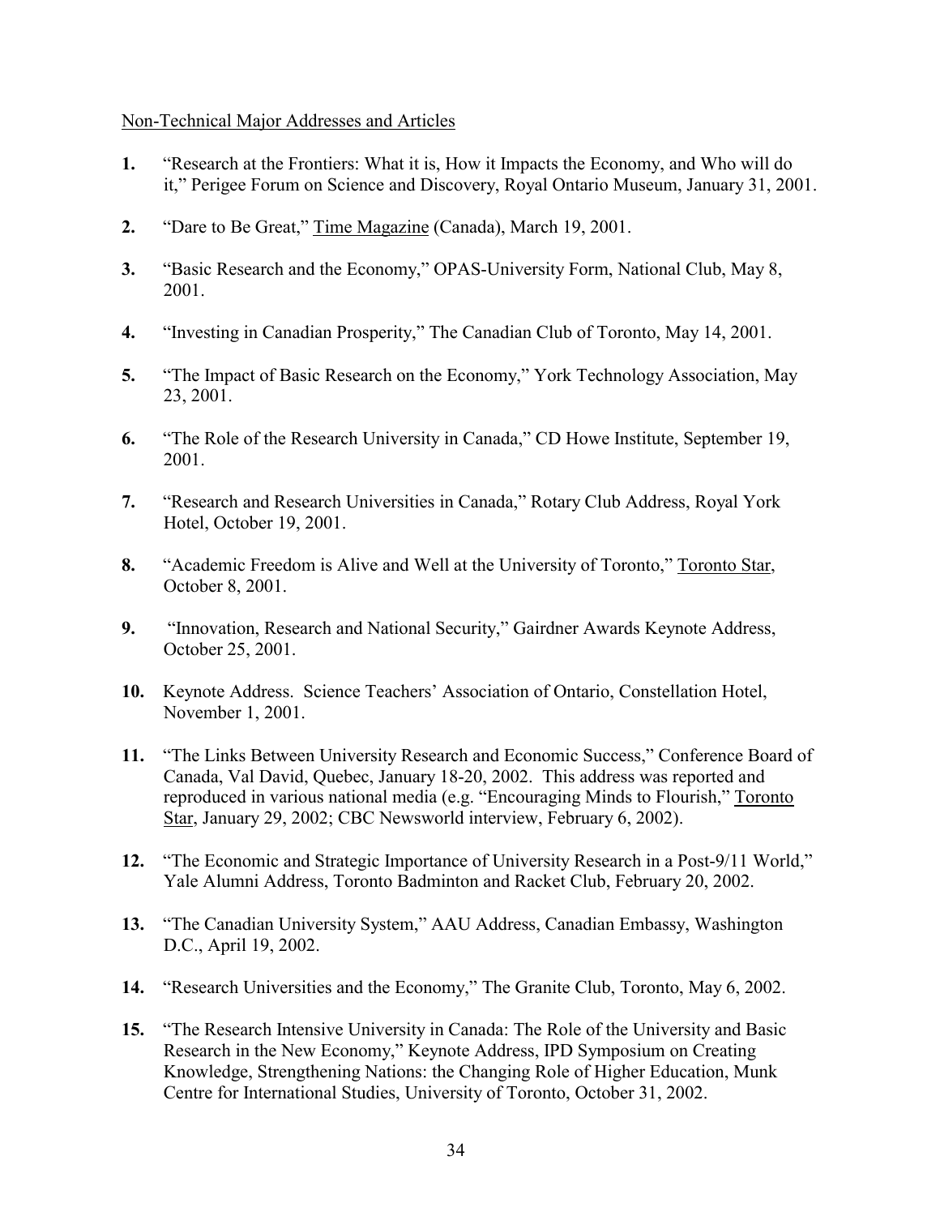Non-Technical Major Addresses and Articles

1. "Research at the Frontiers: What it is, How it Impacts the Economy, and Who will do it," Perigee Forum on Science and Discovery, Royal Ontario Museum, January 31, 2001.

2. "Dare to Be Great," Time Magazine (Canada), March 19, 2001.

3. "Basic Research and the Economy," OPAS-University Form, National Club, May 8, 2001.

4. "Investing in Canadian Prosperity," The Canadian Club of Toronto, May 14, 2001.

5. "The Impact of Basic Research on the Economy," York Technology Association, May 23, 2001.

6. "The Role of the Research University in Canada," CD Howe Institute, September 19, 2001.

7. "Research and Research Universities in Canada," Rotary Club Address, Royal York Hotel, October 19, 2001.

8. "Academic Freedom is Alive and Well at the University of Toronto," Toronto Star, October 8, 2001.

9. "Innovation, Research and National Security," Gairdner Awards Keynote Address, October 25, 2001.

10. Keynote Address. Science Teachers' Association of Ontario, Constellation Hotel, November 1, 2001.

11. "The Links Between University Research and Economic Success," Conference Board of Canada, Val David, Quebec, January 18-20, 2002. This address was reported and reproduced in various national media (e.g. "Encouraging Minds to Flourish," Toronto Star, January 29, 2002; CBC Newsworld interview, February 6, 2002).

12. "The Economic and Strategic Importance of University Research in a Post-9/11 World," Yale Alumni Address, Toronto Badminton and Racket Club, February 20, 2002.

13. "The Canadian University System," AAU Address, Canadian Embassy, Washington D.C., April 19, 2002.

14. "Research Universities and the Economy," The Granite Club, Toronto, May 6, 2002.

15. "The Research Intensive University in Canada: The Role of the University and Basic Research in the New Economy," Keynote Address, IPD Symposium on Creating Knowledge, Strengthening Nations: the Changing Role of Higher Education, Munk Centre for International Studies, University of Toronto, October 31, 2002.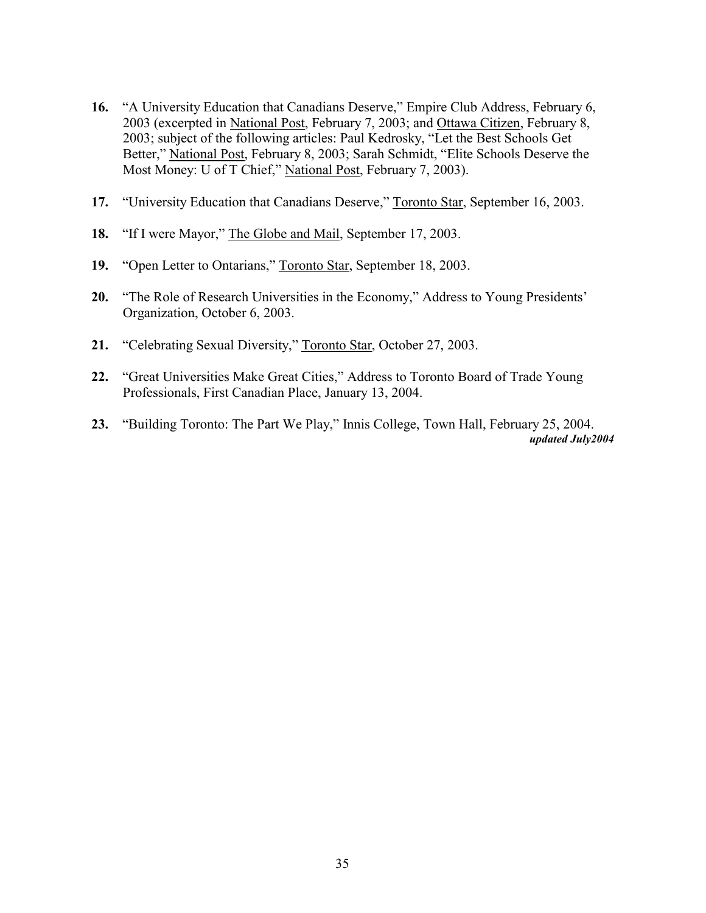**16.** "A University Education that Canadians Deserve," Empire Club Address, February 6, 2003 (excerpted in National Post, February 7, 2003; and Ottawa Citizen, February 8, 2003; subject of the following articles: Paul Kedrosky, "Let the Best Schools Get Better," National Post, February 8, 2003; Sarah Schmidt, "Elite Schools Deserve the Most Money: U of T Chief," National Post, February 7, 2003).

**17.** "University Education that Canadians Deserve," Toronto Star, September 16, 2003.

**18.** "If I were Mayor," The Globe and Mail, September 17, 2003.

**19.** "Open Letter to Ontarians," Toronto Star, September 18, 2003.

**20.** "The Role of Research Universities in the Economy," Address to Young Presidents' Organization, October 6, 2003.

**21.** "Celebrating Sexual Diversity," Toronto Star, October 27, 2003.

**22.** "Great Universities Make Great Cities," Address to Toronto Board of Trade Young Professionals, First Canadian Place, January 13, 2004.

**23.** "Building Toronto: The Part We Play," Innis College, Town Hall, February 25, 2004.

***updated July2004***